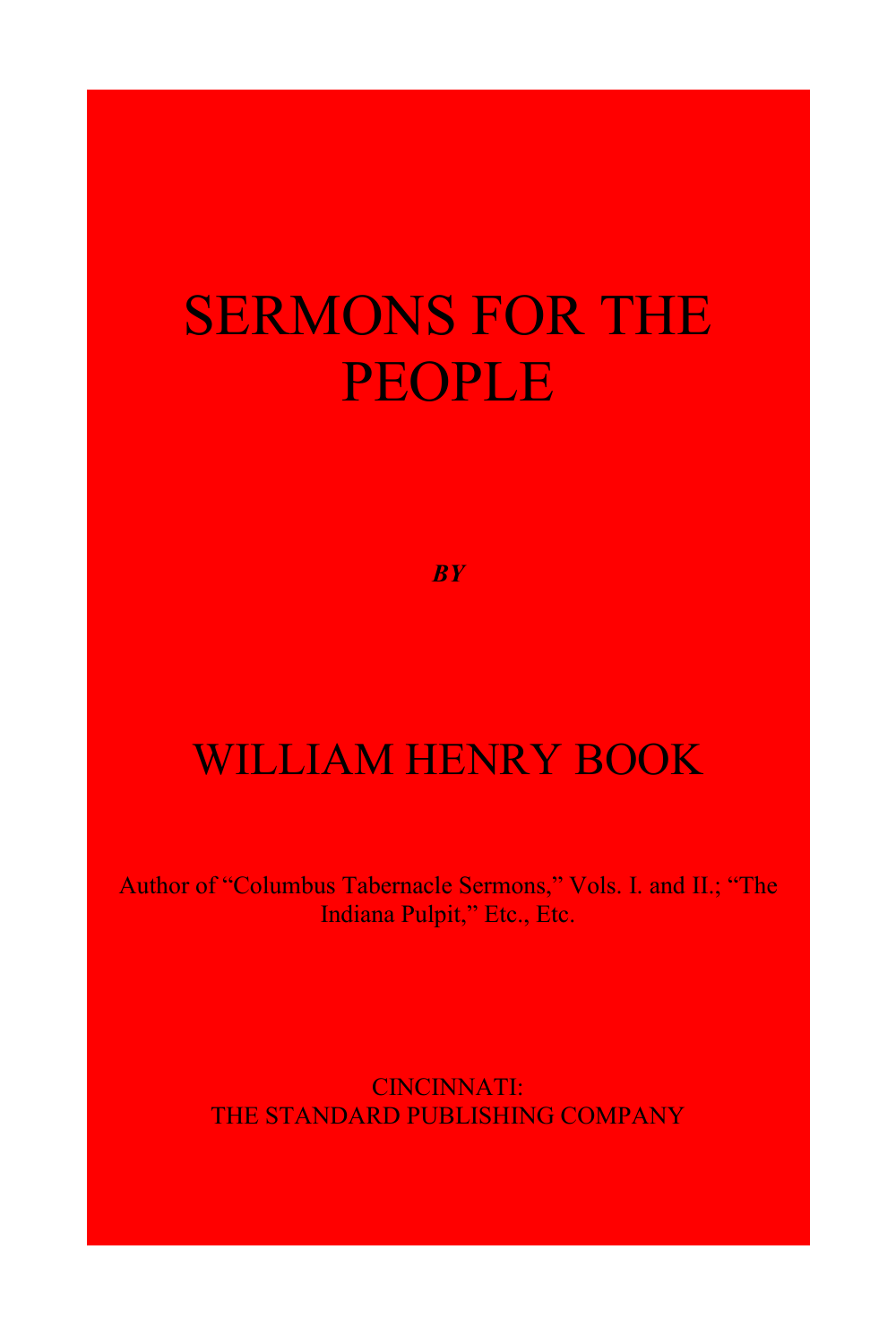# SERMONS FOR THE PEOPLE

***BY***

## WILLIAM HENRY BOOK

Author of “Columbus Tabernacle Sermons,” Vols. I. and II.; “The Indiana Pulpit,” Etc., Etc.

CINCINNATI:
THE STANDARD PUBLISHING COMPANY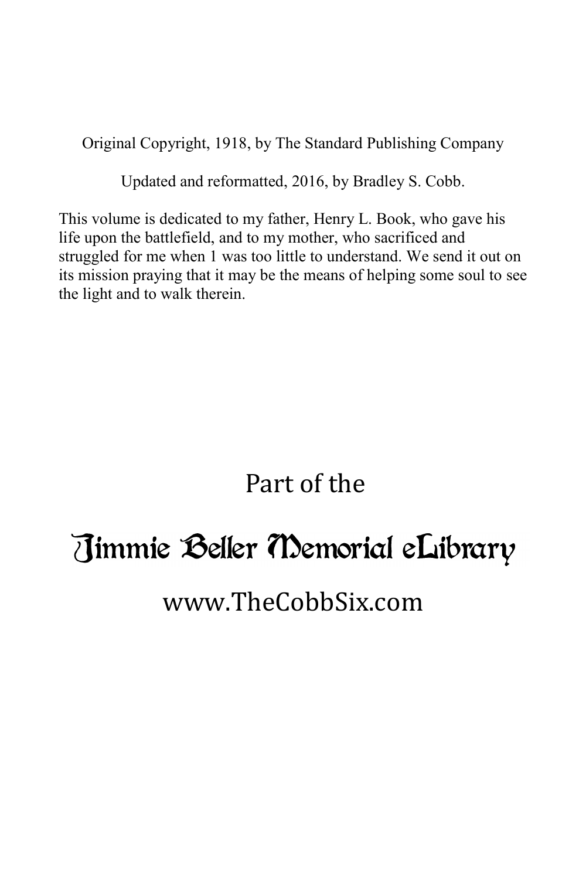Original Copyright, 1918, by The Standard Publishing Company

Updated and reformatted, 2016, by Bradley S. Cobb.

This volume is dedicated to my father, Henry L. Book, who gave his life upon the battlefield, and to my mother, who sacrificed and struggled for me when 1 was too little to understand. We send it out on its mission praying that it may be the means of helping some soul to see the light and to walk therein.

Part of the

# Jimmie Beller Memorial eLibrary

www.TheCobbSix.com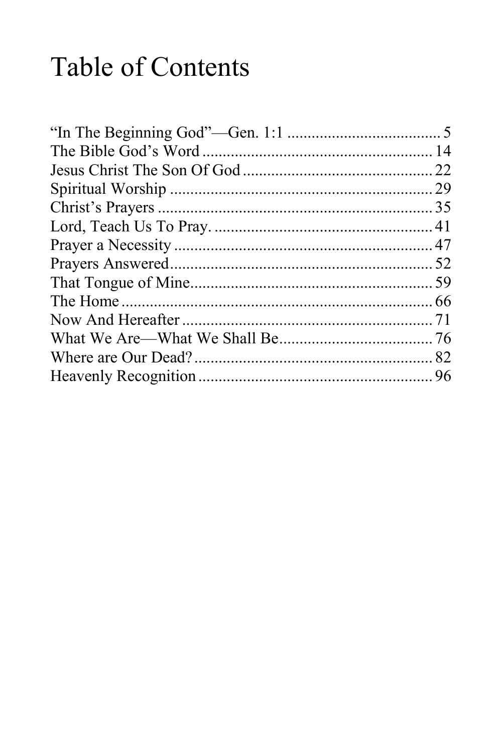# Table of Contents

“In The Beginning God”—Gen. 1:1 ..................................... 5
The Bible God’s Word ........................................................ 14
Jesus Christ The Son Of God .............................................. 22
Spiritual Worship ................................................................ 29
Christ’s Prayers ................................................................... 35
Lord, Teach Us To Pray. ...................................................... 41
Prayer a Necessity ................................................................ 47
Prayers Answered ................................................................. 52
That Tongue of Mine ............................................................ 59
The Home ............................................................................. 66
Now And Hereafter .............................................................. 71
What We Are—What We Shall Be ...................................... 76
Where are Our Dead? ........................................................... 82
Heavenly Recognition .......................................................... 96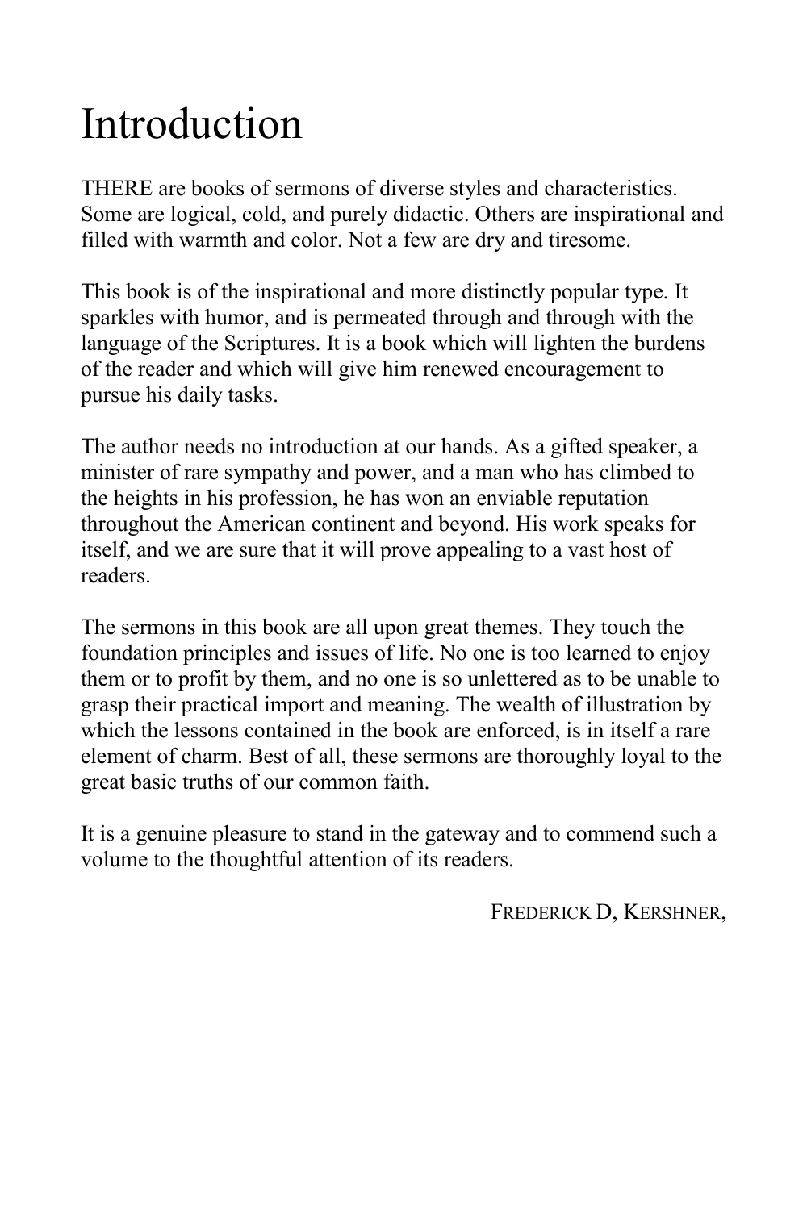# Introduction

THERE are books of sermons of diverse styles and characteristics. Some are logical, cold, and purely didactic. Others are inspirational and filled with warmth and color. Not a few are dry and tiresome.

This book is of the inspirational and more distinctly popular type. It sparkles with humor, and is permeated through and through with the language of the Scriptures. It is a book which will lighten the burdens of the reader and which will give him renewed encouragement to pursue his daily tasks.

The author needs no introduction at our hands. As a gifted speaker, a minister of rare sympathy and power, and a man who has climbed to the heights in his profession, he has won an enviable reputation throughout the American continent and beyond. His work speaks for itself, and we are sure that it will prove appealing to a vast host of readers.

The sermons in this book are all upon great themes. They touch the foundation principles and issues of life. No one is too learned to enjoy them or to profit by them, and no one is so unlettered as to be unable to grasp their practical import and meaning. The wealth of illustration by which the lessons contained in the book are enforced, is in itself a rare element of charm. Best of all, these sermons are thoroughly loyal to the great basic truths of our common faith.

It is a genuine pleasure to stand in the gateway and to commend such a volume to the thoughtful attention of its readers.

FREDERICK D, KERSHNER,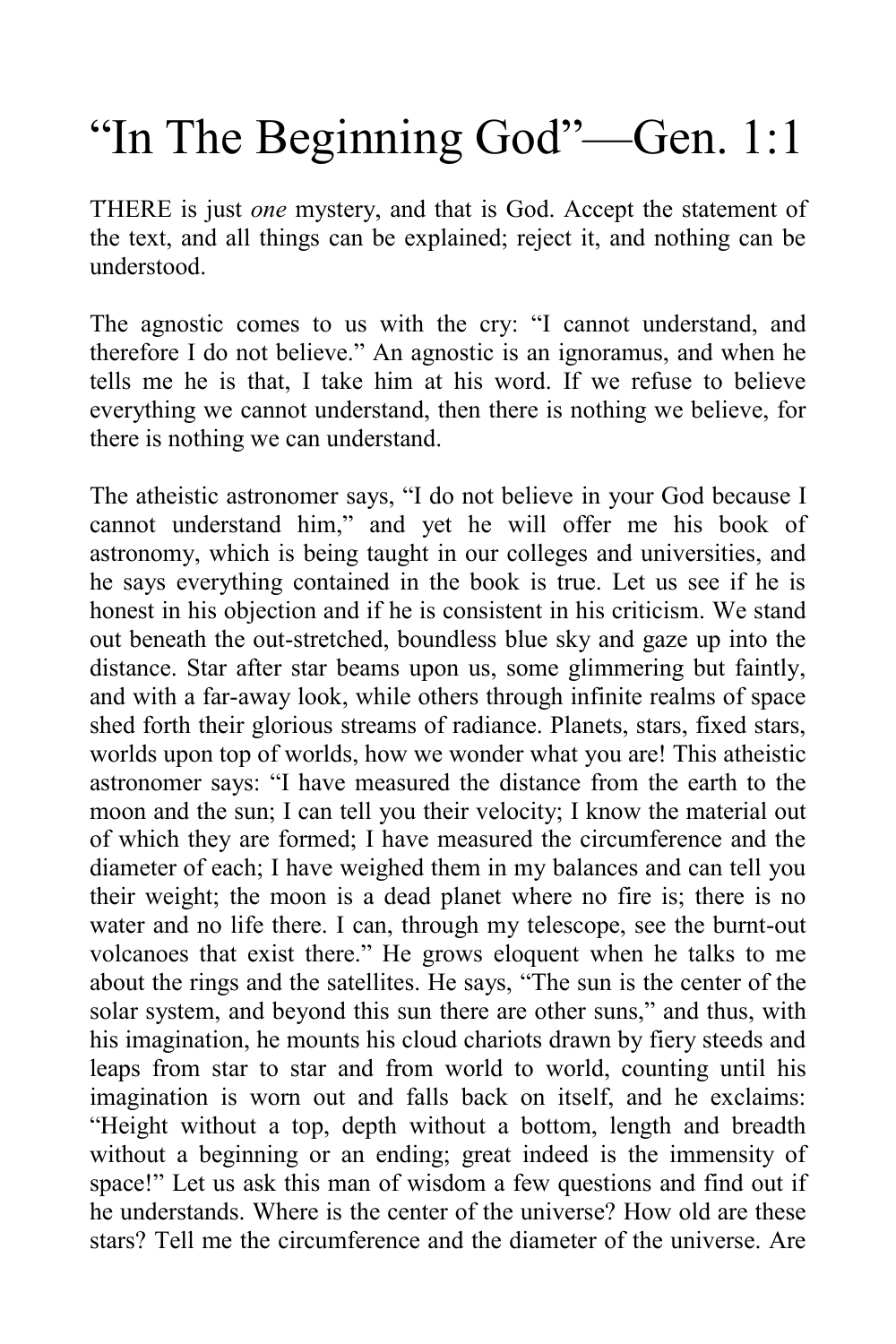# “In The Beginning God”—Gen. 1:1

THERE is just *one* mystery, and that is God. Accept the statement of the text, and all things can be explained; reject it, and nothing can be understood.

The agnostic comes to us with the cry: “I cannot understand, and therefore I do not believe.” An agnostic is an ignoramus, and when he tells me he is that, I take him at his word. If we refuse to believe everything we cannot understand, then there is nothing we believe, for there is nothing we can understand.

The atheistic astronomer says, “I do not believe in your God because I cannot understand him,” and yet he will offer me his book of astronomy, which is being taught in our colleges and universities, and he says everything contained in the book is true. Let us see if he is honest in his objection and if he is consistent in his criticism. We stand out beneath the out-stretched, boundless blue sky and gaze up into the distance. Star after star beams upon us, some glimmering but faintly, and with a far-away look, while others through infinite realms of space shed forth their glorious streams of radiance. Planets, stars, fixed stars, worlds upon top of worlds, how we wonder what you are! This atheistic astronomer says: “I have measured the distance from the earth to the moon and the sun; I can tell you their velocity; I know the material out of which they are formed; I have measured the circumference and the diameter of each; I have weighed them in my balances and can tell you their weight; the moon is a dead planet where no fire is; there is no water and no life there. I can, through my telescope, see the burnt-out volcanoes that exist there.” He grows eloquent when he talks to me about the rings and the satellites. He says, “The sun is the center of the solar system, and beyond this sun there are other suns,” and thus, with his imagination, he mounts his cloud chariots drawn by fiery steeds and leaps from star to star and from world to world, counting until his imagination is worn out and falls back on itself, and he exclaims: “Height without a top, depth without a bottom, length and breadth without a beginning or an ending; great indeed is the immensity of space!” Let us ask this man of wisdom a few questions and find out if he understands. Where is the center of the universe? How old are these stars? Tell me the circumference and the diameter of the universe. Are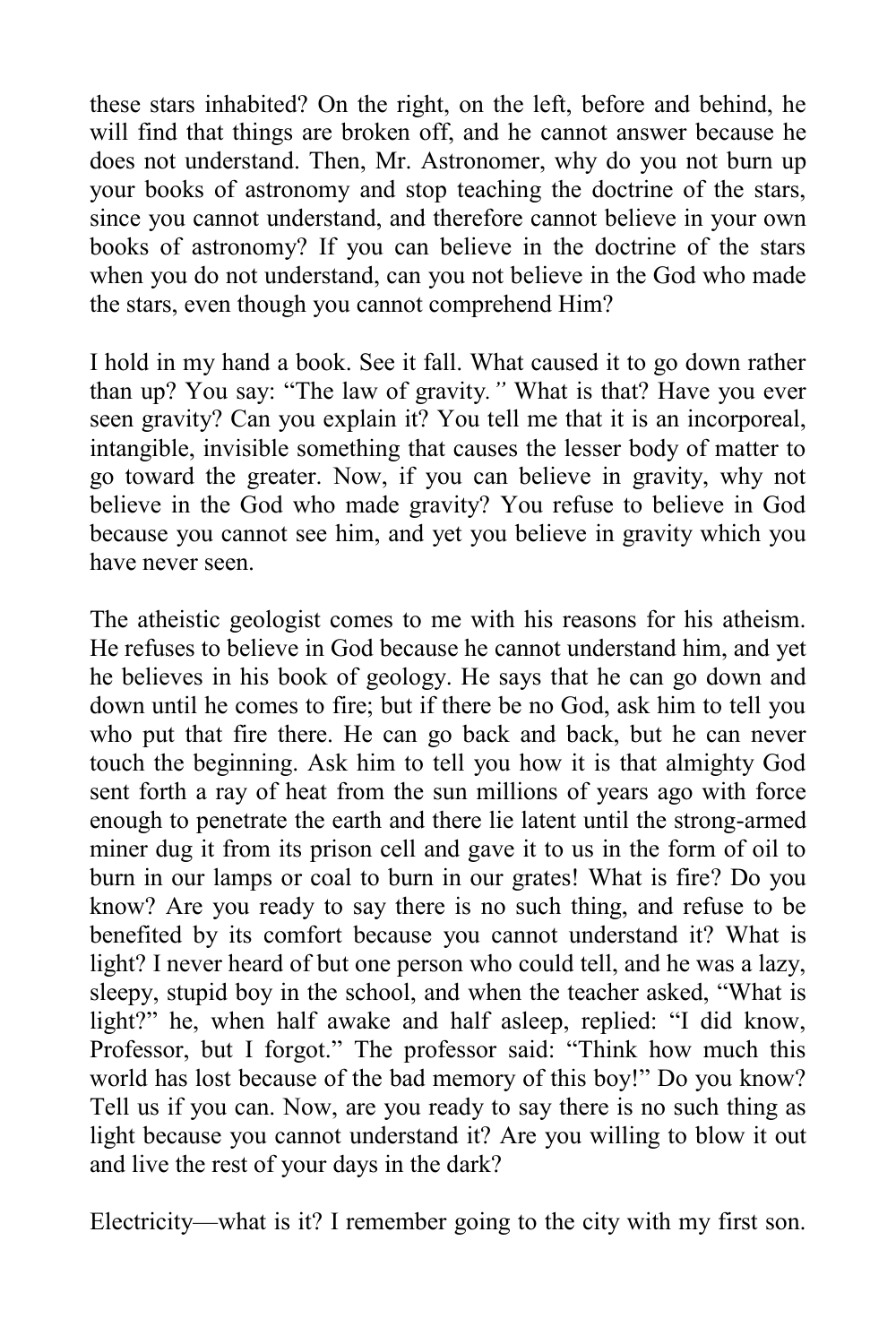these stars inhabited? On the right, on the left, before and behind, he will find that things are broken off, and he cannot answer because he does not understand. Then, Mr. Astronomer, why do you not burn up your books of astronomy and stop teaching the doctrine of the stars, since you cannot understand, and therefore cannot believe in your own books of astronomy? If you can believe in the doctrine of the stars when you do not understand, can you not believe in the God who made the stars, even though you cannot comprehend Him?

I hold in my hand a book. See it fall. What caused it to go down rather than up? You say: "The law of gravity." What is that? Have you ever seen gravity? Can you explain it? You tell me that it is an incorporeal, intangible, invisible something that causes the lesser body of matter to go toward the greater. Now, if you can believe in gravity, why not believe in the God who made gravity? You refuse to believe in God because you cannot see him, and yet you believe in gravity which you have never seen.

The atheistic geologist comes to me with his reasons for his atheism. He refuses to believe in God because he cannot understand him, and yet he believes in his book of geology. He says that he can go down and down until he comes to fire; but if there be no God, ask him to tell you who put that fire there. He can go back and back, but he can never touch the beginning. Ask him to tell you how it is that almighty God sent forth a ray of heat from the sun millions of years ago with force enough to penetrate the earth and there lie latent until the strong-armed miner dug it from its prison cell and gave it to us in the form of oil to burn in our lamps or coal to burn in our grates! What is fire? Do you know? Are you ready to say there is no such thing, and refuse to be benefited by its comfort because you cannot understand it? What is light? I never heard of but one person who could tell, and he was a lazy, sleepy, stupid boy in the school, and when the teacher asked, "What is light?" he, when half awake and half asleep, replied: "I did know, Professor, but I forgot." The professor said: "Think how much this world has lost because of the bad memory of this boy!" Do you know? Tell us if you can. Now, are you ready to say there is no such thing as light because you cannot understand it? Are you willing to blow it out and live the rest of your days in the dark?

Electricity—what is it? I remember going to the city with my first son.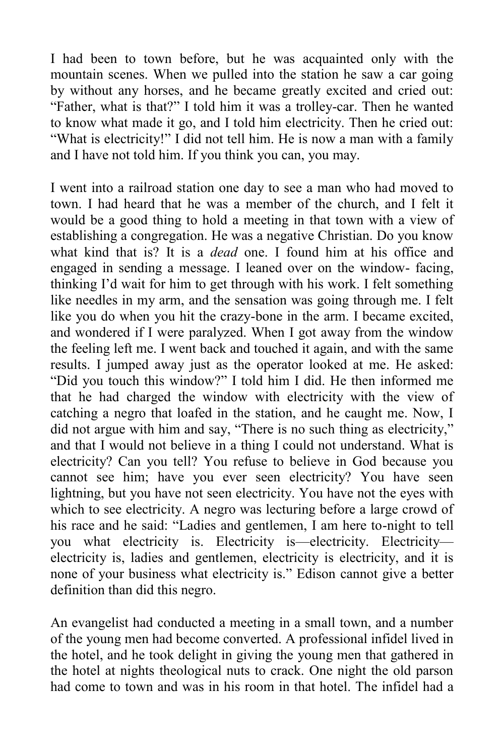I had been to town before, but he was acquainted only with the mountain scenes. When we pulled into the station he saw a car going by without any horses, and he became greatly excited and cried out: "Father, what is that?" I told him it was a trolley-car. Then he wanted to know what made it go, and I told him electricity. Then he cried out: "What is electricity!" I did not tell him. He is now a man with a family and I have not told him. If you think you can, you may.

I went into a railroad station one day to see a man who had moved to town. I had heard that he was a member of the church, and I felt it would be a good thing to hold a meeting in that town with a view of establishing a congregation. He was a negative Christian. Do you know what kind that is? It is a *dead* one. I found him at his office and engaged in sending a message. I leaned over on the window- facing, thinking I'd wait for him to get through with his work. I felt something like needles in my arm, and the sensation was going through me. I felt like you do when you hit the crazy-bone in the arm. I became excited, and wondered if I were paralyzed. When I got away from the window the feeling left me. I went back and touched it again, and with the same results. I jumped away just as the operator looked at me. He asked: "Did you touch this window?" I told him I did. He then informed me that he had charged the window with electricity with the view of catching a negro that loafed in the station, and he caught me. Now, I did not argue with him and say, "There is no such thing as electricity," and that I would not believe in a thing I could not understand. What is electricity? Can you tell? You refuse to believe in God because you cannot see him; have you ever seen electricity? You have seen lightning, but you have not seen electricity. You have not the eyes with which to see electricity. A negro was lecturing before a large crowd of his race and he said: "Ladies and gentlemen, I am here to-night to tell you what electricity is. Electricity is—electricity. Electricity—electricity is, ladies and gentlemen, electricity is electricity, and it is none of your business what electricity is." Edison cannot give a better definition than did this negro.

An evangelist had conducted a meeting in a small town, and a number of the young men had become converted. A professional infidel lived in the hotel, and he took delight in giving the young men that gathered in the hotel at nights theological nuts to crack. One night the old parson had come to town and was in his room in that hotel. The infidel had a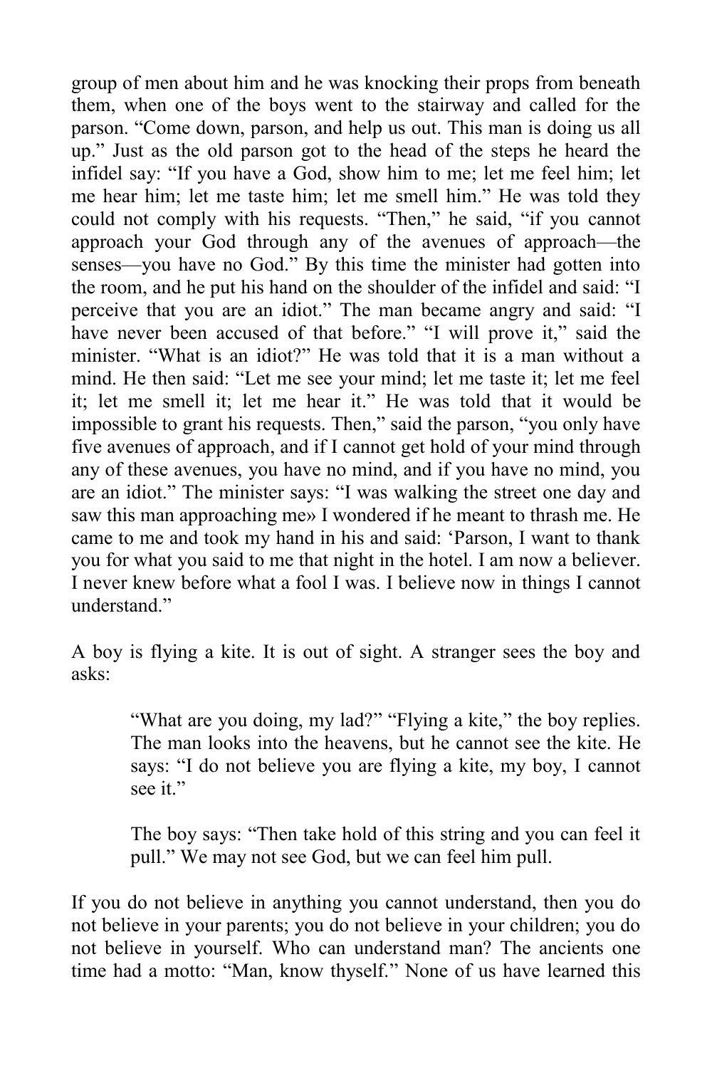group of men about him and he was knocking their props from beneath them, when one of the boys went to the stairway and called for the parson. "Come down, parson, and help us out. This man is doing us all up." Just as the old parson got to the head of the steps he heard the infidel say: "If you have a God, show him to me; let me feel him; let me hear him; let me taste him; let me smell him." He was told they could not comply with his requests. "Then," he said, "if you cannot approach your God through any of the avenues of approach—the senses—you have no God." By this time the minister had gotten into the room, and he put his hand on the shoulder of the infidel and said: "I perceive that you are an idiot." The man became angry and said: "I have never been accused of that before." "I will prove it," said the minister. "What is an idiot?" He was told that it is a man without a mind. He then said: "Let me see your mind; let me taste it; let me feel it; let me smell it; let me hear it." He was told that it would be impossible to grant his requests. Then," said the parson, "you only have five avenues of approach, and if I cannot get hold of your mind through any of these avenues, you have no mind, and if you have no mind, you are an idiot." The minister says: "I was walking the street one day and saw this man approaching me» I wondered if he meant to thrash me. He came to me and took my hand in his and said: 'Parson, I want to thank you for what you said to me that night in the hotel. I am now a believer. I never knew before what a fool I was. I believe now in things I cannot understand."

A boy is flying a kite. It is out of sight. A stranger sees the boy and asks:

> "What are you doing, my lad?" "Flying a kite," the boy replies. The man looks into the heavens, but he cannot see the kite. He says: "I do not believe you are flying a kite, my boy, I cannot see it."
>
> The boy says: "Then take hold of this string and you can feel it pull." We may not see God, but we can feel him pull.

If you do not believe in anything you cannot understand, then you do not believe in your parents; you do not believe in your children; you do not believe in yourself. Who can understand man? The ancients one time had a motto: "Man, know thyself." None of us have learned this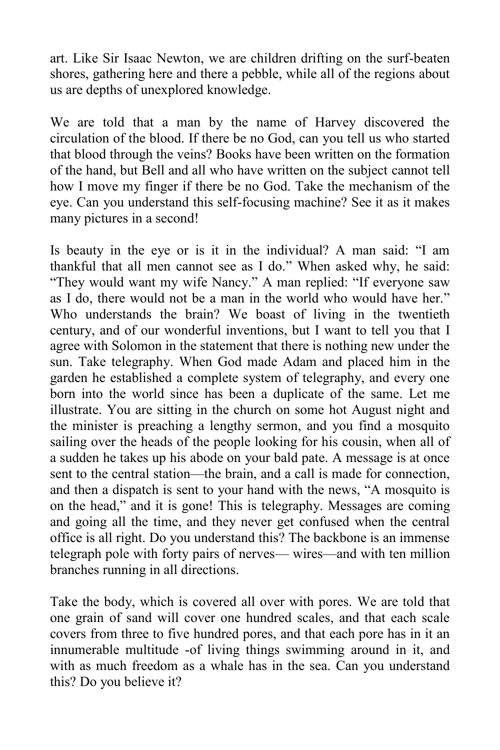art. Like Sir Isaac Newton, we are children drifting on the surf-beaten shores, gathering here and there a pebble, while all of the regions about us are depths of unexplored knowledge.

We are told that a man by the name of Harvey discovered the circulation of the blood. If there be no God, can you tell us who started that blood through the veins? Books have been written on the formation of the hand, but Bell and all who have written on the subject cannot tell how I move my finger if there be no God. Take the mechanism of the eye. Can you understand this self-focusing machine? See it as it makes many pictures in a second!

Is beauty in the eye or is it in the individual? A man said: "I am thankful that all men cannot see as I do." When asked why, he said: "They would want my wife Nancy." A man replied: "If everyone saw as I do, there would not be a man in the world who would have her." Who understands the brain? We boast of living in the twentieth century, and of our wonderful inventions, but I want to tell you that I agree with Solomon in the statement that there is nothing new under the sun. Take telegraphy. When God made Adam and placed him in the garden he established a complete system of telegraphy, and every one born into the world since has been a duplicate of the same. Let me illustrate. You are sitting in the church on some hot August night and the minister is preaching a lengthy sermon, and you find a mosquito sailing over the heads of the people looking for his cousin, when all of a sudden he takes up his abode on your bald pate. A message is at once sent to the central station—the brain, and a call is made for connection, and then a dispatch is sent to your hand with the news, "A mosquito is on the head," and it is gone! This is telegraphy. Messages are coming and going all the time, and they never get confused when the central office is all right. Do you understand this? The backbone is an immense telegraph pole with forty pairs of nerves— wires—and with ten million branches running in all directions.

Take the body, which is covered all over with pores. We are told that one grain of sand will cover one hundred scales, and that each scale covers from three to five hundred pores, and that each pore has in it an innumerable multitude -of living things swimming around in it, and with as much freedom as a whale has in the sea. Can you understand this? Do you believe it?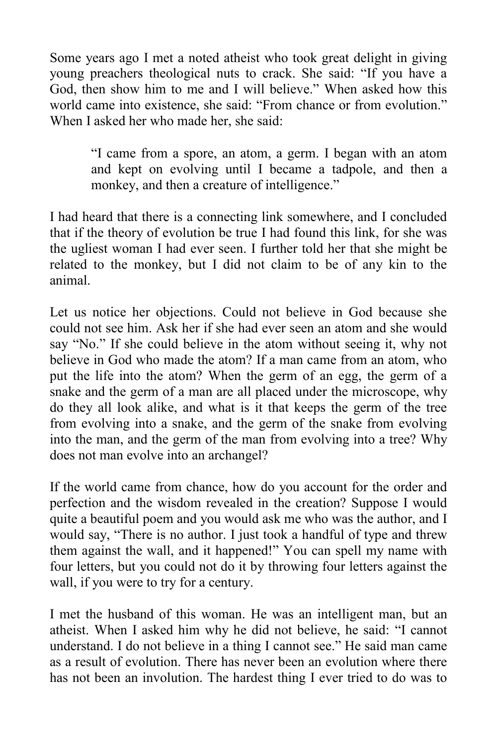Some years ago I met a noted atheist who took great delight in giving young preachers theological nuts to crack. She said: "If you have a God, then show him to me and I will believe." When asked how this world came into existence, she said: "From chance or from evolution." When I asked her who made her, she said:

> "I came from a spore, an atom, a germ. I began with an atom and kept on evolving until I became a tadpole, and then a monkey, and then a creature of intelligence."

I had heard that there is a connecting link somewhere, and I concluded that if the theory of evolution be true I had found this link, for she was the ugliest woman I had ever seen. I further told her that she might be related to the monkey, but I did not claim to be of any kin to the animal.

Let us notice her objections. Could not believe in God because she could not see him. Ask her if she had ever seen an atom and she would say "No." If she could believe in the atom without seeing it, why not believe in God who made the atom? If a man came from an atom, who put the life into the atom? When the germ of an egg, the germ of a snake and the germ of a man are all placed under the microscope, why do they all look alike, and what is it that keeps the germ of the tree from evolving into a snake, and the germ of the snake from evolving into the man, and the germ of the man from evolving into a tree? Why does not man evolve into an archangel?

If the world came from chance, how do you account for the order and perfection and the wisdom revealed in the creation? Suppose I would quite a beautiful poem and you would ask me who was the author, and I would say, "There is no author. I just took a handful of type and threw them against the wall, and it happened!" You can spell my name with four letters, but you could not do it by throwing four letters against the wall, if you were to try for a century.

I met the husband of this woman. He was an intelligent man, but an atheist. When I asked him why he did not believe, he said: "I cannot understand. I do not believe in a thing I cannot see." He said man came as a result of evolution. There has never been an evolution where there has not been an involution. The hardest thing I ever tried to do was to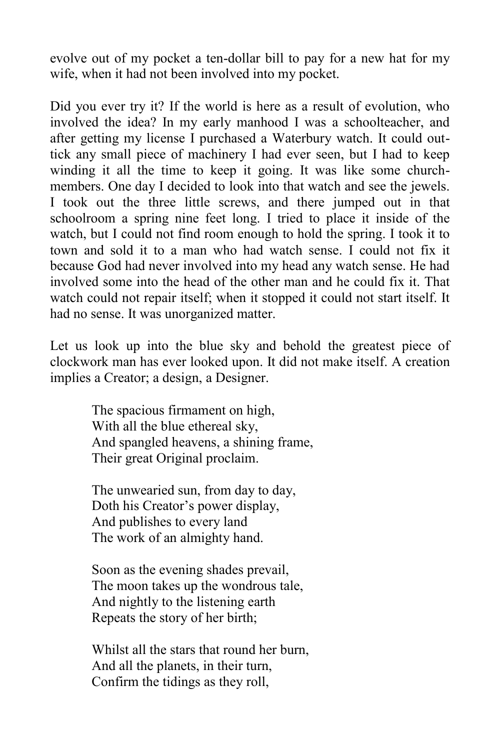evolve out of my pocket a ten-dollar bill to pay for a new hat for my wife, when it had not been involved into my pocket.

Did you ever try it? If the world is here as a result of evolution, who involved the idea? In my early manhood I was a schoolteacher, and after getting my license I purchased a Waterbury watch. It could out-tick any small piece of machinery I had ever seen, but I had to keep winding it all the time to keep it going. It was like some church-members. One day I decided to look into that watch and see the jewels. I took out the three little screws, and there jumped out in that schoolroom a spring nine feet long. I tried to place it inside of the watch, but I could not find room enough to hold the spring. I took it to town and sold it to a man who had watch sense. I could not fix it because God had never involved into my head any watch sense. He had involved some into the head of the other man and he could fix it. That watch could not repair itself; when it stopped it could not start itself. It had no sense. It was unorganized matter.

Let us look up into the blue sky and behold the greatest piece of clockwork man has ever looked upon. It did not make itself. A creation implies a Creator; a design, a Designer.

> The spacious firmament on high,
> With all the blue ethereal sky,
> And spangled heavens, a shining frame,
> Their great Original proclaim.
>
> The unwearied sun, from day to day,
> Doth his Creator's power display,
> And publishes to every land
> The work of an almighty hand.
>
> Soon as the evening shades prevail,
> The moon takes up the wondrous tale,
> And nightly to the listening earth
> Repeats the story of her birth;
>
> Whilst all the stars that round her burn,
> And all the planets, in their turn,
> Confirm the tidings as they roll,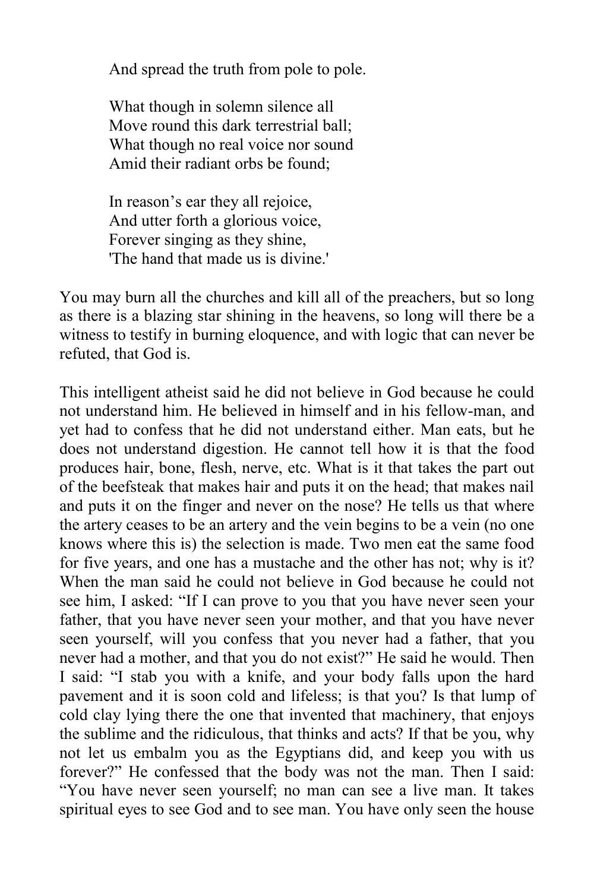And spread the truth from pole to pole.

What though in solemn silence all  
Move round this dark terrestrial ball;  
What though no real voice nor sound  
Amid their radiant orbs be found;

In reason's ear they all rejoice,  
And utter forth a glorious voice,  
Forever singing as they shine,  
'The hand that made us is divine.'

You may burn all the churches and kill all of the preachers, but so long as there is a blazing star shining in the heavens, so long will there be a witness to testify in burning eloquence, and with logic that can never be refuted, that God is.

This intelligent atheist said he did not believe in God because he could not understand him. He believed in himself and in his fellow-man, and yet had to confess that he did not understand either. Man eats, but he does not understand digestion. He cannot tell how it is that the food produces hair, bone, flesh, nerve, etc. What is it that takes the part out of the beefsteak that makes hair and puts it on the head; that makes nail and puts it on the finger and never on the nose? He tells us that where the artery ceases to be an artery and the vein begins to be a vein (no one knows where this is) the selection is made. Two men eat the same food for five years, and one has a mustache and the other has not; why is it? When the man said he could not believe in God because he could not see him, I asked: "If I can prove to you that you have never seen your father, that you have never seen your mother, and that you have never seen yourself, will you confess that you never had a father, that you never had a mother, and that you do not exist?" He said he would. Then I said: "I stab you with a knife, and your body falls upon the hard pavement and it is soon cold and lifeless; is that you? Is that lump of cold clay lying there the one that invented that machinery, that enjoys the sublime and the ridiculous, that thinks and acts? If that be you, why not let us embalm you as the Egyptians did, and keep you with us forever?" He confessed that the body was not the man. Then I said: "You have never seen yourself; no man can see a live man. It takes spiritual eyes to see God and to see man. You have only seen the house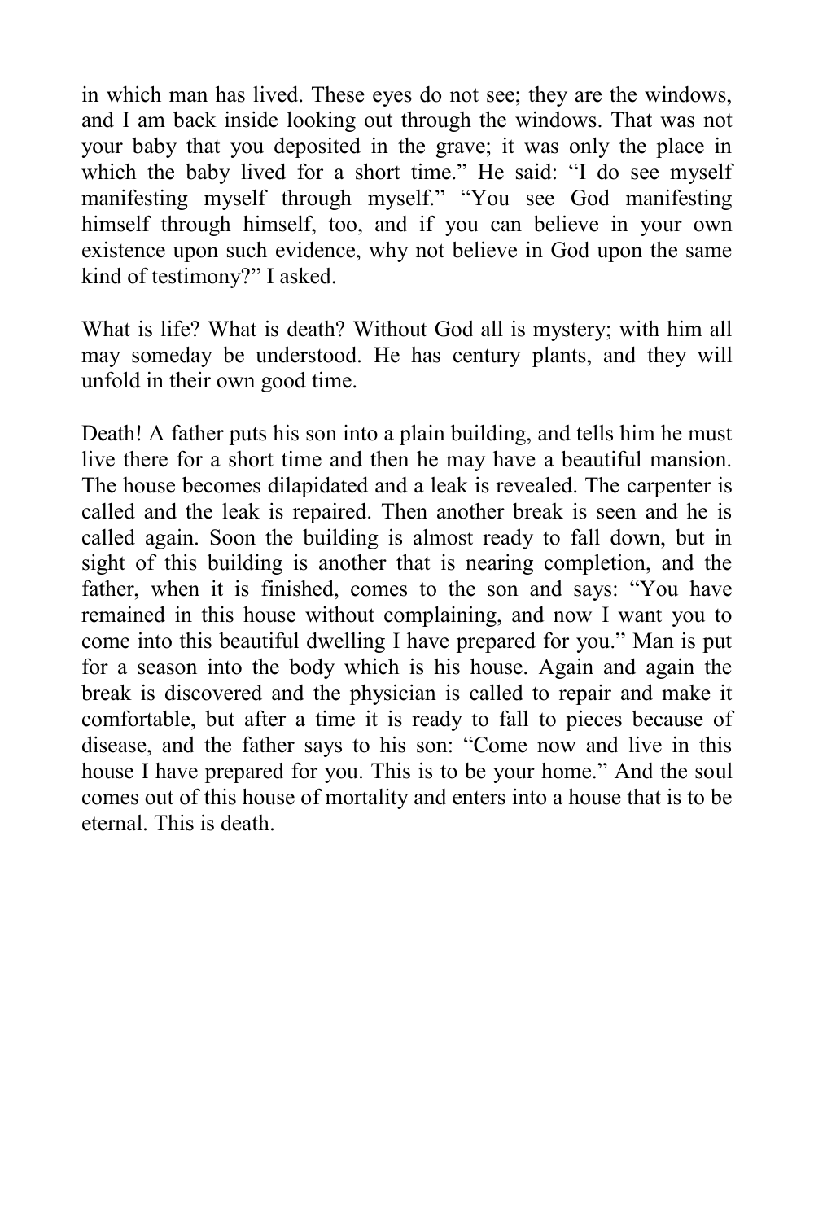in which man has lived. These eyes do not see; they are the windows, and I am back inside looking out through the windows. That was not your baby that you deposited in the grave; it was only the place in which the baby lived for a short time." He said: "I do see myself manifesting myself through myself." "You see God manifesting himself through himself, too, and if you can believe in your own existence upon such evidence, why not believe in God upon the same kind of testimony?" I asked.

What is life? What is death? Without God all is mystery; with him all may someday be understood. He has century plants, and they will unfold in their own good time.

Death! A father puts his son into a plain building, and tells him he must live there for a short time and then he may have a beautiful mansion. The house becomes dilapidated and a leak is revealed. The carpenter is called and the leak is repaired. Then another break is seen and he is called again. Soon the building is almost ready to fall down, but in sight of this building is another that is nearing completion, and the father, when it is finished, comes to the son and says: "You have remained in this house without complaining, and now I want you to come into this beautiful dwelling I have prepared for you." Man is put for a season into the body which is his house. Again and again the break is discovered and the physician is called to repair and make it comfortable, but after a time it is ready to fall to pieces because of disease, and the father says to his son: "Come now and live in this house I have prepared for you. This is to be your home." And the soul comes out of this house of mortality and enters into a house that is to be eternal. This is death.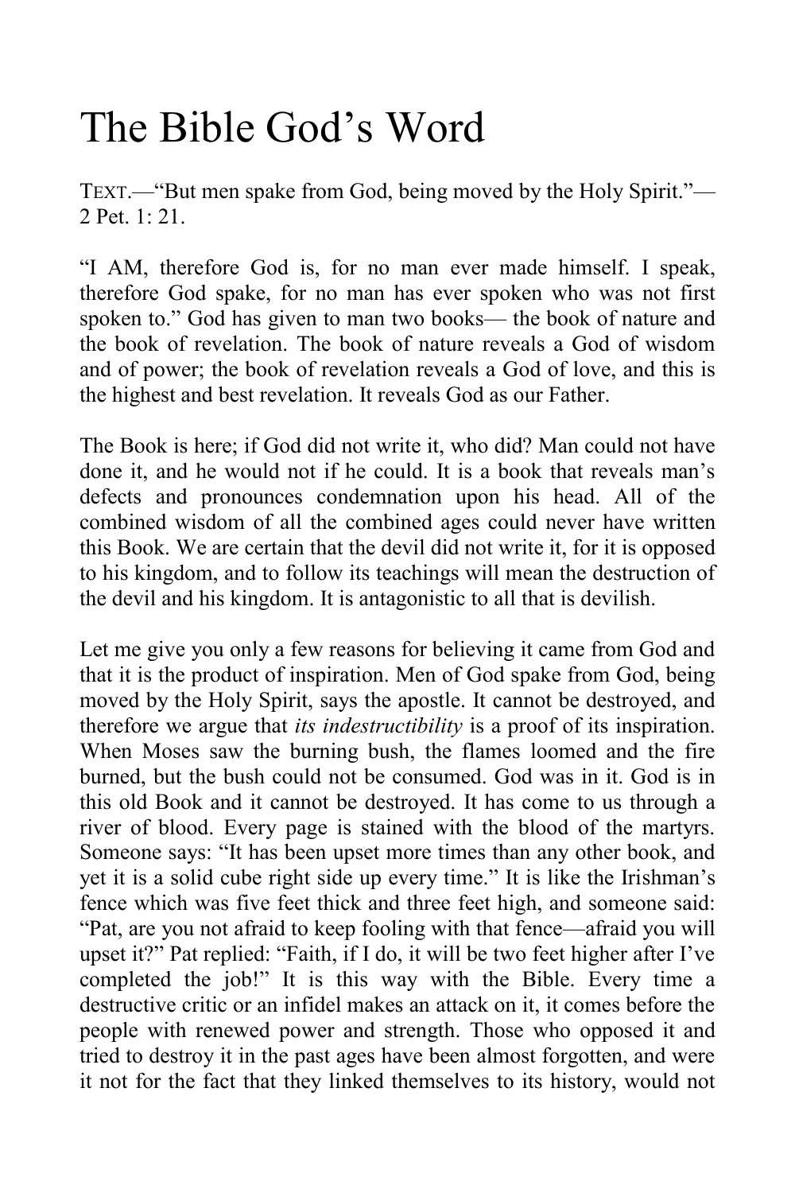# The Bible God's Word

TEXT.—"But men spake from God, being moved by the Holy Spirit."—2 Pet. 1: 21.

"I AM, therefore God is, for no man ever made himself. I speak, therefore God spake, for no man has ever spoken who was not first spoken to." God has given to man two books— the book of nature and the book of revelation. The book of nature reveals a God of wisdom and of power; the book of revelation reveals a God of love, and this is the highest and best revelation. It reveals God as our Father.

The Book is here; if God did not write it, who did? Man could not have done it, and he would not if he could. It is a book that reveals man's defects and pronounces condemnation upon his head. All of the combined wisdom of all the combined ages could never have written this Book. We are certain that the devil did not write it, for it is opposed to his kingdom, and to follow its teachings will mean the destruction of the devil and his kingdom. It is antagonistic to all that is devilish.

Let me give you only a few reasons for believing it came from God and that it is the product of inspiration. Men of God spake from God, being moved by the Holy Spirit, says the apostle. It cannot be destroyed, and therefore we argue that *its indestructibility* is a proof of its inspiration. When Moses saw the burning bush, the flames loomed and the fire burned, but the bush could not be consumed. God was in it. God is in this old Book and it cannot be destroyed. It has come to us through a river of blood. Every page is stained with the blood of the martyrs. Someone says: "It has been upset more times than any other book, and yet it is a solid cube right side up every time." It is like the Irishman's fence which was five feet thick and three feet high, and someone said: "Pat, are you not afraid to keep fooling with that fence—afraid you will upset it?" Pat replied: "Faith, if I do, it will be two feet higher after I've completed the job!" It is this way with the Bible. Every time a destructive critic or an infidel makes an attack on it, it comes before the people with renewed power and strength. Those who opposed it and tried to destroy it in the past ages have been almost forgotten, and were it not for the fact that they linked themselves to its history, would not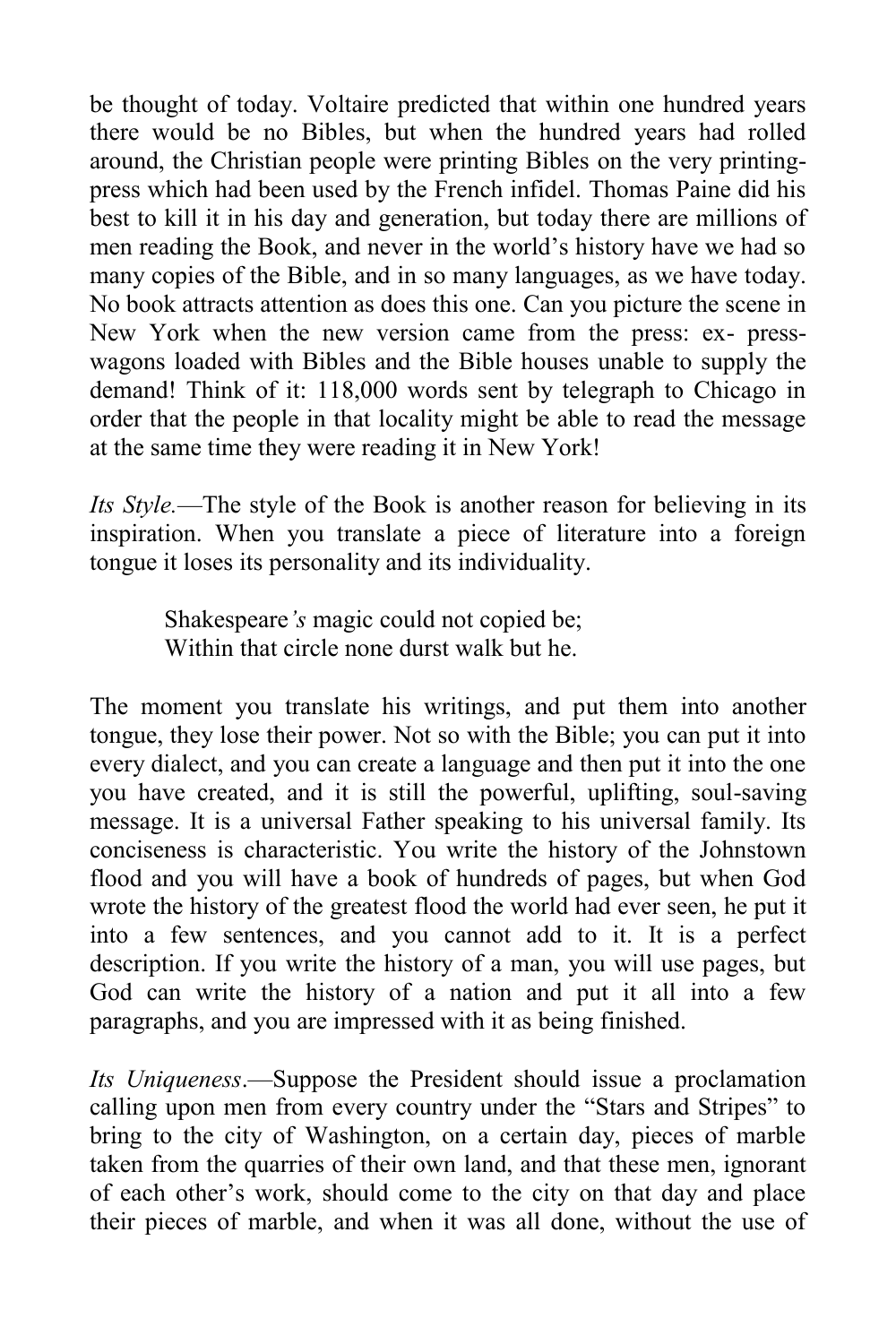be thought of today. Voltaire predicted that within one hundred years there would be no Bibles, but when the hundred years had rolled around, the Christian people were printing Bibles on the very printing-press which had been used by the French infidel. Thomas Paine did his best to kill it in his day and generation, but today there are millions of men reading the Book, and never in the world's history have we had so many copies of the Bible, and in so many languages, as we have today. No book attracts attention as does this one. Can you picture the scene in New York when the new version came from the press: ex- press-wagons loaded with Bibles and the Bible houses unable to supply the demand! Think of it: 118,000 words sent by telegraph to Chicago in order that the people in that locality might be able to read the message at the same time they were reading it in New York!

*Its Style.*—The style of the Book is another reason for believing in its inspiration. When you translate a piece of literature into a foreign tongue it loses its personality and its individuality.

> Shakespeare*'s* magic could not copied be;
> Within that circle none durst walk but he.

The moment you translate his writings, and put them into another tongue, they lose their power. Not so with the Bible; you can put it into every dialect, and you can create a language and then put it into the one you have created, and it is still the powerful, uplifting, soul-saving message. It is a universal Father speaking to his universal family. Its conciseness is characteristic. You write the history of the Johnstown flood and you will have a book of hundreds of pages, but when God wrote the history of the greatest flood the world had ever seen, he put it into a few sentences, and you cannot add to it. It is a perfect description. If you write the history of a man, you will use pages, but God can write the history of a nation and put it all into a few paragraphs, and you are impressed with it as being finished.

*Its Uniqueness*.—Suppose the President should issue a proclamation calling upon men from every country under the "Stars and Stripes" to bring to the city of Washington, on a certain day, pieces of marble taken from the quarries of their own land, and that these men, ignorant of each other's work, should come to the city on that day and place their pieces of marble, and when it was all done, without the use of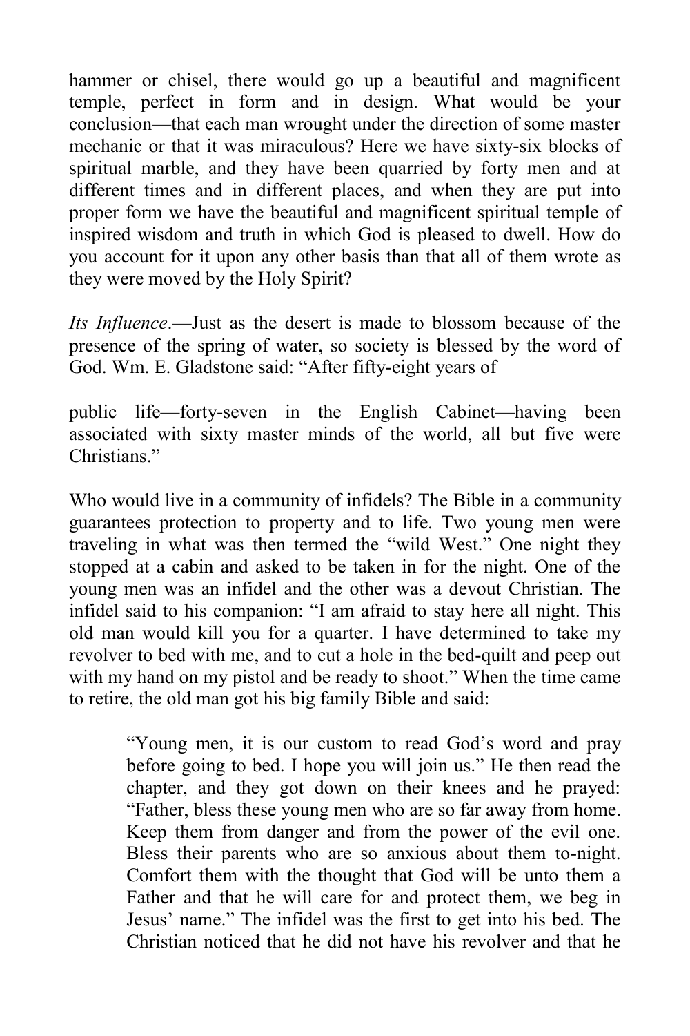hammer or chisel, there would go up a beautiful and magnificent temple, perfect in form and in design. What would be your conclusion—that each man wrought under the direction of some master mechanic or that it was miraculous? Here we have sixty-six blocks of spiritual marble, and they have been quarried by forty men and at different times and in different places, and when they are put into proper form we have the beautiful and magnificent spiritual temple of inspired wisdom and truth in which God is pleased to dwell. How do you account for it upon any other basis than that all of them wrote as they were moved by the Holy Spirit?

*Its Influence*.—Just as the desert is made to blossom because of the presence of the spring of water, so society is blessed by the word of God. Wm. E. Gladstone said: "After fifty-eight years of public life—forty-seven in the English Cabinet—having been associated with sixty master minds of the world, all but five were Christians."

Who would live in a community of infidels? The Bible in a community guarantees protection to property and to life. Two young men were traveling in what was then termed the "wild West." One night they stopped at a cabin and asked to be taken in for the night. One of the young men was an infidel and the other was a devout Christian. The infidel said to his companion: "I am afraid to stay here all night. This old man would kill you for a quarter. I have determined to take my revolver to bed with me, and to cut a hole in the bed-quilt and peep out with my hand on my pistol and be ready to shoot." When the time came to retire, the old man got his big family Bible and said:

> "Young men, it is our custom to read God's word and pray before going to bed. I hope you will join us." He then read the chapter, and they got down on their knees and he prayed: "Father, bless these young men who are so far away from home. Keep them from danger and from the power of the evil one. Bless their parents who are so anxious about them to-night. Comfort them with the thought that God will be unto them a Father and that he will care for and protect them, we beg in Jesus' name." The infidel was the first to get into his bed. The Christian noticed that he did not have his revolver and that he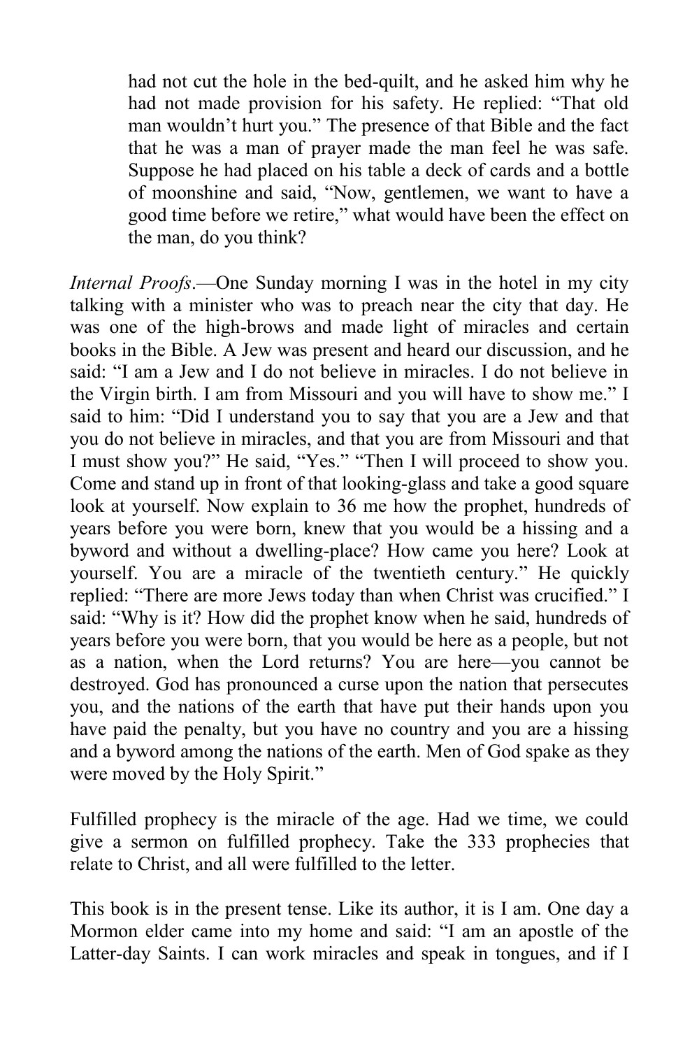had not cut the hole in the bed-quilt, and he asked him why he had not made provision for his safety. He replied: “That old man wouldn’t hurt you.” The presence of that Bible and the fact that he was a man of prayer made the man feel he was safe. Suppose he had placed on his table a deck of cards and a bottle of moonshine and said, “Now, gentlemen, we want to have a good time before we retire,” what would have been the effect on the man, do you think?

*Internal Proofs*.—One Sunday morning I was in the hotel in my city talking with a minister who was to preach near the city that day. He was one of the high-brows and made light of miracles and certain books in the Bible. A Jew was present and heard our discussion, and he said: “I am a Jew and I do not believe in miracles. I do not believe in the Virgin birth. I am from Missouri and you will have to show me.” I said to him: “Did I understand you to say that you are a Jew and that you do not believe in miracles, and that you are from Missouri and that I must show you?” He said, “Yes.” “Then I will proceed to show you. Come and stand up in front of that looking-glass and take a good square look at yourself. Now explain to 36 me how the prophet, hundreds of years before you were born, knew that you would be a hissing and a byword and without a dwelling-place? How came you here? Look at yourself. You are a miracle of the twentieth century.” He quickly replied: “There are more Jews today than when Christ was crucified.” I said: “Why is it? How did the prophet know when he said, hundreds of years before you were born, that you would be here as a people, but not as a nation, when the Lord returns? You are here—you cannot be destroyed. God has pronounced a curse upon the nation that persecutes you, and the nations of the earth that have put their hands upon you have paid the penalty, but you have no country and you are a hissing and a byword among the nations of the earth. Men of God spake as they were moved by the Holy Spirit.”

Fulfilled prophecy is the miracle of the age. Had we time, we could give a sermon on fulfilled prophecy. Take the 333 prophecies that relate to Christ, and all were fulfilled to the letter.

This book is in the present tense. Like its author, it is I am. One day a Mormon elder came into my home and said: “I am an apostle of the Latter-day Saints. I can work miracles and speak in tongues, and if I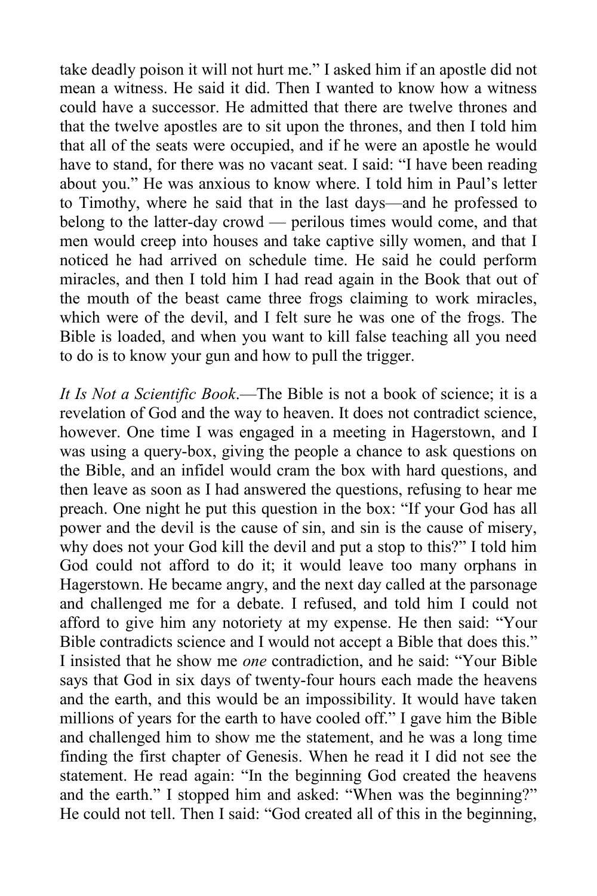take deadly poison it will not hurt me." I asked him if an apostle did not mean a witness. He said it did. Then I wanted to know how a witness could have a successor. He admitted that there are twelve thrones and that the twelve apostles are to sit upon the thrones, and then I told him that all of the seats were occupied, and if he were an apostle he would have to stand, for there was no vacant seat. I said: "I have been reading about you." He was anxious to know where. I told him in Paul's letter to Timothy, where he said that in the last days—and he professed to belong to the latter-day crowd — perilous times would come, and that men would creep into houses and take captive silly women, and that I noticed he had arrived on schedule time. He said he could perform miracles, and then I told him I had read again in the Book that out of the mouth of the beast came three frogs claiming to work miracles, which were of the devil, and I felt sure he was one of the frogs. The Bible is loaded, and when you want to kill false teaching all you need to do is to know your gun and how to pull the trigger.

*It Is Not a Scientific Book*.—The Bible is not a book of science; it is a revelation of God and the way to heaven. It does not contradict science, however. One time I was engaged in a meeting in Hagerstown, and I was using a query-box, giving the people a chance to ask questions on the Bible, and an infidel would cram the box with hard questions, and then leave as soon as I had answered the questions, refusing to hear me preach. One night he put this question in the box: "If your God has all power and the devil is the cause of sin, and sin is the cause of misery, why does not your God kill the devil and put a stop to this?" I told him God could not afford to do it; it would leave too many orphans in Hagerstown. He became angry, and the next day called at the parsonage and challenged me for a debate. I refused, and told him I could not afford to give him any notoriety at my expense. He then said: "Your Bible contradicts science and I would not accept a Bible that does this." I insisted that he show me *one* contradiction, and he said: "Your Bible says that God in six days of twenty-four hours each made the heavens and the earth, and this would be an impossibility. It would have taken millions of years for the earth to have cooled off." I gave him the Bible and challenged him to show me the statement, and he was a long time finding the first chapter of Genesis. When he read it I did not see the statement. He read again: "In the beginning God created the heavens and the earth." I stopped him and asked: "When was the beginning?" He could not tell. Then I said: "God created all of this in the beginning,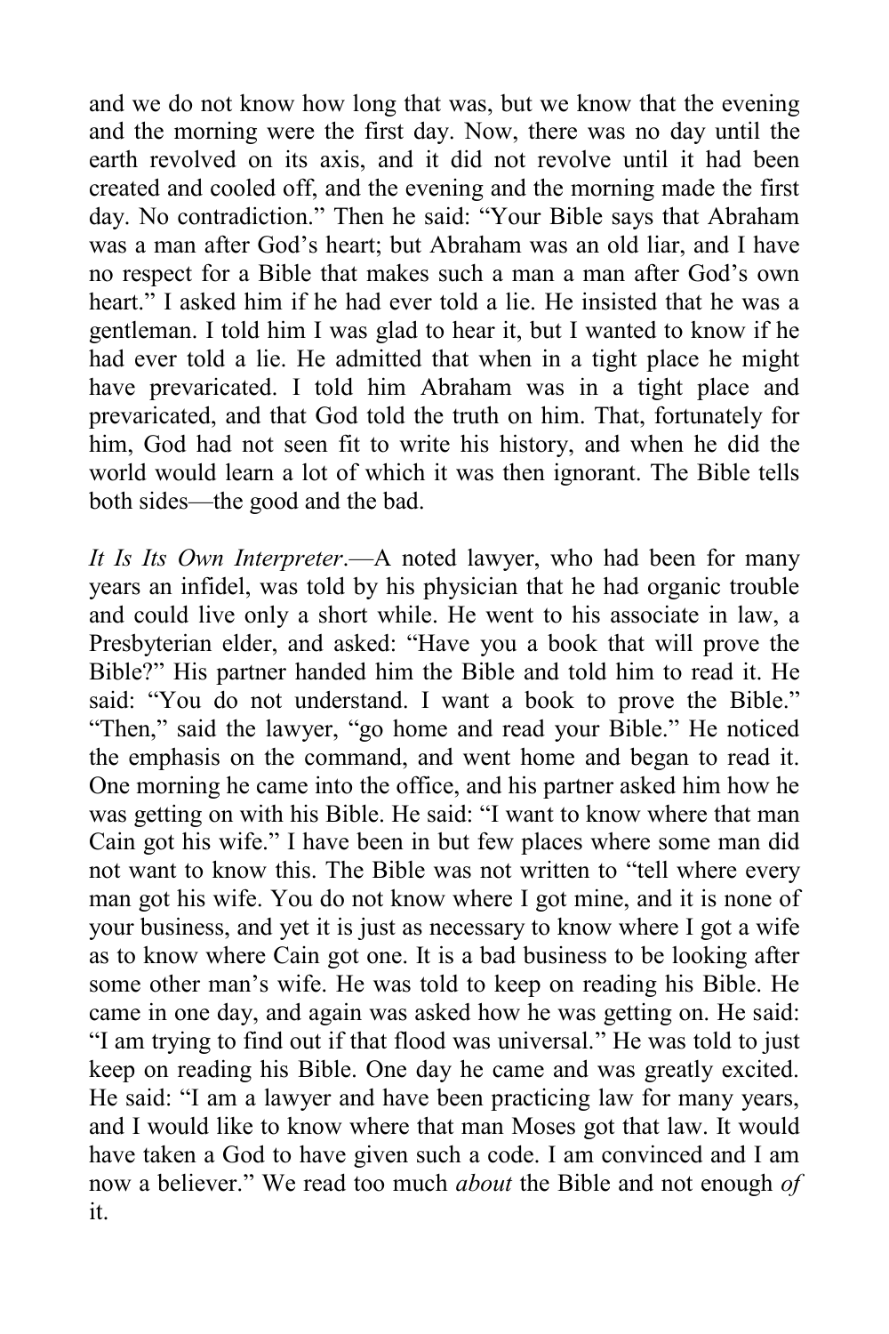and we do not know how long that was, but we know that the evening and the morning were the first day. Now, there was no day until the earth revolved on its axis, and it did not revolve until it had been created and cooled off, and the evening and the morning made the first day. No contradiction." Then he said: "Your Bible says that Abraham was a man after God's heart; but Abraham was an old liar, and I have no respect for a Bible that makes such a man a man after God's own heart." I asked him if he had ever told a lie. He insisted that he was a gentleman. I told him I was glad to hear it, but I wanted to know if he had ever told a lie. He admitted that when in a tight place he might have prevaricated. I told him Abraham was in a tight place and prevaricated, and that God told the truth on him. That, fortunately for him, God had not seen fit to write his history, and when he did the world would learn a lot of which it was then ignorant. The Bible tells both sides—the good and the bad.

*It Is Its Own Interpreter*.—A noted lawyer, who had been for many years an infidel, was told by his physician that he had organic trouble and could live only a short while. He went to his associate in law, a Presbyterian elder, and asked: "Have you a book that will prove the Bible?" His partner handed him the Bible and told him to read it. He said: "You do not understand. I want a book to prove the Bible." "Then," said the lawyer, "go home and read your Bible." He noticed the emphasis on the command, and went home and began to read it. One morning he came into the office, and his partner asked him how he was getting on with his Bible. He said: "I want to know where that man Cain got his wife." I have been in but few places where some man did not want to know this. The Bible was not written to "tell where every man got his wife. You do not know where I got mine, and it is none of your business, and yet it is just as necessary to know where I got a wife as to know where Cain got one. It is a bad business to be looking after some other man's wife. He was told to keep on reading his Bible. He came in one day, and again was asked how he was getting on. He said: "I am trying to find out if that flood was universal." He was told to just keep on reading his Bible. One day he came and was greatly excited. He said: "I am a lawyer and have been practicing law for many years, and I would like to know where that man Moses got that law. It would have taken a God to have given such a code. I am convinced and I am now a believer." We read too much *about* the Bible and not enough *of* it.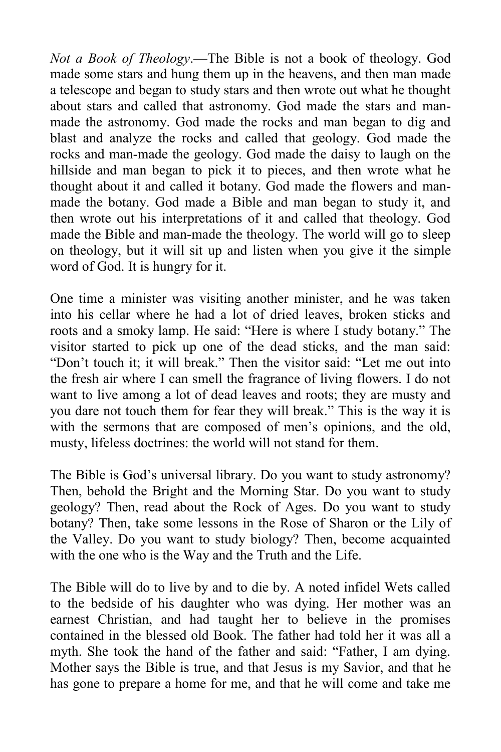*Not a Book of Theology*.—The Bible is not a book of theology. God made some stars and hung them up in the heavens, and then man made a telescope and began to study stars and then wrote out what he thought about stars and called that astronomy. God made the stars and man-made the astronomy. God made the rocks and man began to dig and blast and analyze the rocks and called that geology. God made the rocks and man-made the geology. God made the daisy to laugh on the hillside and man began to pick it to pieces, and then wrote what he thought about it and called it botany. God made the flowers and man-made the botany. God made a Bible and man began to study it, and then wrote out his interpretations of it and called that theology. God made the Bible and man-made the theology. The world will go to sleep on theology, but it will sit up and listen when you give it the simple word of God. It is hungry for it.

One time a minister was visiting another minister, and he was taken into his cellar where he had a lot of dried leaves, broken sticks and roots and a smoky lamp. He said: "Here is where I study botany." The visitor started to pick up one of the dead sticks, and the man said: "Don't touch it; it will break." Then the visitor said: "Let me out into the fresh air where I can smell the fragrance of living flowers. I do not want to live among a lot of dead leaves and roots; they are musty and you dare not touch them for fear they will break." This is the way it is with the sermons that are composed of men's opinions, and the old, musty, lifeless doctrines: the world will not stand for them.

The Bible is God's universal library. Do you want to study astronomy? Then, behold the Bright and the Morning Star. Do you want to study geology? Then, read about the Rock of Ages. Do you want to study botany? Then, take some lessons in the Rose of Sharon or the Lily of the Valley. Do you want to study biology? Then, become acquainted with the one who is the Way and the Truth and the Life.

The Bible will do to live by and to die by. A noted infidel Wets called to the bedside of his daughter who was dying. Her mother was an earnest Christian, and had taught her to believe in the promises contained in the blessed old Book. The father had told her it was all a myth. She took the hand of the father and said: "Father, I am dying. Mother says the Bible is true, and that Jesus is my Savior, and that he has gone to prepare a home for me, and that he will come and take me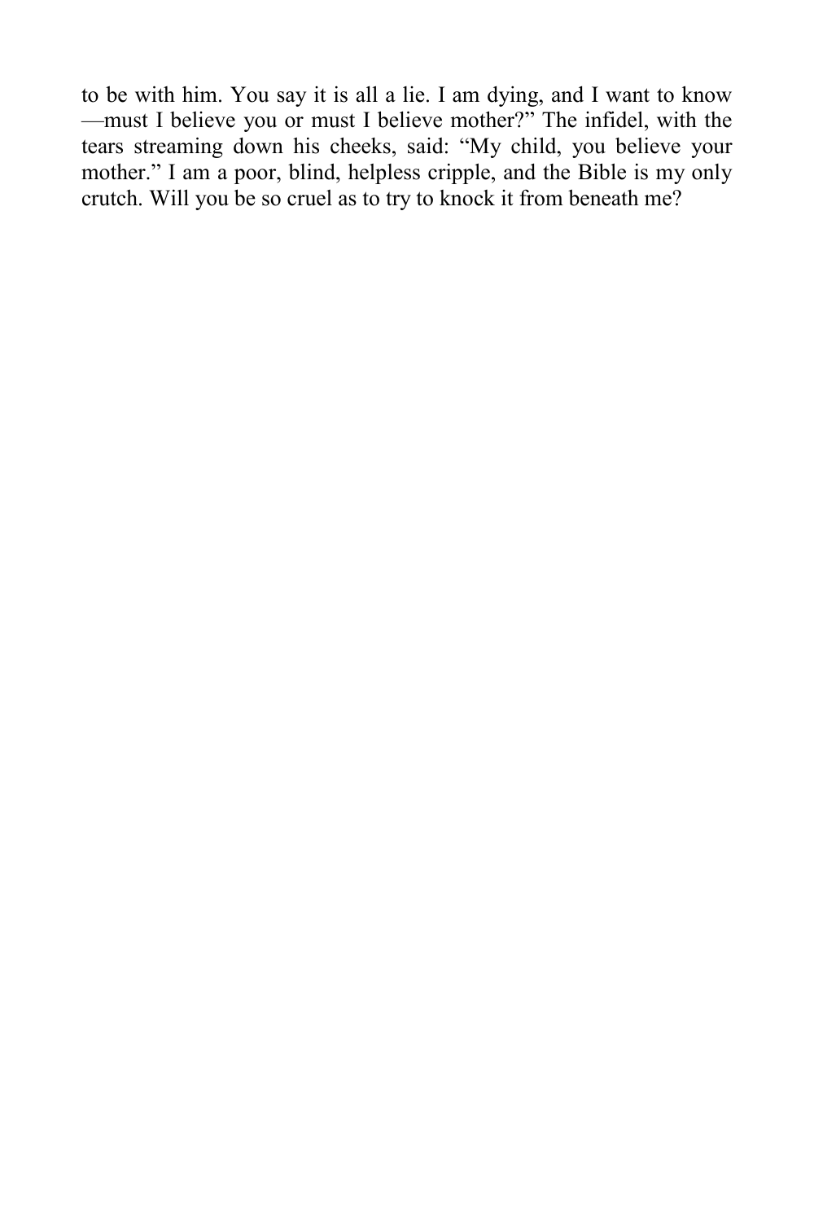to be with him. You say it is all a lie. I am dying, and I want to know —must I believe you or must I believe mother?" The infidel, with the tears streaming down his cheeks, said: "My child, you believe your mother." I am a poor, blind, helpless cripple, and the Bible is my only crutch. Will you be so cruel as to try to knock it from beneath me?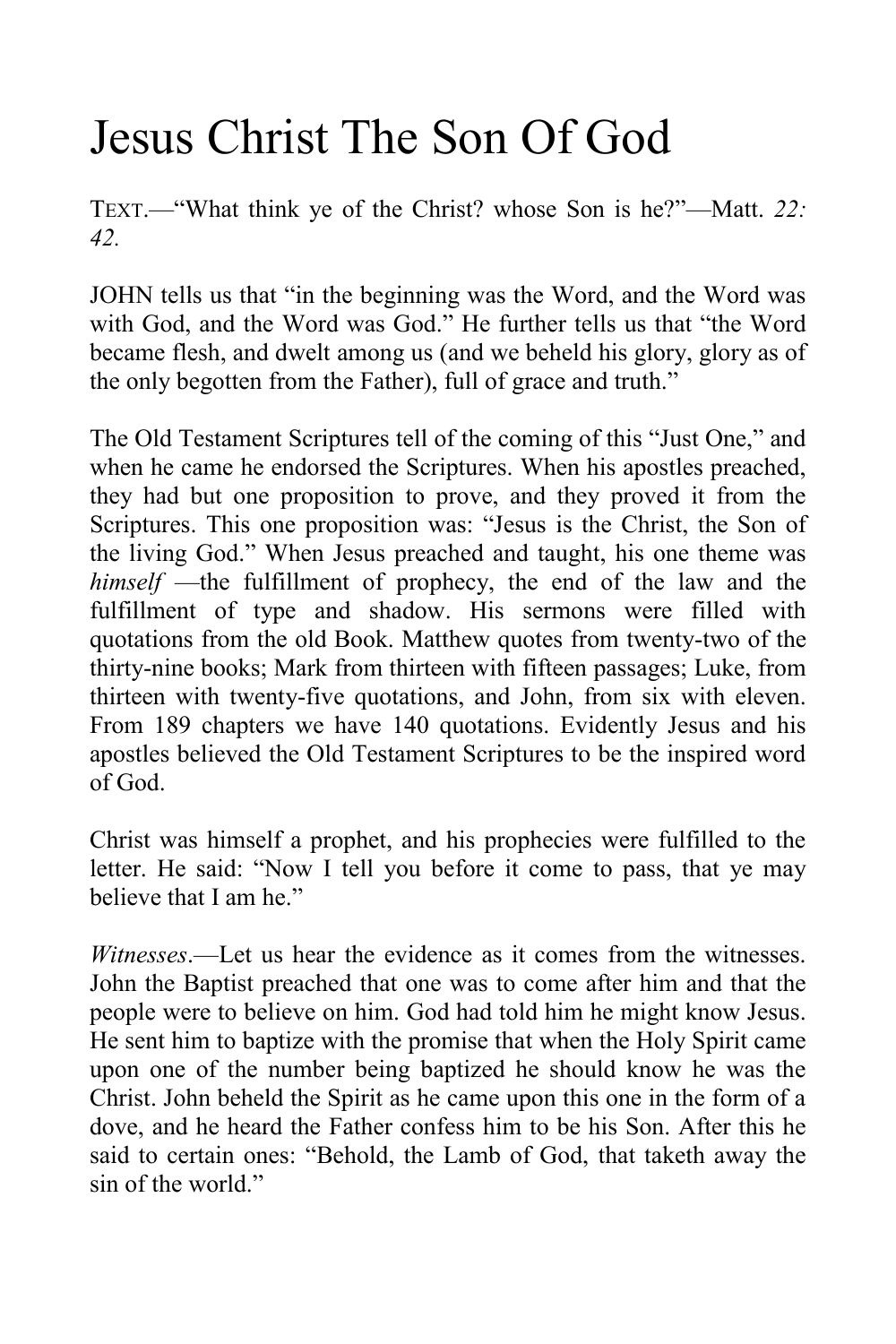# Jesus Christ The Son Of God

TEXT.—“What think ye of the Christ? whose Son is he?”—Matt. *22: 42*.

JOHN tells us that “in the beginning was the Word, and the Word was with God, and the Word was God.” He further tells us that “the Word became flesh, and dwelt among us (and we beheld his glory, glory as of the only begotten from the Father), full of grace and truth.”

The Old Testament Scriptures tell of the coming of this “Just One,” and when he came he endorsed the Scriptures. When his apostles preached, they had but one proposition to prove, and they proved it from the Scriptures. This one proposition was: “Jesus is the Christ, the Son of the living God.” When Jesus preached and taught, his one theme was *himself* —the fulfillment of prophecy, the end of the law and the fulfillment of type and shadow. His sermons were filled with quotations from the old Book. Matthew quotes from twenty-two of the thirty-nine books; Mark from thirteen with fifteen passages; Luke, from thirteen with twenty-five quotations, and John, from six with eleven. From 189 chapters we have 140 quotations. Evidently Jesus and his apostles believed the Old Testament Scriptures to be the inspired word of God.

Christ was himself a prophet, and his prophecies were fulfilled to the letter. He said: “Now I tell you before it come to pass, that ye may believe that I am he.”

*Witnesses*.—Let us hear the evidence as it comes from the witnesses. John the Baptist preached that one was to come after him and that the people were to believe on him. God had told him he might know Jesus. He sent him to baptize with the promise that when the Holy Spirit came upon one of the number being baptized he should know he was the Christ. John beheld the Spirit as he came upon this one in the form of a dove, and he heard the Father confess him to be his Son. After this he said to certain ones: “Behold, the Lamb of God, that taketh away the sin of the world.”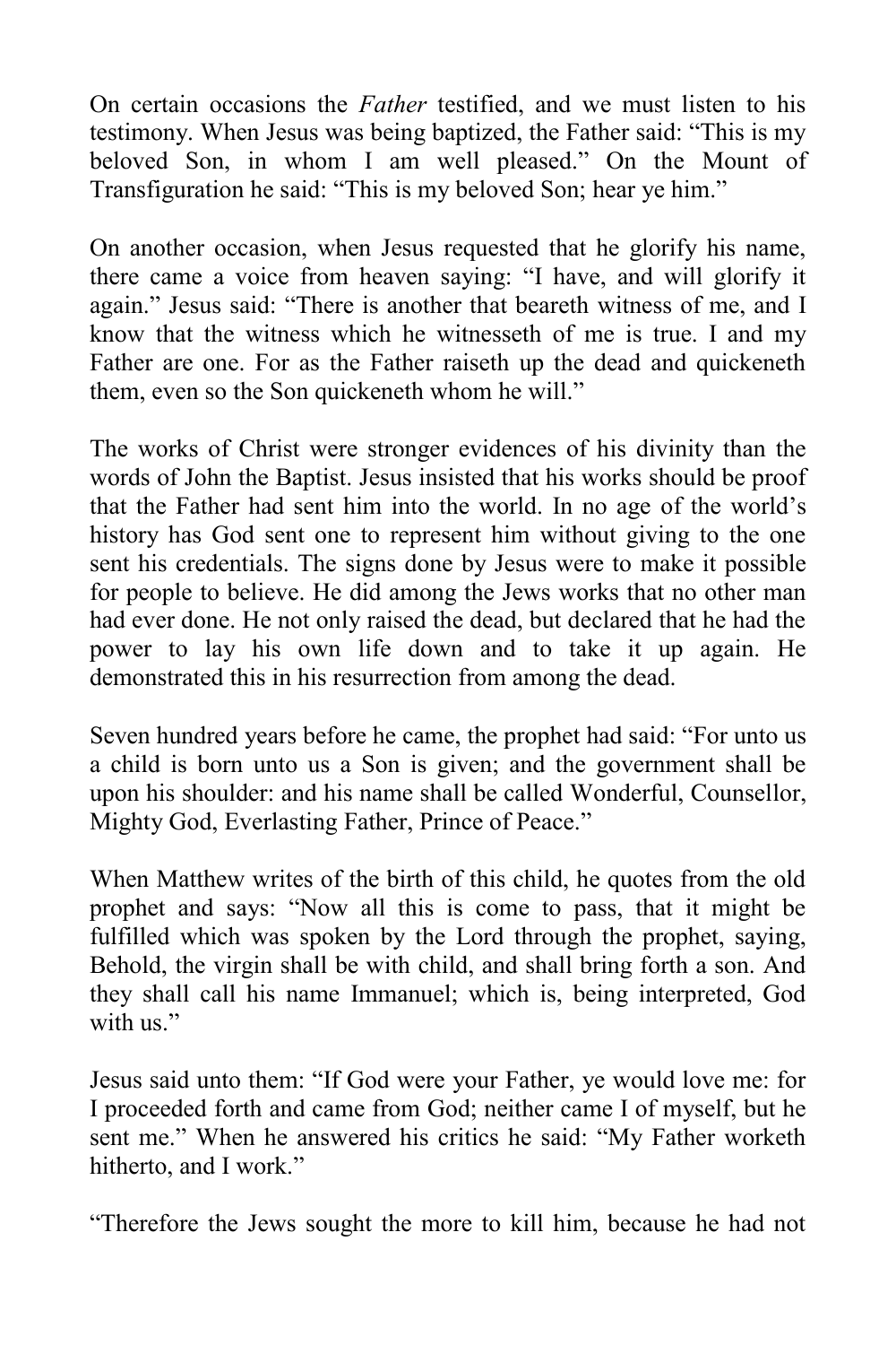On certain occasions the *Father* testified, and we must listen to his testimony. When Jesus was being baptized, the Father said: “This is my beloved Son, in whom I am well pleased.” On the Mount of Transfiguration he said: “This is my beloved Son; hear ye him.”

On another occasion, when Jesus requested that he glorify his name, there came a voice from heaven saying: “I have, and will glorify it again.” Jesus said: “There is another that beareth witness of me, and I know that the witness which he witnesseth of me is true. I and my Father are one. For as the Father raiseth up the dead and quickeneth them, even so the Son quickeneth whom he will.”

The works of Christ were stronger evidences of his divinity than the words of John the Baptist. Jesus insisted that his works should be proof that the Father had sent him into the world. In no age of the world’s history has God sent one to represent him without giving to the one sent his credentials. The signs done by Jesus were to make it possible for people to believe. He did among the Jews works that no other man had ever done. He not only raised the dead, but declared that he had the power to lay his own life down and to take it up again. He demonstrated this in his resurrection from among the dead.

Seven hundred years before he came, the prophet had said: “For unto us a child is born unto us a Son is given; and the government shall be upon his shoulder: and his name shall be called Wonderful, Counsellor, Mighty God, Everlasting Father, Prince of Peace.”

When Matthew writes of the birth of this child, he quotes from the old prophet and says: “Now all this is come to pass, that it might be fulfilled which was spoken by the Lord through the prophet, saying, Behold, the virgin shall be with child, and shall bring forth a son. And they shall call his name Immanuel; which is, being interpreted, God with us.”

Jesus said unto them: “If God were your Father, ye would love me: for I proceeded forth and came from God; neither came I of myself, but he sent me.” When he answered his critics he said: “My Father worketh hitherto, and I work.”

“Therefore the Jews sought the more to kill him, because he had not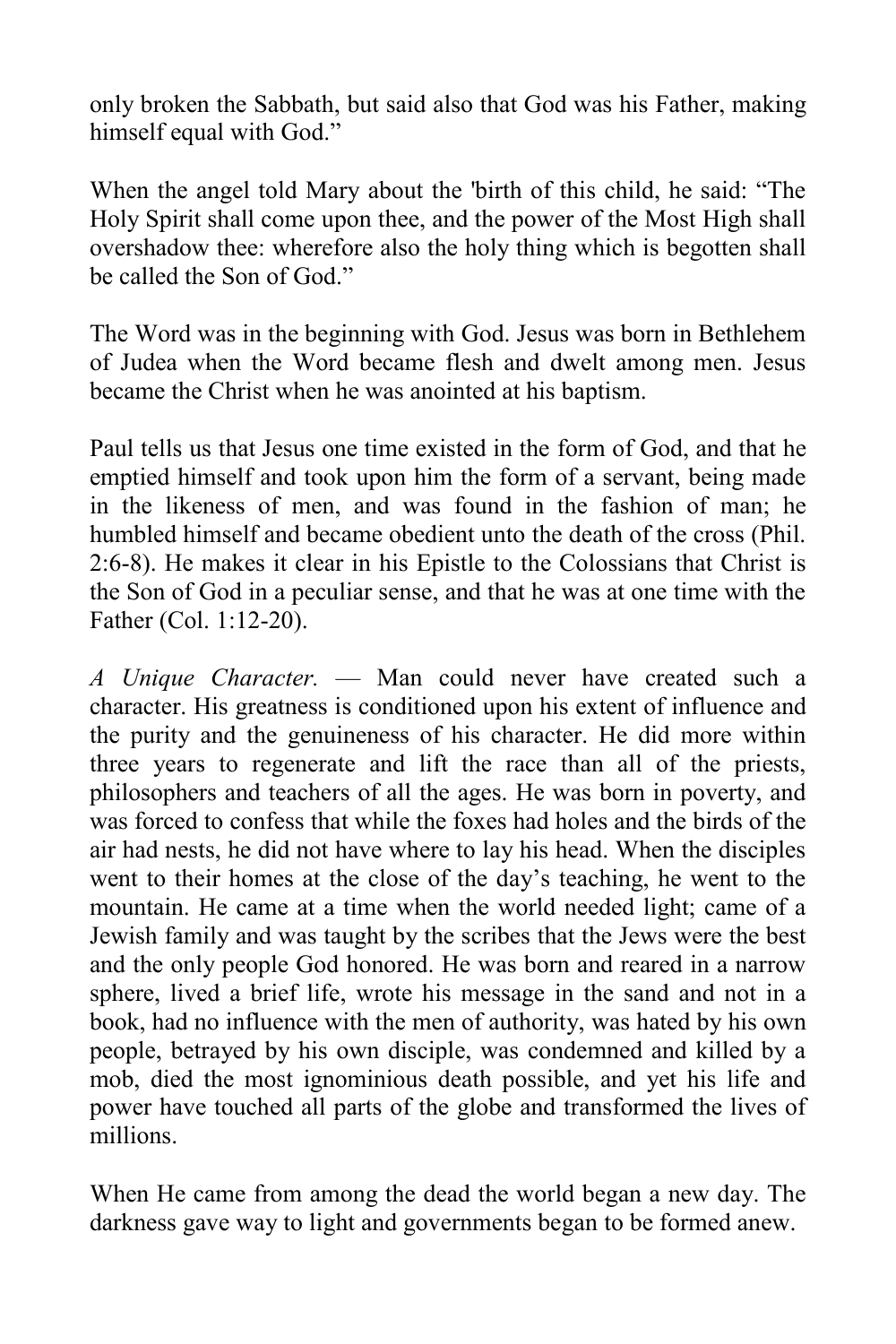only broken the Sabbath, but said also that God was his Father, making himself equal with God."

When the angel told Mary about the 'birth of this child, he said: "The Holy Spirit shall come upon thee, and the power of the Most High shall overshadow thee: wherefore also the holy thing which is begotten shall be called the Son of God."

The Word was in the beginning with God. Jesus was born in Bethlehem of Judea when the Word became flesh and dwelt among men. Jesus became the Christ when he was anointed at his baptism.

Paul tells us that Jesus one time existed in the form of God, and that he emptied himself and took upon him the form of a servant, being made in the likeness of men, and was found in the fashion of man; he humbled himself and became obedient unto the death of the cross (Phil. 2:6-8). He makes it clear in his Epistle to the Colossians that Christ is the Son of God in a peculiar sense, and that he was at one time with the Father (Col. 1:12-20).

*A Unique Character.* — Man could never have created such a character. His greatness is conditioned upon his extent of influence and the purity and the genuineness of his character. He did more within three years to regenerate and lift the race than all of the priests, philosophers and teachers of all the ages. He was born in poverty, and was forced to confess that while the foxes had holes and the birds of the air had nests, he did not have where to lay his head. When the disciples went to their homes at the close of the day's teaching, he went to the mountain. He came at a time when the world needed light; came of a Jewish family and was taught by the scribes that the Jews were the best and the only people God honored. He was born and reared in a narrow sphere, lived a brief life, wrote his message in the sand and not in a book, had no influence with the men of authority, was hated by his own people, betrayed by his own disciple, was condemned and killed by a mob, died the most ignominious death possible, and yet his life and power have touched all parts of the globe and transformed the lives of millions.

When He came from among the dead the world began a new day. The darkness gave way to light and governments began to be formed anew.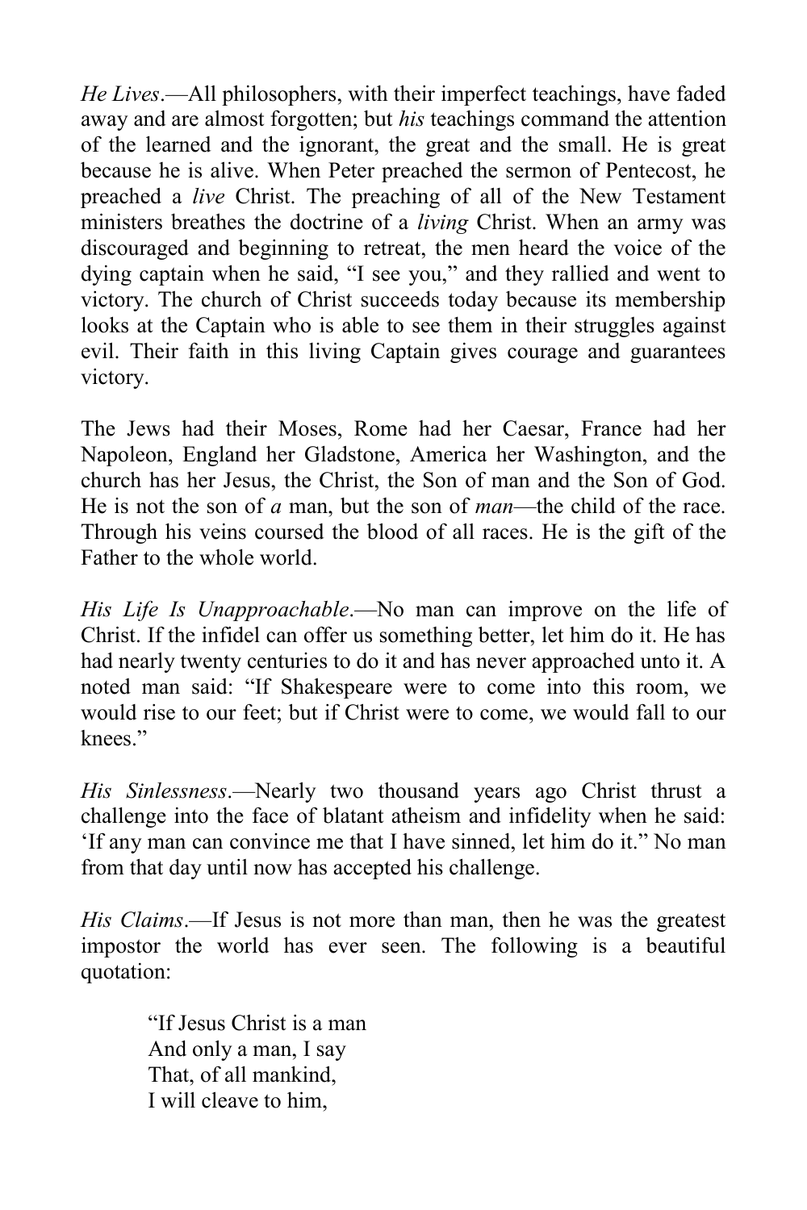*He Lives*.—All philosophers, with their imperfect teachings, have faded away and are almost forgotten; but *his* teachings command the attention of the learned and the ignorant, the great and the small. He is great because he is alive. When Peter preached the sermon of Pentecost, he preached a *live* Christ. The preaching of all of the New Testament ministers breathes the doctrine of a *living* Christ. When an army was discouraged and beginning to retreat, the men heard the voice of the dying captain when he said, "I see you," and they rallied and went to victory. The church of Christ succeeds today because its membership looks at the Captain who is able to see them in their struggles against evil. Their faith in this living Captain gives courage and guarantees victory.

The Jews had their Moses, Rome had her Caesar, France had her Napoleon, England her Gladstone, America her Washington, and the church has her Jesus, the Christ, the Son of man and the Son of God. He is not the son of *a* man, but the son of *man*—the child of the race. Through his veins coursed the blood of all races. He is the gift of the Father to the whole world.

*His Life Is Unapproachable*.—No man can improve on the life of Christ. If the infidel can offer us something better, let him do it. He has had nearly twenty centuries to do it and has never approached unto it. A noted man said: "If Shakespeare were to come into this room, we would rise to our feet; but if Christ were to come, we would fall to our knees."

*His Sinlessness*.—Nearly two thousand years ago Christ thrust a challenge into the face of blatant atheism and infidelity when he said: 'If any man can convince me that I have sinned, let him do it." No man from that day until now has accepted his challenge.

*His Claims*.—If Jesus is not more than man, then he was the greatest impostor the world has ever seen. The following is a beautiful quotation:

> "If Jesus Christ is a man  
> And only a man, I say  
> That, of all mankind,  
> I will cleave to him,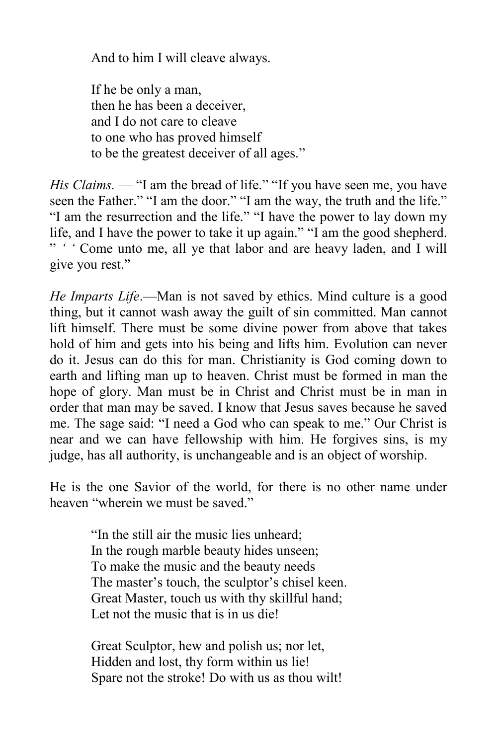And to him I will cleave always.

If he be only a man,
then he has been a deceiver,
and I do not care to cleave
to one who has proved himself
to be the greatest deceiver of all ages."

*His Claims*. — "I am the bread of life." "If you have seen me, you have seen the Father." "I am the door." "I am the way, the truth and the life." "I am the resurrection and the life." "I have the power to lay down my life, and I have the power to take it up again." "I am the good shepherd. " ' ' Come unto me, all ye that labor and are heavy laden, and I will give you rest."

*He Imparts Life*.—Man is not saved by ethics. Mind culture is a good thing, but it cannot wash away the guilt of sin committed. Man cannot lift himself. There must be some divine power from above that takes hold of him and gets into his being and lifts him. Evolution can never do it. Jesus can do this for man. Christianity is God coming down to earth and lifting man up to heaven. Christ must be formed in man the hope of glory. Man must be in Christ and Christ must be in man in order that man may be saved. I know that Jesus saves because he saved me. The sage said: "I need a God who can speak to me." Our Christ is near and we can have fellowship with him. He forgives sins, is my judge, has all authority, is unchangeable and is an object of worship.

He is the one Savior of the world, for there is no other name under heaven "wherein we must be saved."

"In the still air the music lies unheard;
In the rough marble beauty hides unseen;
To make the music and the beauty needs
The master's touch, the sculptor's chisel keen.
Great Master, touch us with thy skillful hand;
Let not the music that is in us die!

Great Sculptor, hew and polish us; nor let,
Hidden and lost, thy form within us lie!
Spare not the stroke! Do with us as thou wilt!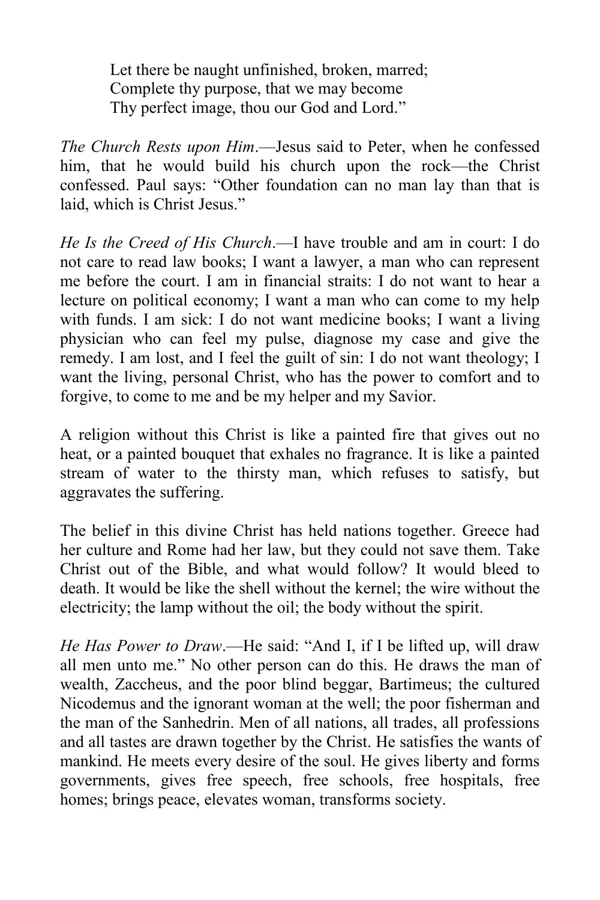> Let there be naught unfinished, broken, marred;
> Complete thy purpose, that we may become
> Thy perfect image, thou our God and Lord."

*The Church Rests upon Him*.—Jesus said to Peter, when he confessed him, that he would build his church upon the rock—the Christ confessed. Paul says: "Other foundation can no man lay than that is laid, which is Christ Jesus."

*He Is the Creed of His Church*.—I have trouble and am in court: I do not care to read law books; I want a lawyer, a man who can represent me before the court. I am in financial straits: I do not want to hear a lecture on political economy; I want a man who can come to my help with funds. I am sick: I do not want medicine books; I want a living physician who can feel my pulse, diagnose my case and give the remedy. I am lost, and I feel the guilt of sin: I do not want theology; I want the living, personal Christ, who has the power to comfort and to forgive, to come to me and be my helper and my Savior.

A religion without this Christ is like a painted fire that gives out no heat, or a painted bouquet that exhales no fragrance. It is like a painted stream of water to the thirsty man, which refuses to satisfy, but aggravates the suffering.

The belief in this divine Christ has held nations together. Greece had her culture and Rome had her law, but they could not save them. Take Christ out of the Bible, and what would follow? It would bleed to death. It would be like the shell without the kernel; the wire without the electricity; the lamp without the oil; the body without the spirit.

*He Has Power to Draw*.—He said: "And I, if I be lifted up, will draw all men unto me." No other person can do this. He draws the man of wealth, Zaccheus, and the poor blind beggar, Bartimeus; the cultured Nicodemus and the ignorant woman at the well; the poor fisherman and the man of the Sanhedrin. Men of all nations, all trades, all professions and all tastes are drawn together by the Christ. He satisfies the wants of mankind. He meets every desire of the soul. He gives liberty and forms governments, gives free speech, free schools, free hospitals, free homes; brings peace, elevates woman, transforms society.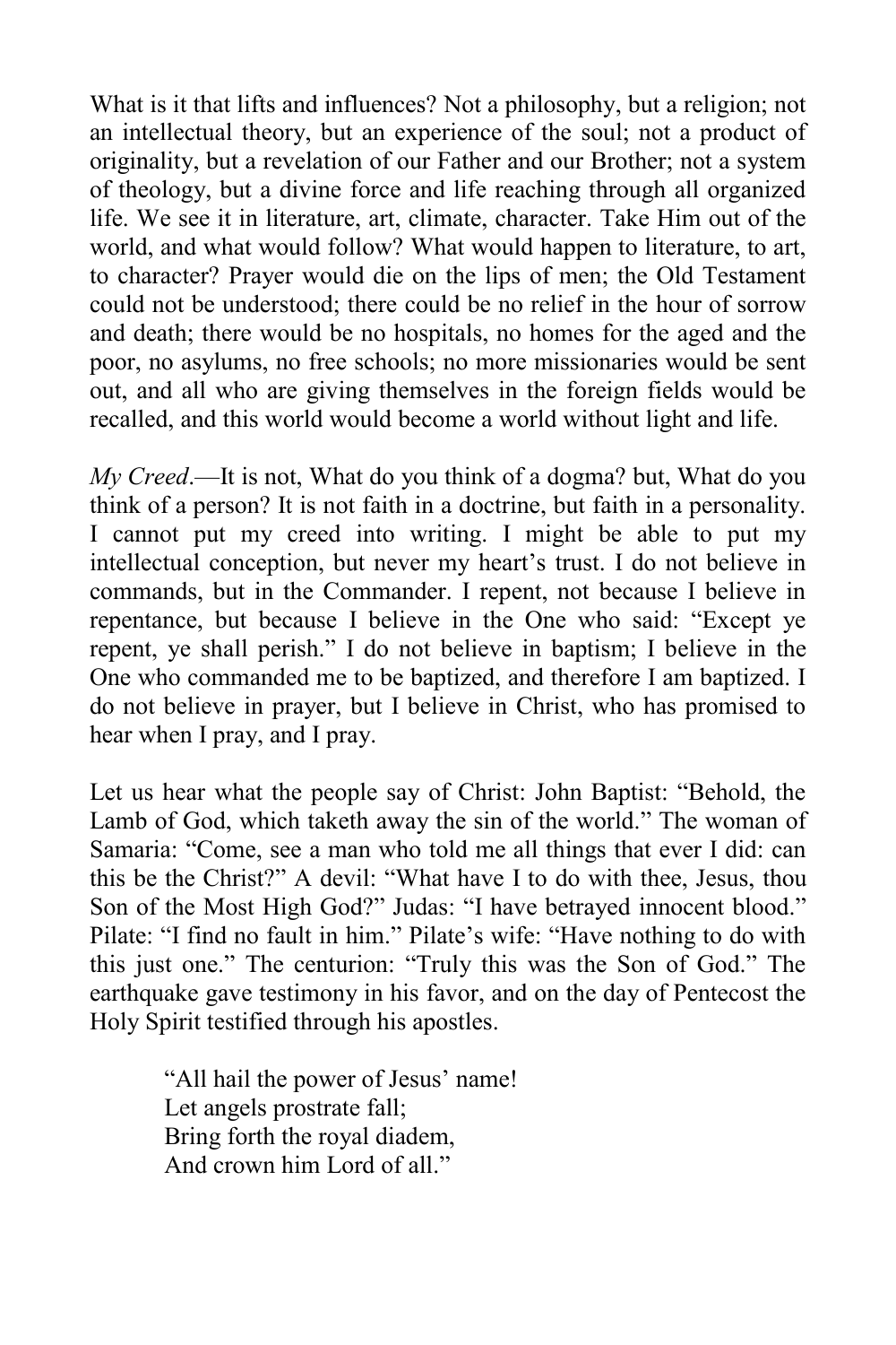What is it that lifts and influences? Not a philosophy, but a religion; not an intellectual theory, but an experience of the soul; not a product of originality, but a revelation of our Father and our Brother; not a system of theology, but a divine force and life reaching through all organized life. We see it in literature, art, climate, character. Take Him out of the world, and what would follow? What would happen to literature, to art, to character? Prayer would die on the lips of men; the Old Testament could not be understood; there could be no relief in the hour of sorrow and death; there would be no hospitals, no homes for the aged and the poor, no asylums, no free schools; no more missionaries would be sent out, and all who are giving themselves in the foreign fields would be recalled, and this world would become a world without light and life.

*My Creed*.—It is not, What do you think of a dogma? but, What do you think of a person? It is not faith in a doctrine, but faith in a personality. I cannot put my creed into writing. I might be able to put my intellectual conception, but never my heart's trust. I do not believe in commands, but in the Commander. I repent, not because I believe in repentance, but because I believe in the One who said: "Except ye repent, ye shall perish." I do not believe in baptism; I believe in the One who commanded me to be baptized, and therefore I am baptized. I do not believe in prayer, but I believe in Christ, who has promised to hear when I pray, and I pray.

Let us hear what the people say of Christ: John Baptist: "Behold, the Lamb of God, which taketh away the sin of the world." The woman of Samaria: "Come, see a man who told me all things that ever I did: can this be the Christ?" A devil: "What have I to do with thee, Jesus, thou Son of the Most High God?" Judas: "I have betrayed innocent blood." Pilate: "I find no fault in him." Pilate's wife: "Have nothing to do with this just one." The centurion: "Truly this was the Son of God." The earthquake gave testimony in his favor, and on the day of Pentecost the Holy Spirit testified through his apostles.

> "All hail the power of Jesus' name!
> Let angels prostrate fall;
> Bring forth the royal diadem,
> And crown him Lord of all."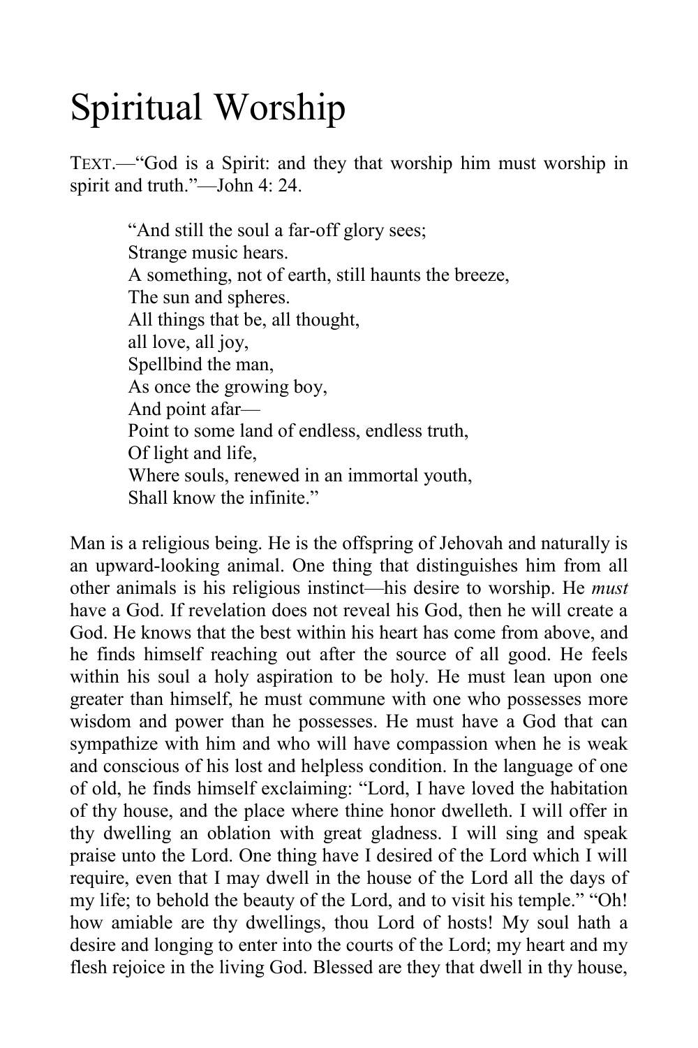# Spiritual Worship

TEXT.—"God is a Spirit: and they that worship him must worship in spirit and truth."—John 4: 24.

> "And still the soul a far-off glory sees;
> Strange music hears.
> A something, not of earth, still haunts the breeze,
> The sun and spheres.
> All things that be, all thought,
> all love, all joy,
> Spellbind the man,
> As once the growing boy,
> And point afar—
> Point to some land of endless, endless truth,
> Of light and life,
> Where souls, renewed in an immortal youth,
> Shall know the infinite."

Man is a religious being. He is the offspring of Jehovah and naturally is an upward-looking animal. One thing that distinguishes him from all other animals is his religious instinct—his desire to worship. He *must* have a God. If revelation does not reveal his God, then he will create a God. He knows that the best within his heart has come from above, and he finds himself reaching out after the source of all good. He feels within his soul a holy aspiration to be holy. He must lean upon one greater than himself, he must commune with one who possesses more wisdom and power than he possesses. He must have a God that can sympathize with him and who will have compassion when he is weak and conscious of his lost and helpless condition. In the language of one of old, he finds himself exclaiming: "Lord, I have loved the habitation of thy house, and the place where thine honor dwelleth. I will offer in thy dwelling an oblation with great gladness. I will sing and speak praise unto the Lord. One thing have I desired of the Lord which I will require, even that I may dwell in the house of the Lord all the days of my life; to behold the beauty of the Lord, and to visit his temple." "Oh! how amiable are thy dwellings, thou Lord of hosts! My soul hath a desire and longing to enter into the courts of the Lord; my heart and my flesh rejoice in the living God. Blessed are they that dwell in thy house,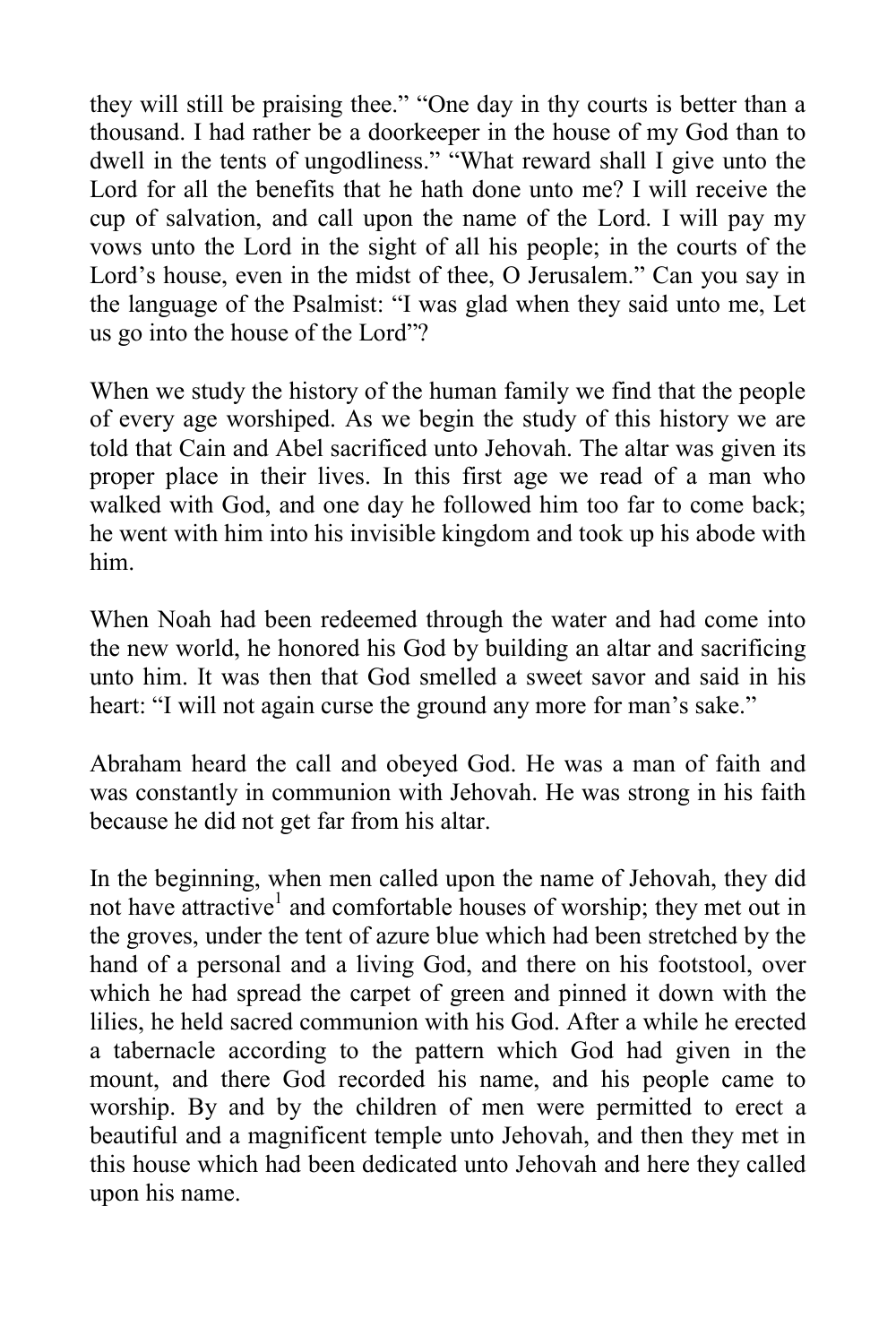they will still be praising thee." "One day in thy courts is better than a thousand. I had rather be a doorkeeper in the house of my God than to dwell in the tents of ungodliness." "What reward shall I give unto the Lord for all the benefits that he hath done unto me? I will receive the cup of salvation, and call upon the name of the Lord. I will pay my vows unto the Lord in the sight of all his people; in the courts of the Lord's house, even in the midst of thee, O Jerusalem." Can you say in the language of the Psalmist: "I was glad when they said unto me, Let us go into the house of the Lord"?

When we study the history of the human family we find that the people of every age worshiped. As we begin the study of this history we are told that Cain and Abel sacrificed unto Jehovah. The altar was given its proper place in their lives. In this first age we read of a man who walked with God, and one day he followed him too far to come back; he went with him into his invisible kingdom and took up his abode with him.

When Noah had been redeemed through the water and had come into the new world, he honored his God by building an altar and sacrificing unto him. It was then that God smelled a sweet savor and said in his heart: "I will not again curse the ground any more for man's sake."

Abraham heard the call and obeyed God. He was a man of faith and was constantly in communion with Jehovah. He was strong in his faith because he did not get far from his altar.

In the beginning, when men called upon the name of Jehovah, they did not have attractive[1] and comfortable houses of worship; they met out in the groves, under the tent of azure blue which had been stretched by the hand of a personal and a living God, and there on his footstool, over which he had spread the carpet of green and pinned it down with the lilies, he held sacred communion with his God. After a while he erected a tabernacle according to the pattern which God had given in the mount, and there God recorded his name, and his people came to worship. By and by the children of men were permitted to erect a beautiful and a magnificent temple unto Jehovah, and then they met in this house which had been dedicated unto Jehovah and here they called upon his name.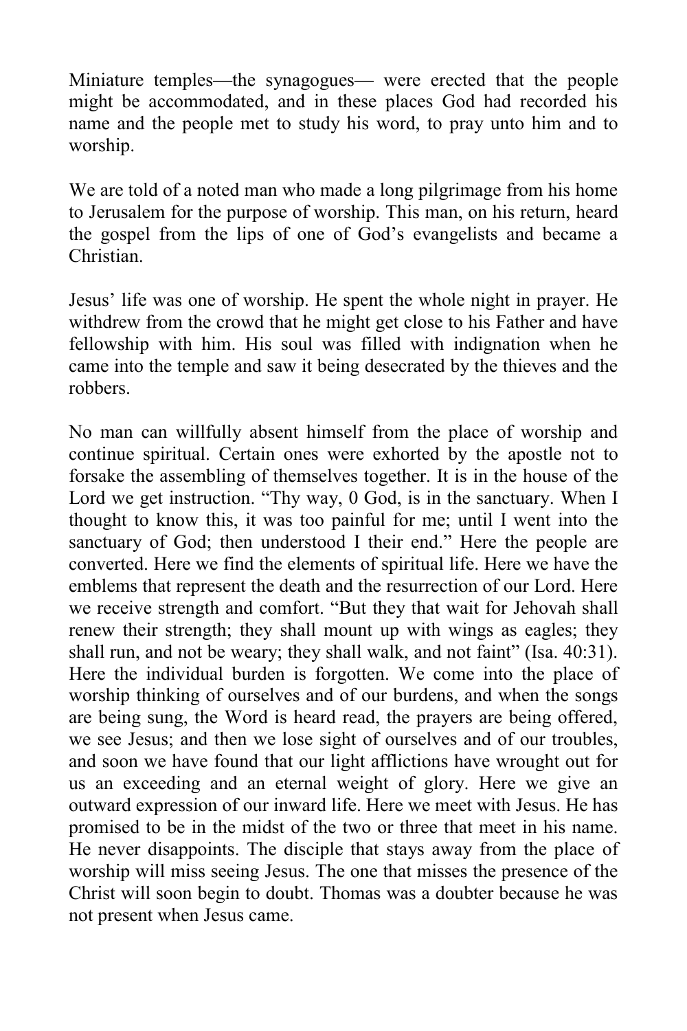Miniature temples—the synagogues— were erected that the people might be accommodated, and in these places God had recorded his name and the people met to study his word, to pray unto him and to worship.

We are told of a noted man who made a long pilgrimage from his home to Jerusalem for the purpose of worship. This man, on his return, heard the gospel from the lips of one of God's evangelists and became a Christian.

Jesus' life was one of worship. He spent the whole night in prayer. He withdrew from the crowd that he might get close to his Father and have fellowship with him. His soul was filled with indignation when he came into the temple and saw it being desecrated by the thieves and the robbers.

No man can willfully absent himself from the place of worship and continue spiritual. Certain ones were exhorted by the apostle not to forsake the assembling of themselves together. It is in the house of the Lord we get instruction. "Thy way, 0 God, is in the sanctuary. When I thought to know this, it was too painful for me; until I went into the sanctuary of God; then understood I their end." Here the people are converted. Here we find the elements of spiritual life. Here we have the emblems that represent the death and the resurrection of our Lord. Here we receive strength and comfort. "But they that wait for Jehovah shall renew their strength; they shall mount up with wings as eagles; they shall run, and not be weary; they shall walk, and not faint" (Isa. 40:31). Here the individual burden is forgotten. We come into the place of worship thinking of ourselves and of our burdens, and when the songs are being sung, the Word is heard read, the prayers are being offered, we see Jesus; and then we lose sight of ourselves and of our troubles, and soon we have found that our light afflictions have wrought out for us an exceeding and an eternal weight of glory. Here we give an outward expression of our inward life. Here we meet with Jesus. He has promised to be in the midst of the two or three that meet in his name. He never disappoints. The disciple that stays away from the place of worship will miss seeing Jesus. The one that misses the presence of the Christ will soon begin to doubt. Thomas was a doubter because he was not present when Jesus came.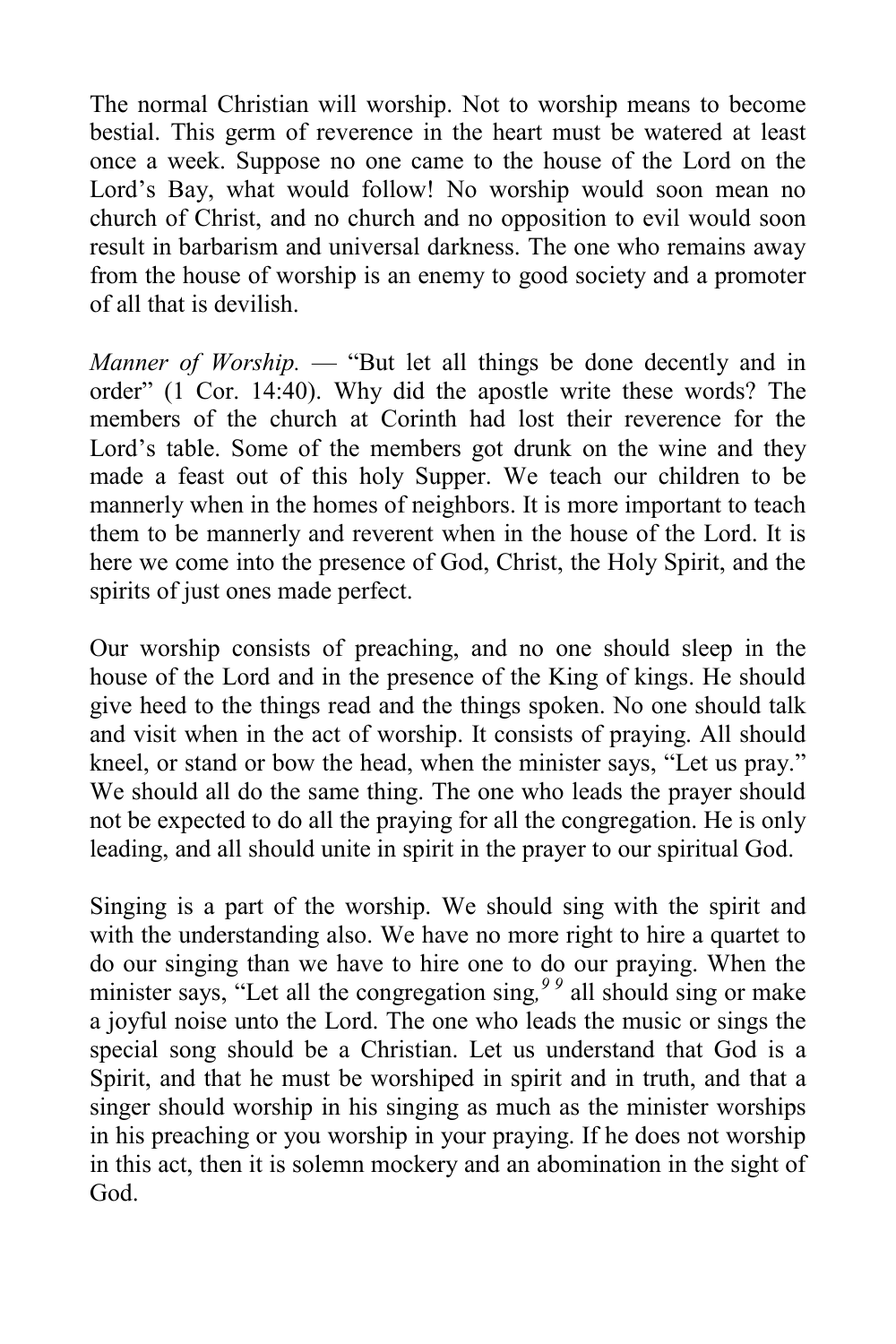The normal Christian will worship. Not to worship means to become bestial. This germ of reverence in the heart must be watered at least once a week. Suppose no one came to the house of the Lord on the Lord's Bay, what would follow! No worship would soon mean no church of Christ, and no church and no opposition to evil would soon result in barbarism and universal darkness. The one who remains away from the house of worship is an enemy to good society and a promoter of all that is devilish.

*Manner of Worship.* — "But let all things be done decently and in order" (1 Cor. 14:40). Why did the apostle write these words? The members of the church at Corinth had lost their reverence for the Lord's table. Some of the members got drunk on the wine and they made a feast out of this holy Supper. We teach our children to be mannerly when in the homes of neighbors. It is more important to teach them to be mannerly and reverent when in the house of the Lord. It is here we come into the presence of God, Christ, the Holy Spirit, and the spirits of just ones made perfect.

Our worship consists of preaching, and no one should sleep in the house of the Lord and in the presence of the King of kings. He should give heed to the things read and the things spoken. No one should talk and visit when in the act of worship. It consists of praying. All should kneel, or stand or bow the head, when the minister says, "Let us pray." We should all do the same thing. The one who leads the prayer should not be expected to do all the praying for all the congregation. He is only leading, and all should unite in spirit in the prayer to our spiritual God.

Singing is a part of the worship. We should sing with the spirit and with the understanding also. We have no more right to hire a quartet to do our singing than we have to hire one to do our praying. When the minister says, "Let all the congregation sing,*9 9* all should sing or make a joyful noise unto the Lord. The one who leads the music or sings the special song should be a Christian. Let us understand that God is a Spirit, and that he must be worshiped in spirit and in truth, and that a singer should worship in his singing as much as the minister worships in his preaching or you worship in your praying. If he does not worship in this act, then it is solemn mockery and an abomination in the sight of God.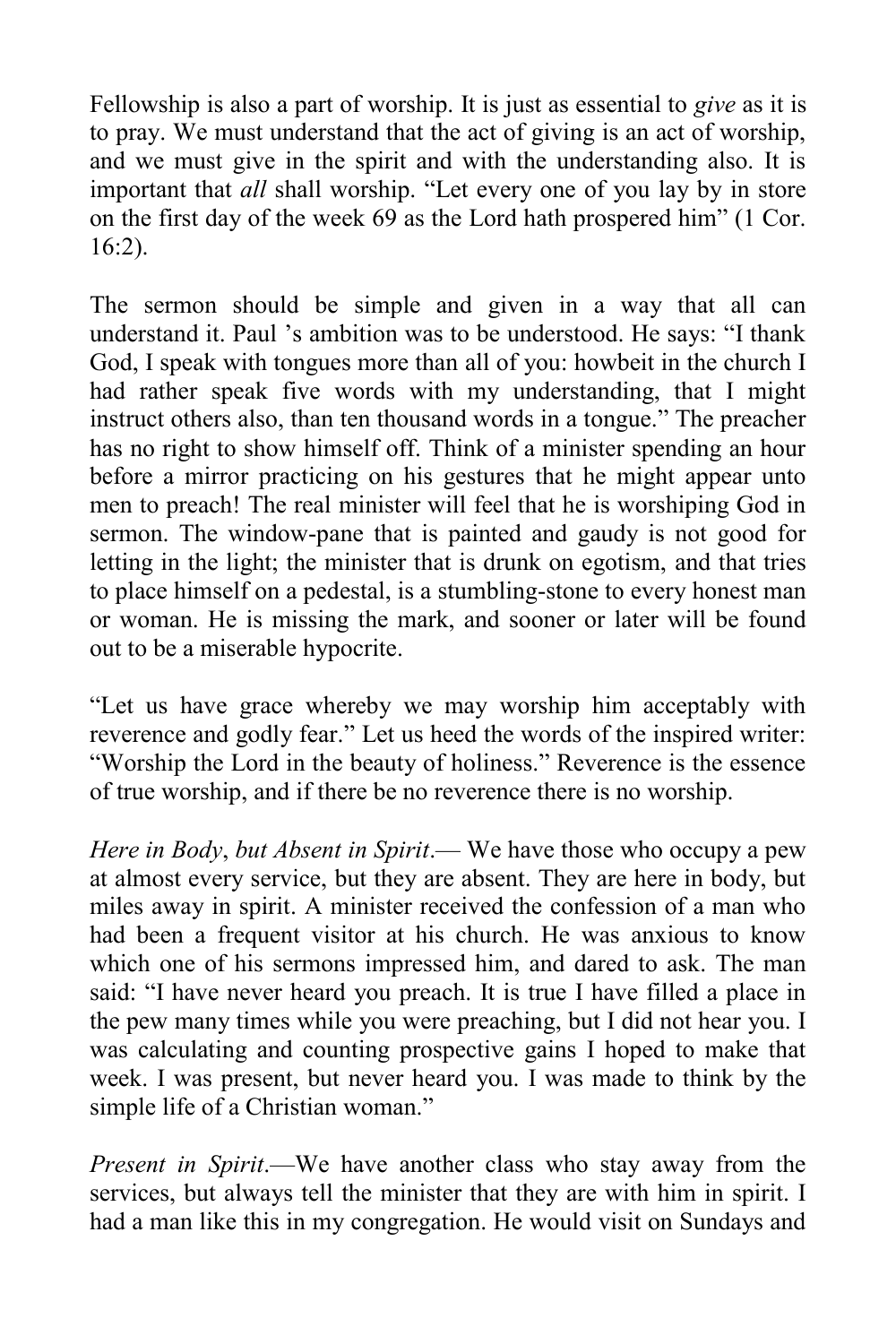Fellowship is also a part of worship. It is just as essential to *give* as it is to pray. We must understand that the act of giving is an act of worship, and we must give in the spirit and with the understanding also. It is important that *all* shall worship. “Let every one of you lay by in store on the first day of the week 69 as the Lord hath prospered him” (1 Cor. 16:2).

The sermon should be simple and given in a way that all can understand it. Paul ’s ambition was to be understood. He says: “I thank God, I speak with tongues more than all of you: howbeit in the church I had rather speak five words with my understanding, that I might instruct others also, than ten thousand words in a tongue.” The preacher has no right to show himself off. Think of a minister spending an hour before a mirror practicing on his gestures that he might appear unto men to preach! The real minister will feel that he is worshiping God in sermon. The window-pane that is painted and gaudy is not good for letting in the light; the minister that is drunk on egotism, and that tries to place himself on a pedestal, is a stumbling-stone to every honest man or woman. He is missing the mark, and sooner or later will be found out to be a miserable hypocrite.

“Let us have grace whereby we may worship him acceptably with reverence and godly fear.” Let us heed the words of the inspired writer: “Worship the Lord in the beauty of holiness.” Reverence is the essence of true worship, and if there be no reverence there is no worship.

*Here in Body*, *but Absent in Spirit*.— We have those who occupy a pew at almost every service, but they are absent. They are here in body, but miles away in spirit. A minister received the confession of a man who had been a frequent visitor at his church. He was anxious to know which one of his sermons impressed him, and dared to ask. The man said: “I have never heard you preach. It is true I have filled a place in the pew many times while you were preaching, but I did not hear you. I was calculating and counting prospective gains I hoped to make that week. I was present, but never heard you. I was made to think by the simple life of a Christian woman.”

*Present in Spirit*.—We have another class who stay away from the services, but always tell the minister that they are with him in spirit. I had a man like this in my congregation. He would visit on Sundays and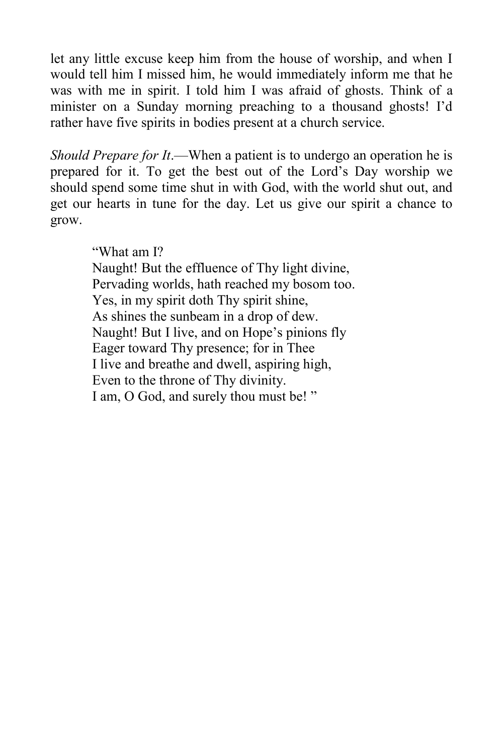let any little excuse keep him from the house of worship, and when I would tell him I missed him, he would immediately inform me that he was with me in spirit. I told him I was afraid of ghosts. Think of a minister on a Sunday morning preaching to a thousand ghosts! I'd rather have five spirits in bodies present at a church service.

*Should Prepare for It*.—When a patient is to undergo an operation he is prepared for it. To get the best out of the Lord's Day worship we should spend some time shut in with God, with the world shut out, and get our hearts in tune for the day. Let us give our spirit a chance to grow.

> "What am I?
> Naught! But the effluence of Thy light divine,
> Pervading worlds, hath reached my bosom too.
> Yes, in my spirit doth Thy spirit shine,
> As shines the sunbeam in a drop of dew.
> Naught! But I live, and on Hope's pinions fly
> Eager toward Thy presence; for in Thee
> I live and breathe and dwell, aspiring high,
> Even to the throne of Thy divinity.
> I am, O God, and surely thou must be! "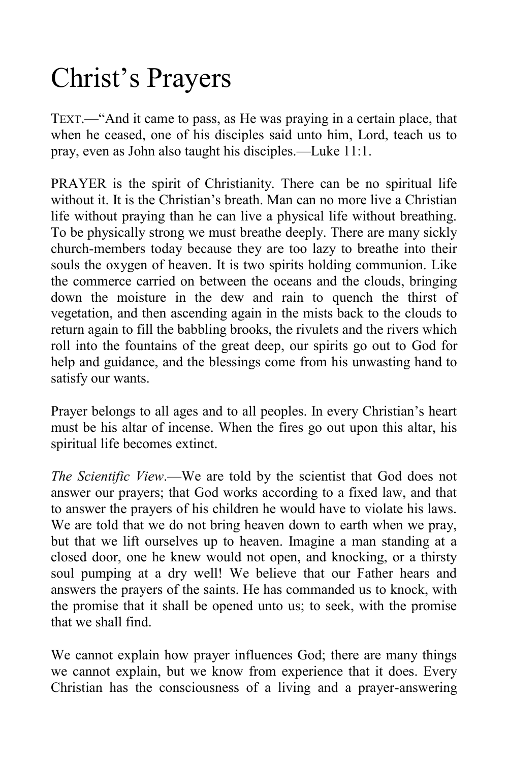# Christ's Prayers

TEXT.—"And it came to pass, as He was praying in a certain place, that when he ceased, one of his disciples said unto him, Lord, teach us to pray, even as John also taught his disciples.—Luke 11:1.

PRAYER is the spirit of Christianity. There can be no spiritual life without it. It is the Christian's breath. Man can no more live a Christian life without praying than he can live a physical life without breathing. To be physically strong we must breathe deeply. There are many sickly church-members today because they are too lazy to breathe into their souls the oxygen of heaven. It is two spirits holding communion. Like the commerce carried on between the oceans and the clouds, bringing down the moisture in the dew and rain to quench the thirst of vegetation, and then ascending again in the mists back to the clouds to return again to fill the babbling brooks, the rivulets and the rivers which roll into the fountains of the great deep, our spirits go out to God for help and guidance, and the blessings come from his unwasting hand to satisfy our wants.

Prayer belongs to all ages and to all peoples. In every Christian's heart must be his altar of incense. When the fires go out upon this altar, his spiritual life becomes extinct.

*The Scientific View*.—We are told by the scientist that God does not answer our prayers; that God works according to a fixed law, and that to answer the prayers of his children he would have to violate his laws. We are told that we do not bring heaven down to earth when we pray, but that we lift ourselves up to heaven. Imagine a man standing at a closed door, one he knew would not open, and knocking, or a thirsty soul pumping at a dry well! We believe that our Father hears and answers the prayers of the saints. He has commanded us to knock, with the promise that it shall be opened unto us; to seek, with the promise that we shall find.

We cannot explain how prayer influences God; there are many things we cannot explain, but we know from experience that it does. Every Christian has the consciousness of a living and a prayer-answering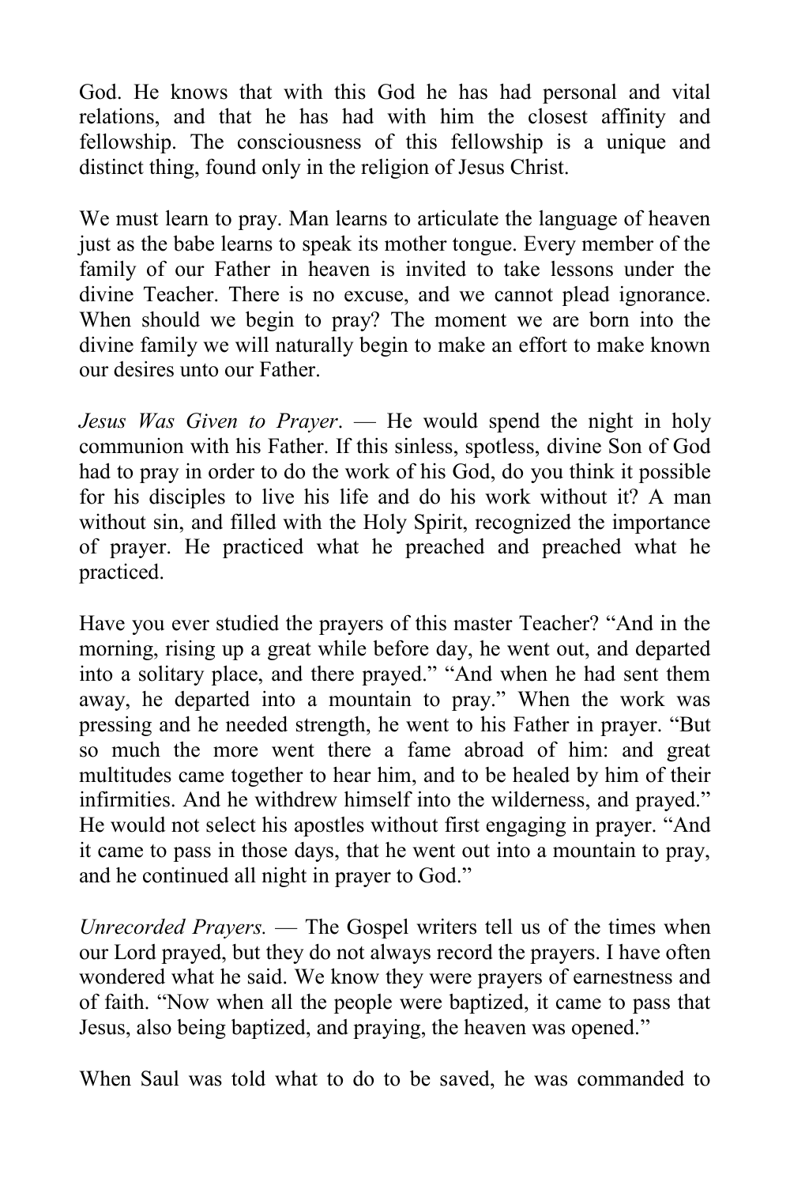God. He knows that with this God he has had personal and vital relations, and that he has had with him the closest affinity and fellowship. The consciousness of this fellowship is a unique and distinct thing, found only in the religion of Jesus Christ.

We must learn to pray. Man learns to articulate the language of heaven just as the babe learns to speak its mother tongue. Every member of the family of our Father in heaven is invited to take lessons under the divine Teacher. There is no excuse, and we cannot plead ignorance. When should we begin to pray? The moment we are born into the divine family we will naturally begin to make an effort to make known our desires unto our Father.

*Jesus Was Given to Prayer*. — He would spend the night in holy communion with his Father. If this sinless, spotless, divine Son of God had to pray in order to do the work of his God, do you think it possible for his disciples to live his life and do his work without it? A man without sin, and filled with the Holy Spirit, recognized the importance of prayer. He practiced what he preached and preached what he practiced.

Have you ever studied the prayers of this master Teacher? "And in the morning, rising up a great while before day, he went out, and departed into a solitary place, and there prayed." "And when he had sent them away, he departed into a mountain to pray." When the work was pressing and he needed strength, he went to his Father in prayer. "But so much the more went there a fame abroad of him: and great multitudes came together to hear him, and to be healed by him of their infirmities. And he withdrew himself into the wilderness, and prayed." He would not select his apostles without first engaging in prayer. "And it came to pass in those days, that he went out into a mountain to pray, and he continued all night in prayer to God."

*Unrecorded Prayers.* — The Gospel writers tell us of the times when our Lord prayed, but they do not always record the prayers. I have often wondered what he said. We know they were prayers of earnestness and of faith. "Now when all the people were baptized, it came to pass that Jesus, also being baptized, and praying, the heaven was opened."

When Saul was told what to do to be saved, he was commanded to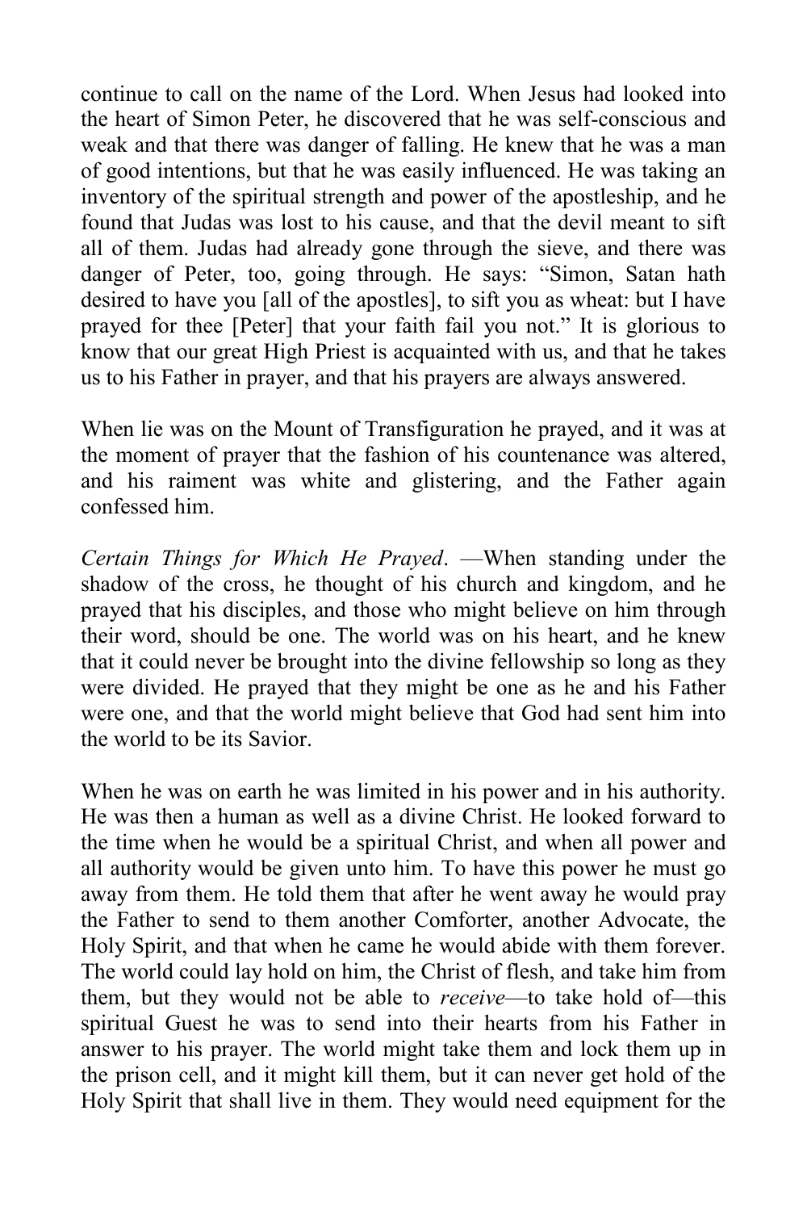continue to call on the name of the Lord. When Jesus had looked into the heart of Simon Peter, he discovered that he was self-conscious and weak and that there was danger of falling. He knew that he was a man of good intentions, but that he was easily influenced. He was taking an inventory of the spiritual strength and power of the apostleship, and he found that Judas was lost to his cause, and that the devil meant to sift all of them. Judas had already gone through the sieve, and there was danger of Peter, too, going through. He says: "Simon, Satan hath desired to have you [all of the apostles], to sift you as wheat: but I have prayed for thee [Peter] that your faith fail you not." It is glorious to know that our great High Priest is acquainted with us, and that he takes us to his Father in prayer, and that his prayers are always answered.

When lie was on the Mount of Transfiguration he prayed, and it was at the moment of prayer that the fashion of his countenance was altered, and his raiment was white and glistering, and the Father again confessed him.

*Certain Things for Which He Prayed*. —When standing under the shadow of the cross, he thought of his church and kingdom, and he prayed that his disciples, and those who might believe on him through their word, should be one. The world was on his heart, and he knew that it could never be brought into the divine fellowship so long as they were divided. He prayed that they might be one as he and his Father were one, and that the world might believe that God had sent him into the world to be its Savior.

When he was on earth he was limited in his power and in his authority. He was then a human as well as a divine Christ. He looked forward to the time when he would be a spiritual Christ, and when all power and all authority would be given unto him. To have this power he must go away from them. He told them that after he went away he would pray the Father to send to them another Comforter, another Advocate, the Holy Spirit, and that when he came he would abide with them forever. The world could lay hold on him, the Christ of flesh, and take him from them, but they would not be able to *receive*—to take hold of—this spiritual Guest he was to send into their hearts from his Father in answer to his prayer. The world might take them and lock them up in the prison cell, and it might kill them, but it can never get hold of the Holy Spirit that shall live in them. They would need equipment for the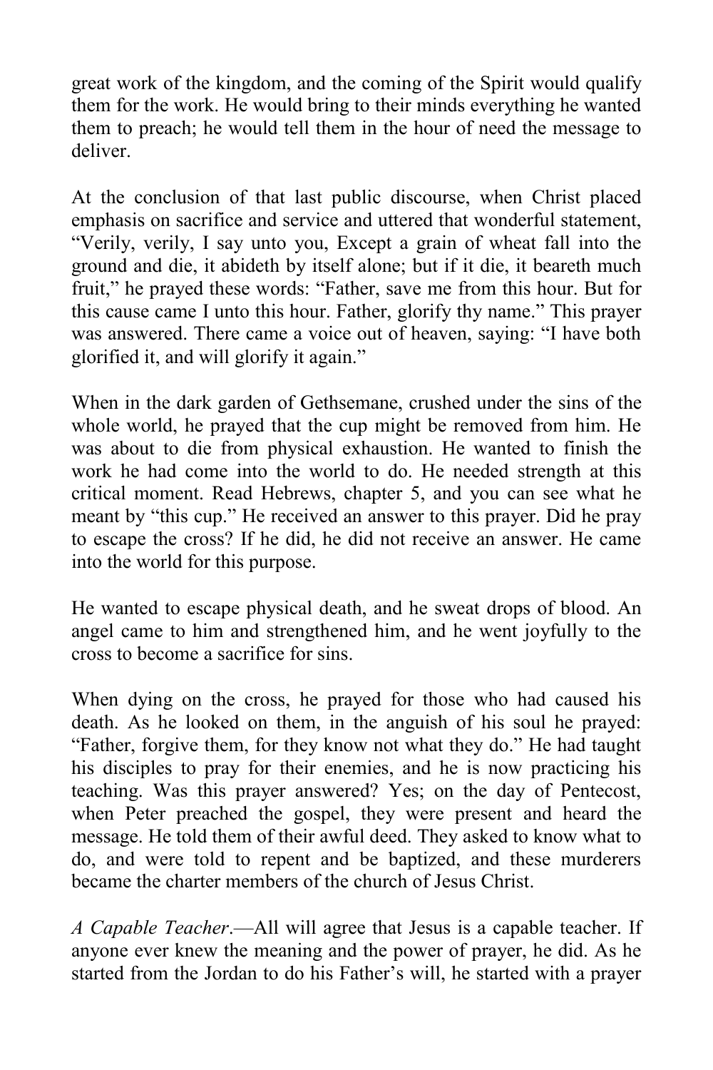great work of the kingdom, and the coming of the Spirit would qualify them for the work. He would bring to their minds everything he wanted them to preach; he would tell them in the hour of need the message to deliver.

At the conclusion of that last public discourse, when Christ placed emphasis on sacrifice and service and uttered that wonderful statement, "Verily, verily, I say unto you, Except a grain of wheat fall into the ground and die, it abideth by itself alone; but if it die, it beareth much fruit," he prayed these words: "Father, save me from this hour. But for this cause came I unto this hour. Father, glorify thy name." This prayer was answered. There came a voice out of heaven, saying: "I have both glorified it, and will glorify it again."

When in the dark garden of Gethsemane, crushed under the sins of the whole world, he prayed that the cup might be removed from him. He was about to die from physical exhaustion. He wanted to finish the work he had come into the world to do. He needed strength at this critical moment. Read Hebrews, chapter 5, and you can see what he meant by "this cup." He received an answer to this prayer. Did he pray to escape the cross? If he did, he did not receive an answer. He came into the world for this purpose.

He wanted to escape physical death, and he sweat drops of blood. An angel came to him and strengthened him, and he went joyfully to the cross to become a sacrifice for sins.

When dying on the cross, he prayed for those who had caused his death. As he looked on them, in the anguish of his soul he prayed: "Father, forgive them, for they know not what they do." He had taught his disciples to pray for their enemies, and he is now practicing his teaching. Was this prayer answered? Yes; on the day of Pentecost, when Peter preached the gospel, they were present and heard the message. He told them of their awful deed. They asked to know what to do, and were told to repent and be baptized, and these murderers became the charter members of the church of Jesus Christ.

*A Capable Teacher*.—All will agree that Jesus is a capable teacher. If anyone ever knew the meaning and the power of prayer, he did. As he started from the Jordan to do his Father's will, he started with a prayer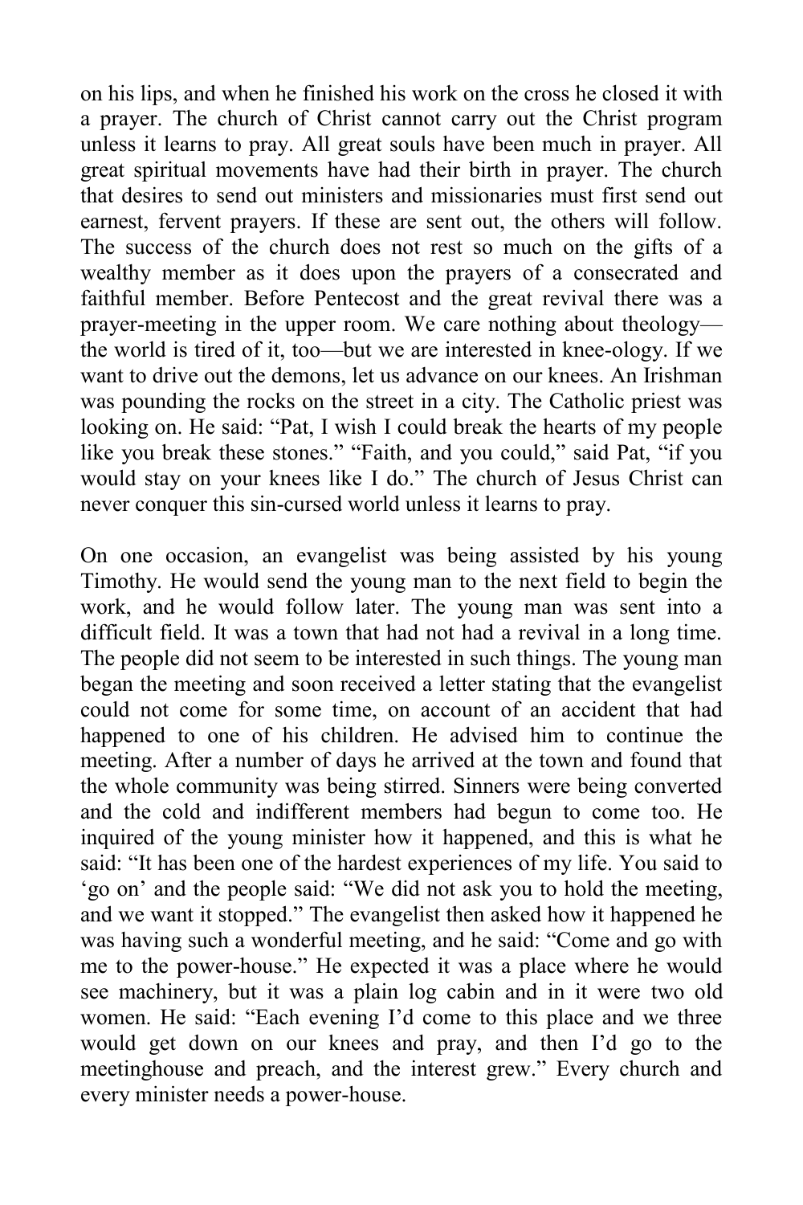on his lips, and when he finished his work on the cross he closed it with a prayer. The church of Christ cannot carry out the Christ program unless it learns to pray. All great souls have been much in prayer. All great spiritual movements have had their birth in prayer. The church that desires to send out ministers and missionaries must first send out earnest, fervent prayers. If these are sent out, the others will follow. The success of the church does not rest so much on the gifts of a wealthy member as it does upon the prayers of a consecrated and faithful member. Before Pentecost and the great revival there was a prayer-meeting in the upper room. We care nothing about theology—the world is tired of it, too—but we are interested in knee-ology. If we want to drive out the demons, let us advance on our knees. An Irishman was pounding the rocks on the street in a city. The Catholic priest was looking on. He said: "Pat, I wish I could break the hearts of my people like you break these stones." "Faith, and you could," said Pat, "if you would stay on your knees like I do." The church of Jesus Christ can never conquer this sin-cursed world unless it learns to pray.

On one occasion, an evangelist was being assisted by his young Timothy. He would send the young man to the next field to begin the work, and he would follow later. The young man was sent into a difficult field. It was a town that had not had a revival in a long time. The people did not seem to be interested in such things. The young man began the meeting and soon received a letter stating that the evangelist could not come for some time, on account of an accident that had happened to one of his children. He advised him to continue the meeting. After a number of days he arrived at the town and found that the whole community was being stirred. Sinners were being converted and the cold and indifferent members had begun to come too. He inquired of the young minister how it happened, and this is what he said: "It has been one of the hardest experiences of my life. You said to 'go on' and the people said: "We did not ask you to hold the meeting, and we want it stopped." The evangelist then asked how it happened he was having such a wonderful meeting, and he said: "Come and go with me to the power-house." He expected it was a place where he would see machinery, but it was a plain log cabin and in it were two old women. He said: "Each evening I'd come to this place and we three would get down on our knees and pray, and then I'd go to the meetinghouse and preach, and the interest grew." Every church and every minister needs a power-house.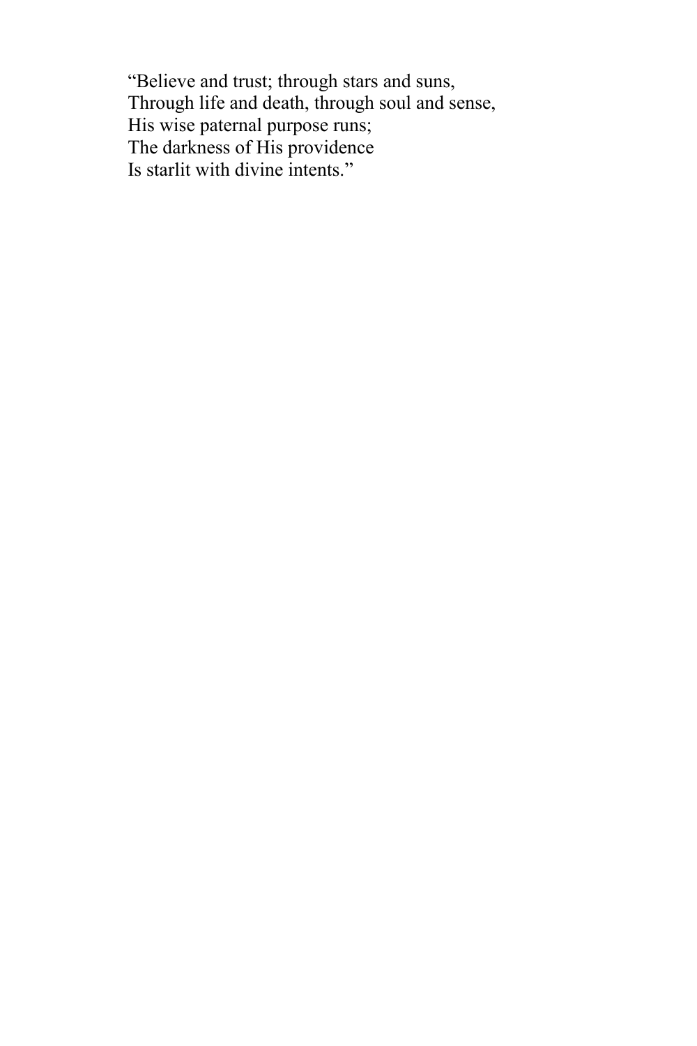"Believe and trust; through stars and suns,  
Through life and death, through soul and sense,  
His wise paternal purpose runs;  
The darkness of His providence  
Is starlit with divine intents."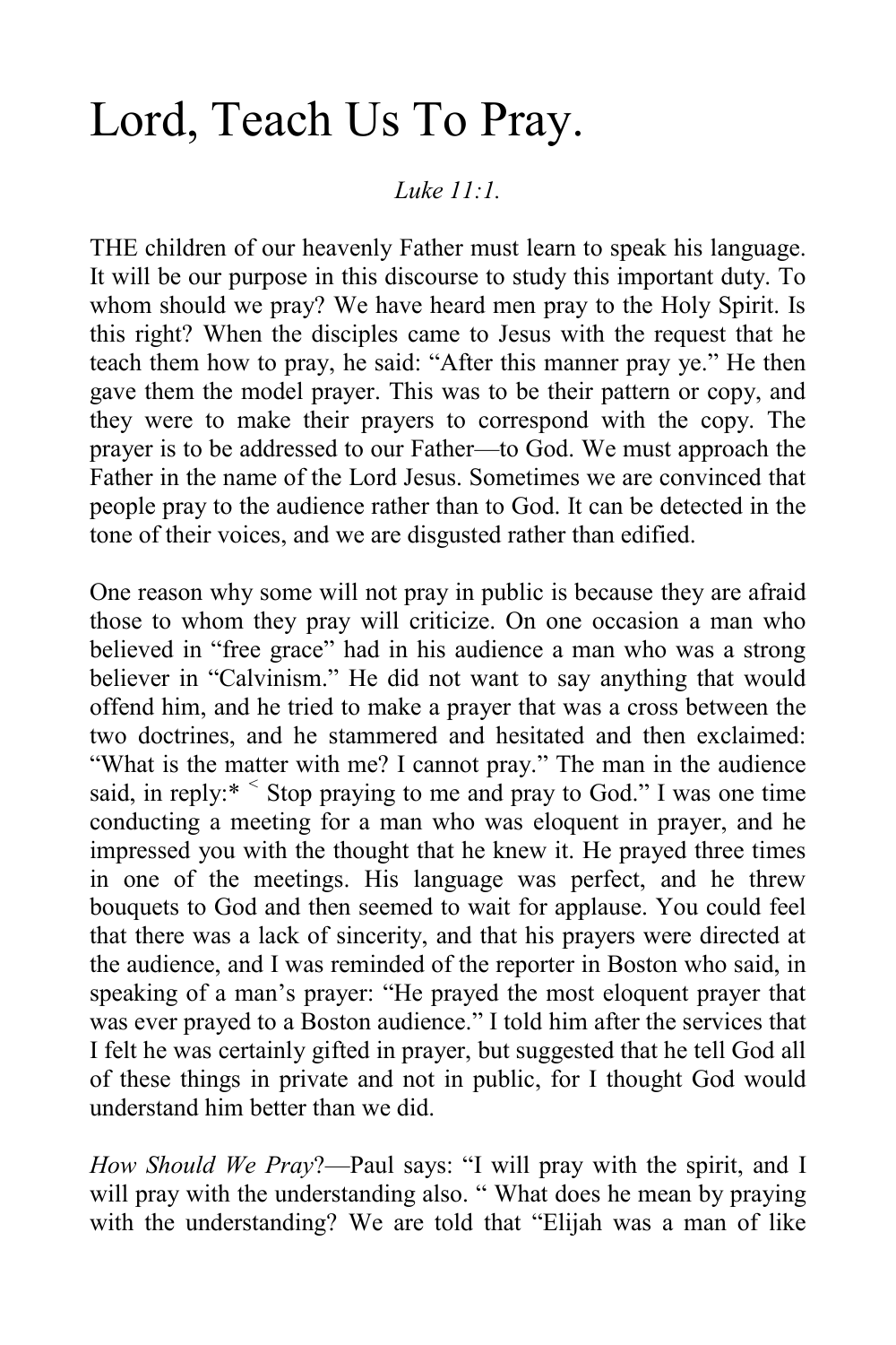# Lord, Teach Us To Pray.

*Luke 11:1.*

THE children of our heavenly Father must learn to speak his language. It will be our purpose in this discourse to study this important duty. To whom should we pray? We have heard men pray to the Holy Spirit. Is this right? When the disciples came to Jesus with the request that he teach them how to pray, he said: "After this manner pray ye." He then gave them the model prayer. This was to be their pattern or copy, and they were to make their prayers to correspond with the copy. The prayer is to be addressed to our Father—to God. We must approach the Father in the name of the Lord Jesus. Sometimes we are convinced that people pray to the audience rather than to God. It can be detected in the tone of their voices, and we are disgusted rather than edified.

One reason why some will not pray in public is because they are afraid those to whom they pray will criticize. On one occasion a man who believed in "free grace" had in his audience a man who was a strong believer in "Calvinism." He did not want to say anything that would offend him, and he tried to make a prayer that was a cross between the two doctrines, and he stammered and hesitated and then exclaimed: "What is the matter with me? I cannot pray." The man in the audience said, in reply:* < Stop praying to me and pray to God." I was one time conducting a meeting for a man who was eloquent in prayer, and he impressed you with the thought that he knew it. He prayed three times in one of the meetings. His language was perfect, and he threw bouquets to God and then seemed to wait for applause. You could feel that there was a lack of sincerity, and that his prayers were directed at the audience, and I was reminded of the reporter in Boston who said, in speaking of a man's prayer: "He prayed the most eloquent prayer that was ever prayed to a Boston audience." I told him after the services that I felt he was certainly gifted in prayer, but suggested that he tell God all of these things in private and not in public, for I thought God would understand him better than we did.

*How Should We Pray*?—Paul says: "I will pray with the spirit, and I will pray with the understanding also. " What does he mean by praying with the understanding? We are told that "Elijah was a man of like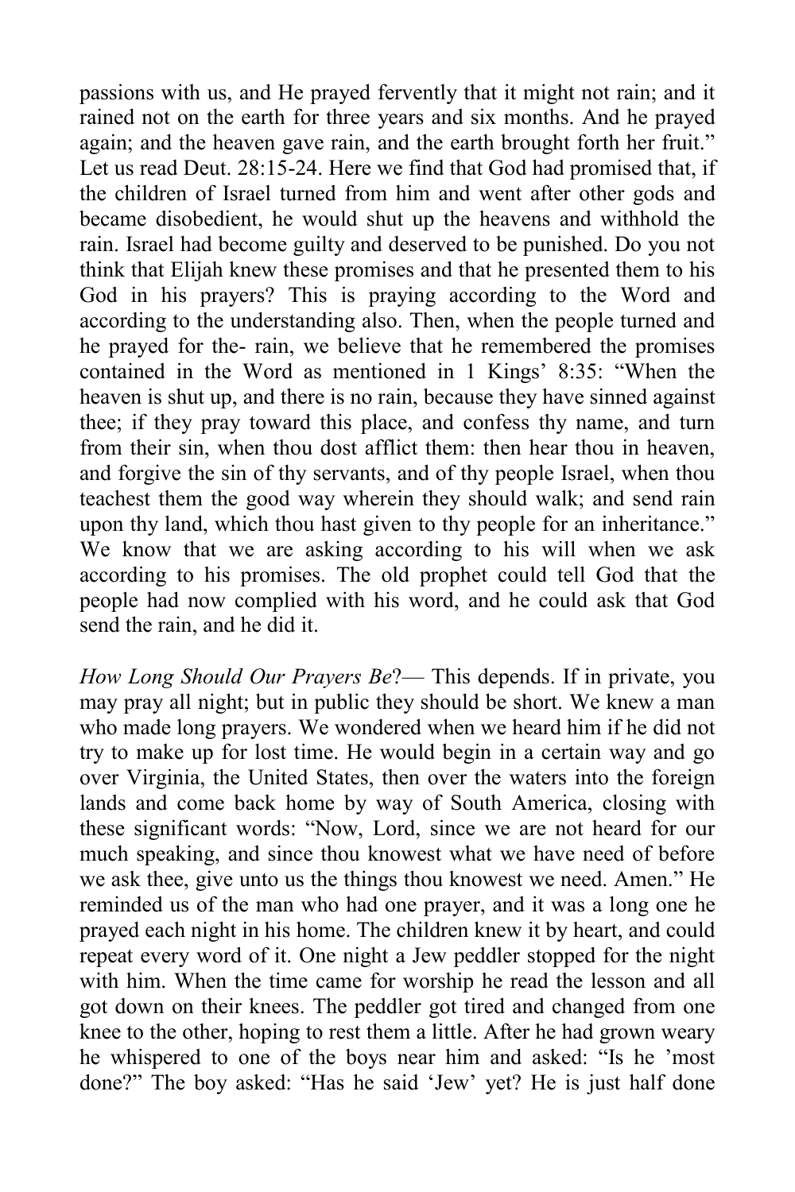passions with us, and He prayed fervently that it might not rain; and it rained not on the earth for three years and six months. And he prayed again; and the heaven gave rain, and the earth brought forth her fruit." Let us read Deut. 28:15-24. Here we find that God had promised that, if the children of Israel turned from him and went after other gods and became disobedient, he would shut up the heavens and withhold the rain. Israel had become guilty and deserved to be punished. Do you not think that Elijah knew these promises and that he presented them to his God in his prayers? This is praying according to the Word and according to the understanding also. Then, when the people turned and he prayed for the- rain, we believe that he remembered the promises contained in the Word as mentioned in 1 Kings' 8:35: "When the heaven is shut up, and there is no rain, because they have sinned against thee; if they pray toward this place, and confess thy name, and turn from their sin, when thou dost afflict them: then hear thou in heaven, and forgive the sin of thy servants, and of thy people Israel, when thou teachest them the good way wherein they should walk; and send rain upon thy land, which thou hast given to thy people for an inheritance." We know that we are asking according to his will when we ask according to his promises. The old prophet could tell God that the people had now complied with his word, and he could ask that God send the rain, and he did it.

*How Long Should Our Prayers Be*?— This depends. If in private, you may pray all night; but in public they should be short. We knew a man who made long prayers. We wondered when we heard him if he did not try to make up for lost time. He would begin in a certain way and go over Virginia, the United States, then over the waters into the foreign lands and come back home by way of South America, closing with these significant words: "Now, Lord, since we are not heard for our much speaking, and since thou knowest what we have need of before we ask thee, give unto us the things thou knowest we need. Amen." He reminded us of the man who had one prayer, and it was a long one he prayed each night in his home. The children knew it by heart, and could repeat every word of it. One night a Jew peddler stopped for the night with him. When the time came for worship he read the lesson and all got down on their knees. The peddler got tired and changed from one knee to the other, hoping to rest them a little. After he had grown weary he whispered to one of the boys near him and asked: "Is he 'most done?" The boy asked: "Has he said 'Jew' yet? He is just half done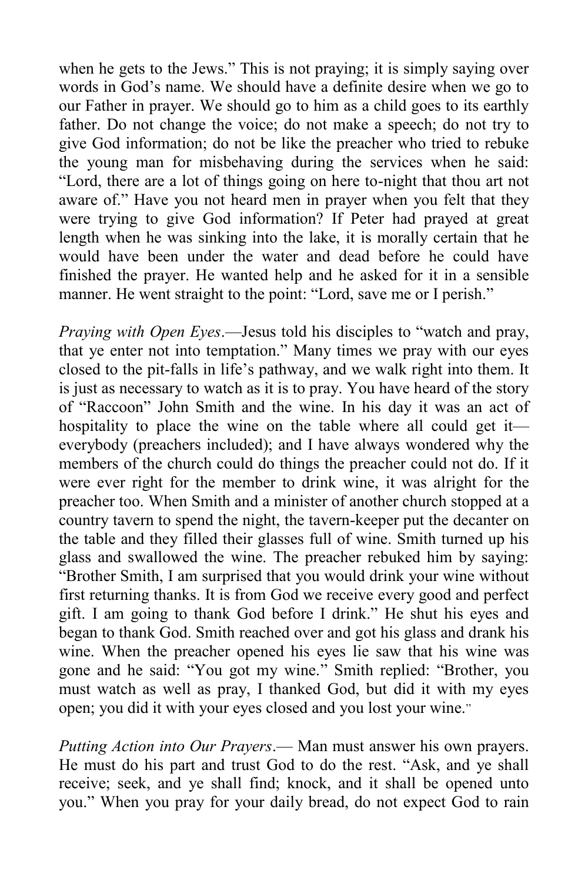when he gets to the Jews." This is not praying; it is simply saying over words in God's name. We should have a definite desire when we go to our Father in prayer. We should go to him as a child goes to its earthly father. Do not change the voice; do not make a speech; do not try to give God information; do not be like the preacher who tried to rebuke the young man for misbehaving during the services when he said: "Lord, there are a lot of things going on here to-night that thou art not aware of." Have you not heard men in prayer when you felt that they were trying to give God information? If Peter had prayed at great length when he was sinking into the lake, it is morally certain that he would have been under the water and dead before he could have finished the prayer. He wanted help and he asked for it in a sensible manner. He went straight to the point: "Lord, save me or I perish."

*Praying with Open Eyes*.—Jesus told his disciples to "watch and pray, that ye enter not into temptation." Many times we pray with our eyes closed to the pit-falls in life's pathway, and we walk right into them. It is just as necessary to watch as it is to pray. You have heard of the story of "Raccoon" John Smith and the wine. In his day it was an act of hospitality to place the wine on the table where all could get it—everybody (preachers included); and I have always wondered why the members of the church could do things the preacher could not do. If it were ever right for the member to drink wine, it was alright for the preacher too. When Smith and a minister of another church stopped at a country tavern to spend the night, the tavern-keeper put the decanter on the table and they filled their glasses full of wine. Smith turned up his glass and swallowed the wine. The preacher rebuked him by saying: "Brother Smith, I am surprised that you would drink your wine without first returning thanks. It is from God we receive every good and perfect gift. I am going to thank God before I drink." He shut his eyes and began to thank God. Smith reached over and got his glass and drank his wine. When the preacher opened his eyes lie saw that his wine was gone and he said: "You got my wine." Smith replied: "Brother, you must watch as well as pray, I thanked God, but did it with my eyes open; you did it with your eyes closed and you lost your wine."

*Putting Action into Our Prayers*.— Man must answer his own prayers. He must do his part and trust God to do the rest. "Ask, and ye shall receive; seek, and ye shall find; knock, and it shall be opened unto you." When you pray for your daily bread, do not expect God to rain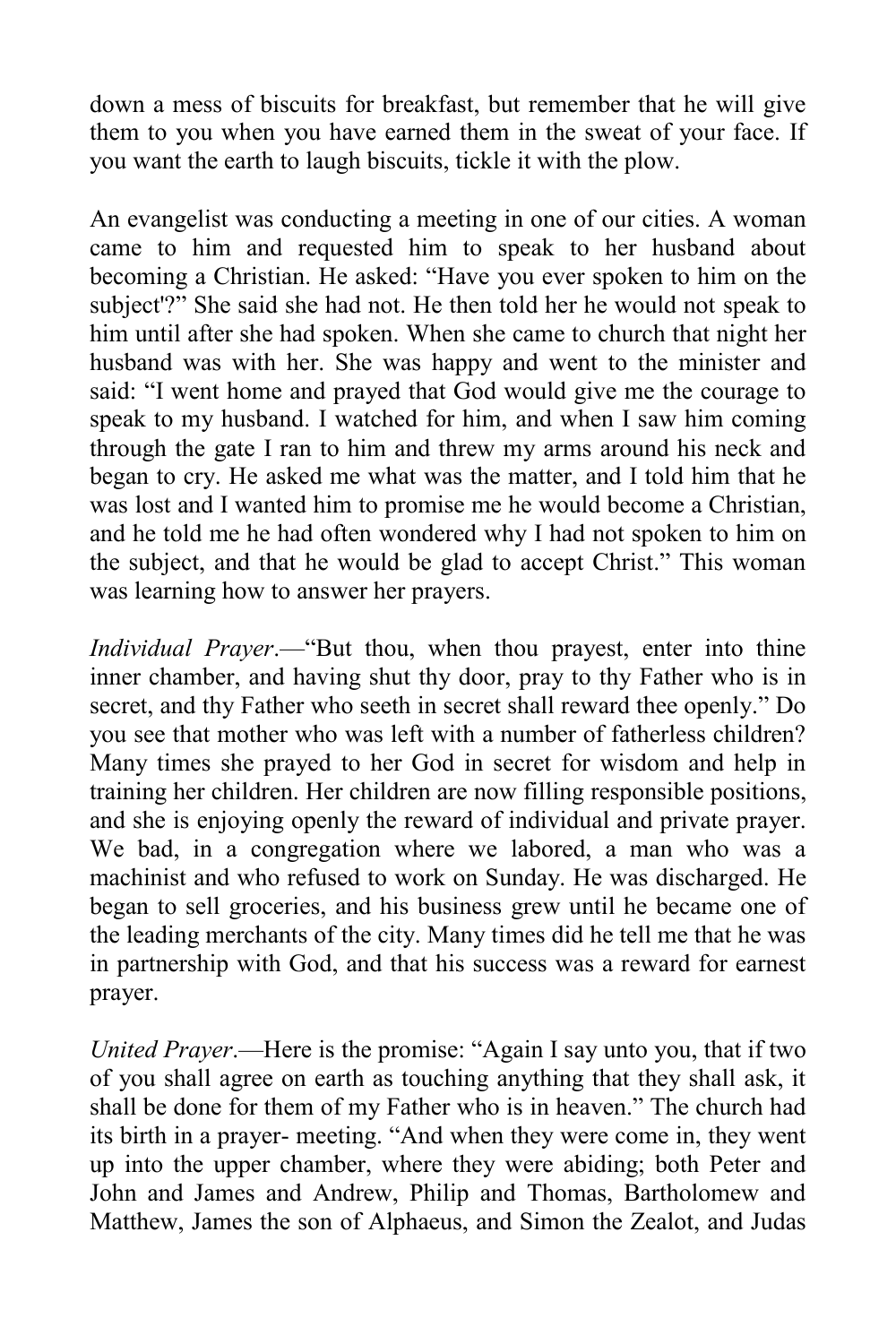down a mess of biscuits for breakfast, but remember that he will give them to you when you have earned them in the sweat of your face. If you want the earth to laugh biscuits, tickle it with the plow.

An evangelist was conducting a meeting in one of our cities. A woman came to him and requested him to speak to her husband about becoming a Christian. He asked: "Have you ever spoken to him on the subject'?" She said she had not. He then told her he would not speak to him until after she had spoken. When she came to church that night her husband was with her. She was happy and went to the minister and said: "I went home and prayed that God would give me the courage to speak to my husband. I watched for him, and when I saw him coming through the gate I ran to him and threw my arms around his neck and began to cry. He asked me what was the matter, and I told him that he was lost and I wanted him to promise me he would become a Christian, and he told me he had often wondered why I had not spoken to him on the subject, and that he would be glad to accept Christ." This woman was learning how to answer her prayers.

*Individual Prayer*.—"But thou, when thou prayest, enter into thine inner chamber, and having shut thy door, pray to thy Father who is in secret, and thy Father who seeth in secret shall reward thee openly." Do you see that mother who was left with a number of fatherless children? Many times she prayed to her God in secret for wisdom and help in training her children. Her children are now filling responsible positions, and she is enjoying openly the reward of individual and private prayer. We bad, in a congregation where we labored, a man who was a machinist and who refused to work on Sunday. He was discharged. He began to sell groceries, and his business grew until he became one of the leading merchants of the city. Many times did he tell me that he was in partnership with God, and that his success was a reward for earnest prayer.

*United Prayer*.—Here is the promise: "Again I say unto you, that if two of you shall agree on earth as touching anything that they shall ask, it shall be done for them of my Father who is in heaven." The church had its birth in a prayer- meeting. "And when they were come in, they went up into the upper chamber, where they were abiding; both Peter and John and James and Andrew, Philip and Thomas, Bartholomew and Matthew, James the son of Alphaeus, and Simon the Zealot, and Judas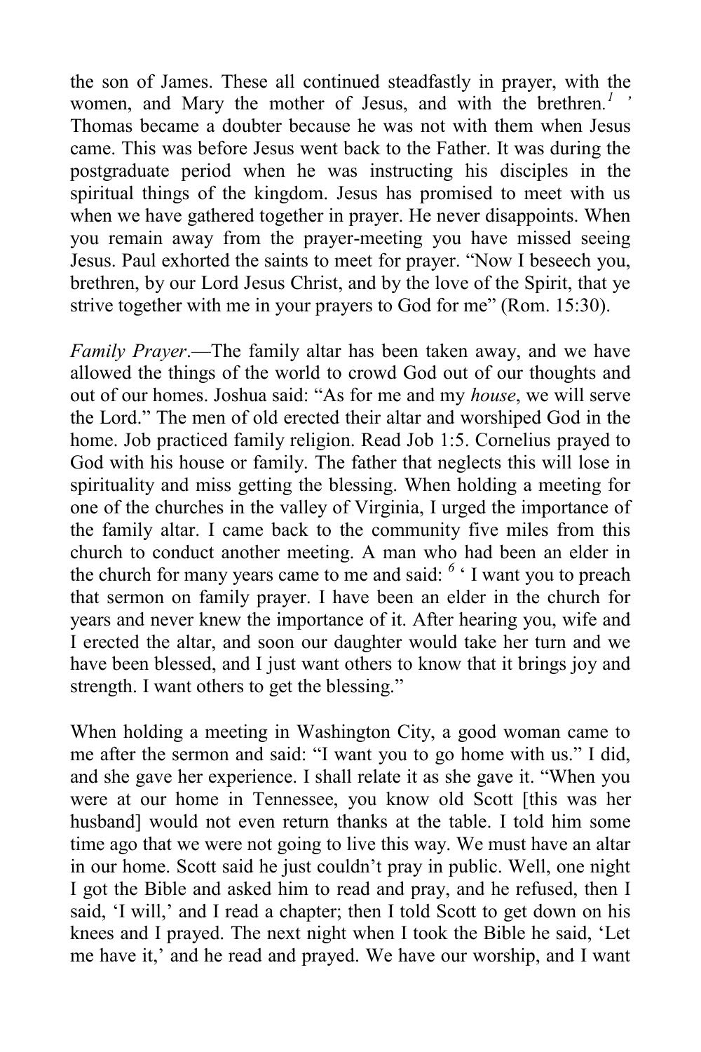the son of James. These all continued steadfastly in prayer, with the women, and Mary the mother of Jesus, and with the brethren.[1] ' Thomas became a doubter because he was not with them when Jesus came. This was before Jesus went back to the Father. It was during the postgraduate period when he was instructing his disciples in the spiritual things of the kingdom. Jesus has promised to meet with us when we have gathered together in prayer. He never disappoints. When you remain away from the prayer-meeting you have missed seeing Jesus. Paul exhorted the saints to meet for prayer. "Now I beseech you, brethren, by our Lord Jesus Christ, and by the love of the Spirit, that ye strive together with me in your prayers to God for me" (Rom. 15:30).

*Family Prayer*.—The family altar has been taken away, and we have allowed the things of the world to crowd God out of our thoughts and out of our homes. Joshua said: "As for me and my *house*, we will serve the Lord." The men of old erected their altar and worshiped God in the home. Job practiced family religion. Read Job 1:5. Cornelius prayed to God with his house or family. The father that neglects this will lose in spirituality and miss getting the blessing. When holding a meeting for one of the churches in the valley of Virginia, I urged the importance of the family altar. I came back to the community five miles from this church to conduct another meeting. A man who had been an elder in the church for many years came to me and said: [6] ' I want you to preach that sermon on family prayer. I have been an elder in the church for years and never knew the importance of it. After hearing you, wife and I erected the altar, and soon our daughter would take her turn and we have been blessed, and I just want others to know that it brings joy and strength. I want others to get the blessing."

When holding a meeting in Washington City, a good woman came to me after the sermon and said: "I want you to go home with us." I did, and she gave her experience. I shall relate it as she gave it. "When you were at our home in Tennessee, you know old Scott [this was her husband] would not even return thanks at the table. I told him some time ago that we were not going to live this way. We must have an altar in our home. Scott said he just couldn't pray in public. Well, one night I got the Bible and asked him to read and pray, and he refused, then I said, 'I will,' and I read a chapter; then I told Scott to get down on his knees and I prayed. The next night when I took the Bible he said, 'Let me have it,' and he read and prayed. We have our worship, and I want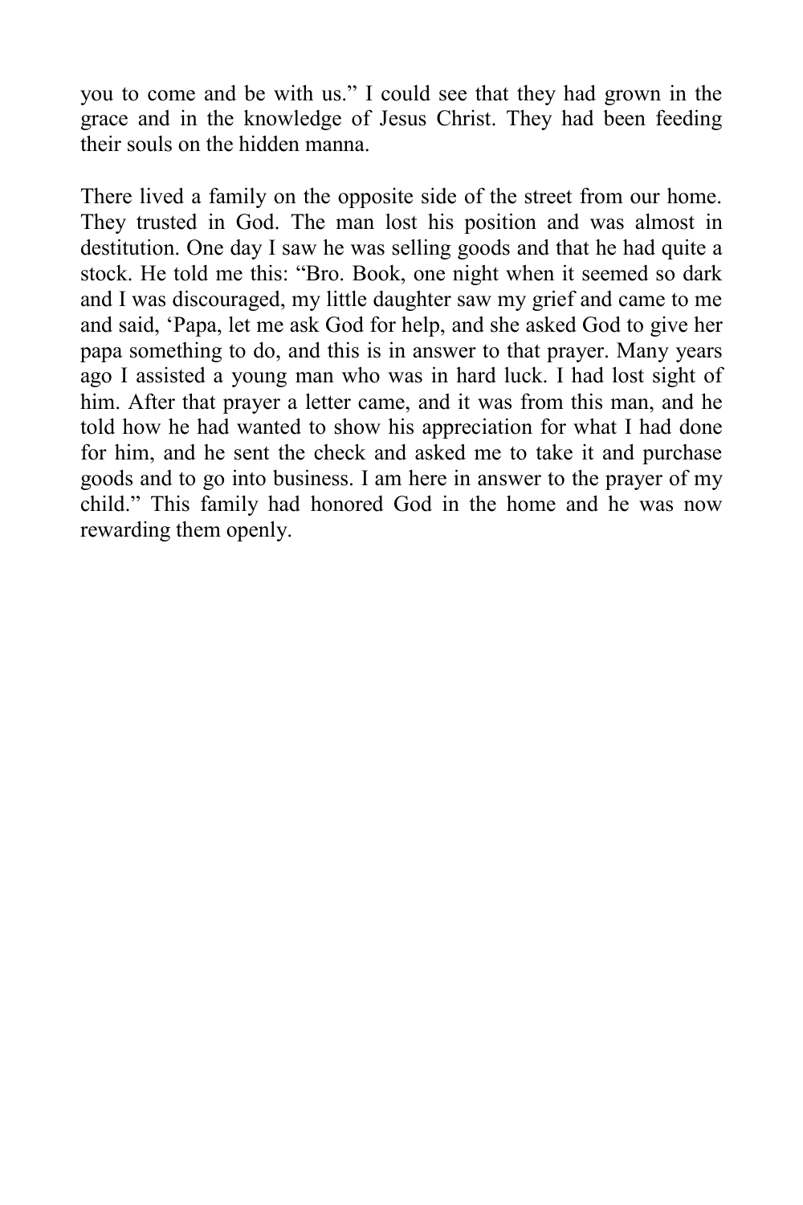you to come and be with us." I could see that they had grown in the grace and in the knowledge of Jesus Christ. They had been feeding their souls on the hidden manna.

There lived a family on the opposite side of the street from our home. They trusted in God. The man lost his position and was almost in destitution. One day I saw he was selling goods and that he had quite a stock. He told me this: "Bro. Book, one night when it seemed so dark and I was discouraged, my little daughter saw my grief and came to me and said, 'Papa, let me ask God for help, and she asked God to give her papa something to do, and this is in answer to that prayer. Many years ago I assisted a young man who was in hard luck. I had lost sight of him. After that prayer a letter came, and it was from this man, and he told how he had wanted to show his appreciation for what I had done for him, and he sent the check and asked me to take it and purchase goods and to go into business. I am here in answer to the prayer of my child." This family had honored God in the home and he was now rewarding them openly.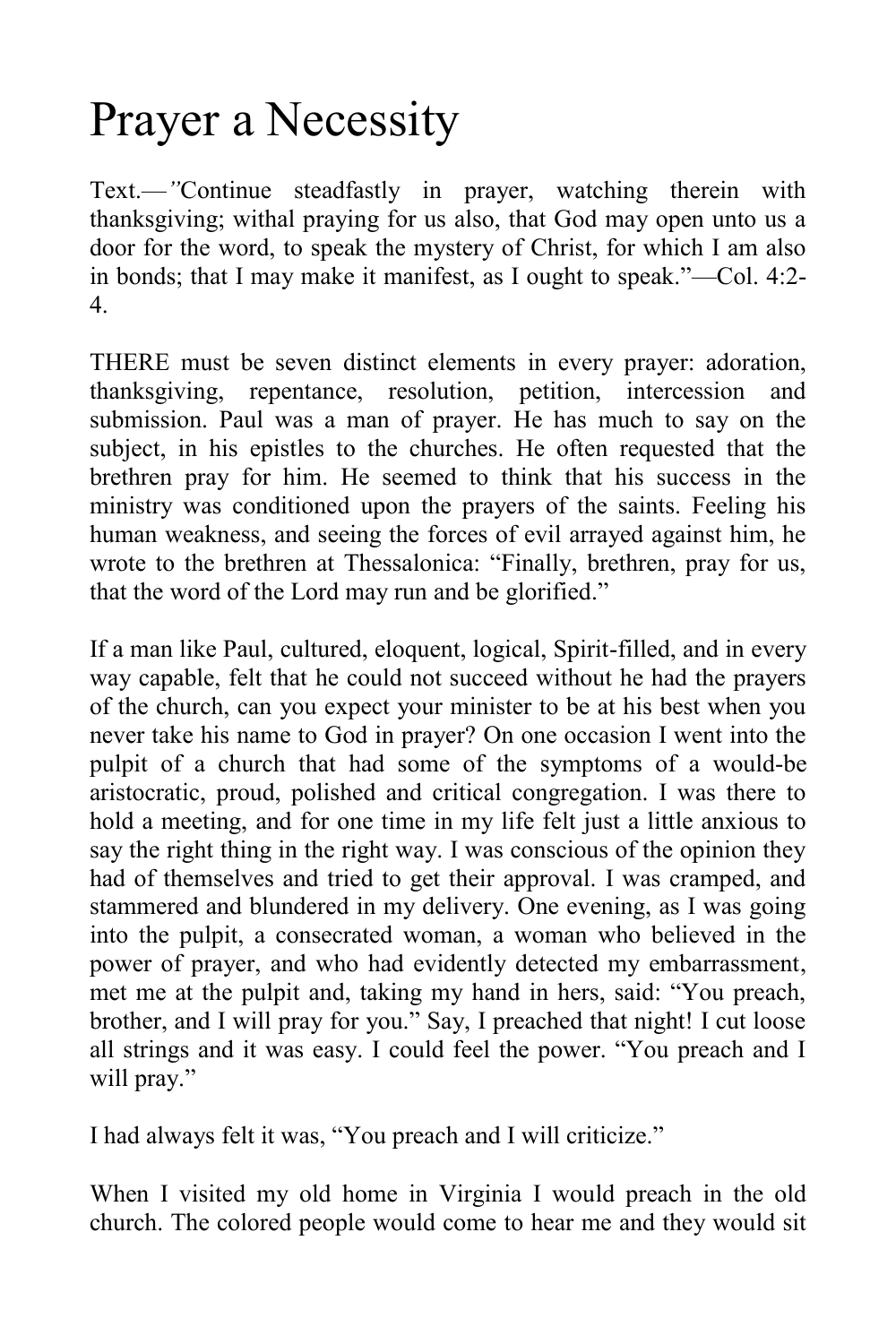# Prayer a Necessity

Text.—"Continue steadfastly in prayer, watching therein with thanksgiving; withal praying for us also, that God may open unto us a door for the word, to speak the mystery of Christ, for which I am also in bonds; that I may make it manifest, as I ought to speak."—Col. 4:2-4.

THERE must be seven distinct elements in every prayer: adoration, thanksgiving, repentance, resolution, petition, intercession and submission. Paul was a man of prayer. He has much to say on the subject, in his epistles to the churches. He often requested that the brethren pray for him. He seemed to think that his success in the ministry was conditioned upon the prayers of the saints. Feeling his human weakness, and seeing the forces of evil arrayed against him, he wrote to the brethren at Thessalonica: "Finally, brethren, pray for us, that the word of the Lord may run and be glorified."

If a man like Paul, cultured, eloquent, logical, Spirit-filled, and in every way capable, felt that he could not succeed without he had the prayers of the church, can you expect your minister to be at his best when you never take his name to God in prayer? On one occasion I went into the pulpit of a church that had some of the symptoms of a would-be aristocratic, proud, polished and critical congregation. I was there to hold a meeting, and for one time in my life felt just a little anxious to say the right thing in the right way. I was conscious of the opinion they had of themselves and tried to get their approval. I was cramped, and stammered and blundered in my delivery. One evening, as I was going into the pulpit, a consecrated woman, a woman who believed in the power of prayer, and who had evidently detected my embarrassment, met me at the pulpit and, taking my hand in hers, said: "You preach, brother, and I will pray for you." Say, I preached that night! I cut loose all strings and it was easy. I could feel the power. "You preach and I will pray."

I had always felt it was, "You preach and I will criticize."

When I visited my old home in Virginia I would preach in the old church. The colored people would come to hear me and they would sit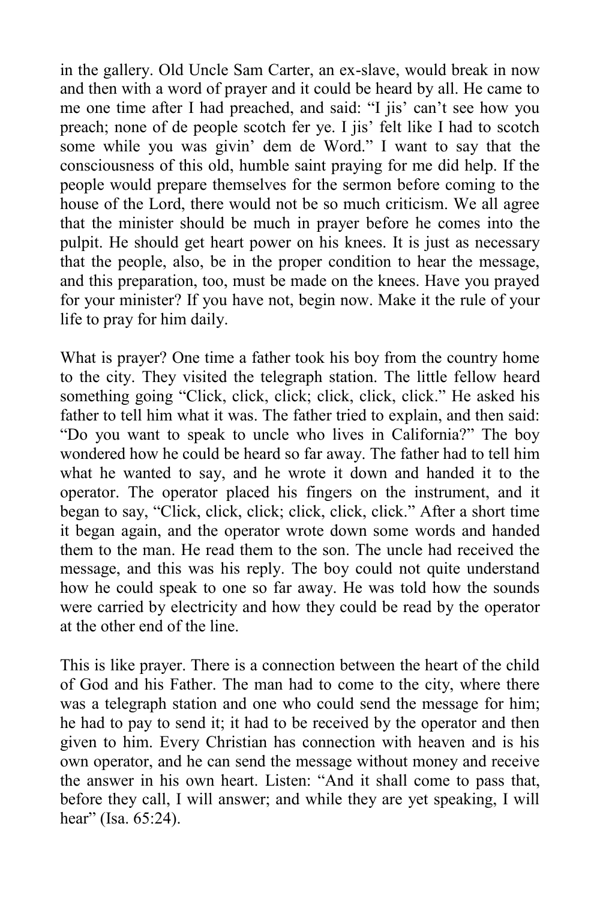in the gallery. Old Uncle Sam Carter, an ex-slave, would break in now and then with a word of prayer and it could be heard by all. He came to me one time after I had preached, and said: "I jis' can't see how you preach; none of de people scotch fer ye. I jis' felt like I had to scotch some while you was givin' dem de Word." I want to say that the consciousness of this old, humble saint praying for me did help. If the people would prepare themselves for the sermon before coming to the house of the Lord, there would not be so much criticism. We all agree that the minister should be much in prayer before he comes into the pulpit. He should get heart power on his knees. It is just as necessary that the people, also, be in the proper condition to hear the message, and this preparation, too, must be made on the knees. Have you prayed for your minister? If you have not, begin now. Make it the rule of your life to pray for him daily.

What is prayer? One time a father took his boy from the country home to the city. They visited the telegraph station. The little fellow heard something going "Click, click, click; click, click, click." He asked his father to tell him what it was. The father tried to explain, and then said: "Do you want to speak to uncle who lives in California?" The boy wondered how he could be heard so far away. The father had to tell him what he wanted to say, and he wrote it down and handed it to the operator. The operator placed his fingers on the instrument, and it began to say, "Click, click, click; click, click, click." After a short time it began again, and the operator wrote down some words and handed them to the man. He read them to the son. The uncle had received the message, and this was his reply. The boy could not quite understand how he could speak to one so far away. He was told how the sounds were carried by electricity and how they could be read by the operator at the other end of the line.

This is like prayer. There is a connection between the heart of the child of God and his Father. The man had to come to the city, where there was a telegraph station and one who could send the message for him; he had to pay to send it; it had to be received by the operator and then given to him. Every Christian has connection with heaven and is his own operator, and he can send the message without money and receive the answer in his own heart. Listen: "And it shall come to pass that, before they call, I will answer; and while they are yet speaking, I will hear" (Isa. 65:24).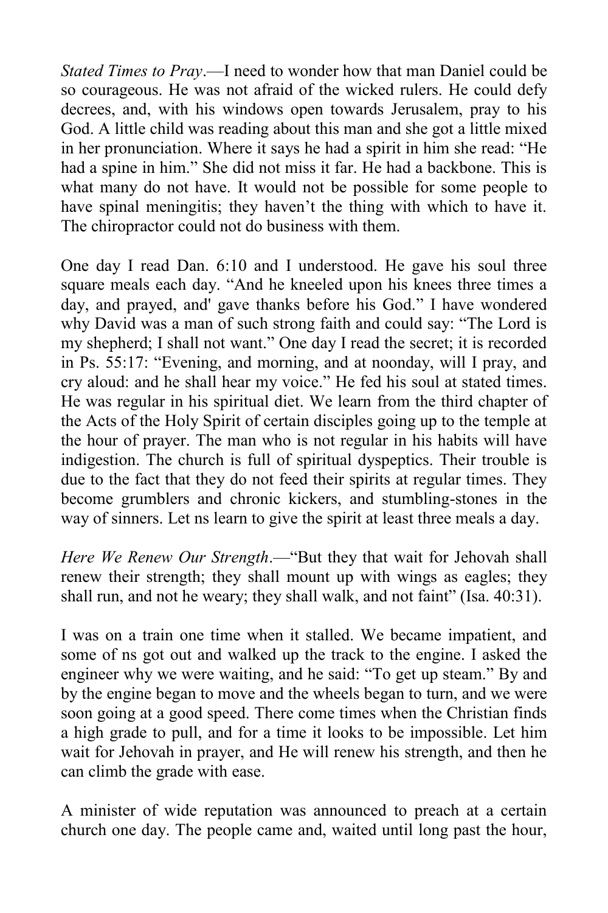*Stated Times to Pray*.—I need to wonder how that man Daniel could be so courageous. He was not afraid of the wicked rulers. He could defy decrees, and, with his windows open towards Jerusalem, pray to his God. A little child was reading about this man and she got a little mixed in her pronunciation. Where it says he had a spirit in him she read: "He had a spine in him." She did not miss it far. He had a backbone. This is what many do not have. It would not be possible for some people to have spinal meningitis; they haven't the thing with which to have it. The chiropractor could not do business with them.

One day I read Dan. 6:10 and I understood. He gave his soul three square meals each day. "And he kneeled upon his knees three times a day, and prayed, and' gave thanks before his God." I have wondered why David was a man of such strong faith and could say: "The Lord is my shepherd; I shall not want." One day I read the secret; it is recorded in Ps. 55:17: "Evening, and morning, and at noonday, will I pray, and cry aloud: and he shall hear my voice." He fed his soul at stated times. He was regular in his spiritual diet. We learn from the third chapter of the Acts of the Holy Spirit of certain disciples going up to the temple at the hour of prayer. The man who is not regular in his habits will have indigestion. The church is full of spiritual dyspeptics. Their trouble is due to the fact that they do not feed their spirits at regular times. They become grumblers and chronic kickers, and stumbling-stones in the way of sinners. Let ns learn to give the spirit at least three meals a day.

*Here We Renew Our Strength*.—"But they that wait for Jehovah shall renew their strength; they shall mount up with wings as eagles; they shall run, and not he weary; they shall walk, and not faint" (Isa. 40:31).

I was on a train one time when it stalled. We became impatient, and some of ns got out and walked up the track to the engine. I asked the engineer why we were waiting, and he said: "To get up steam." By and by the engine began to move and the wheels began to turn, and we were soon going at a good speed. There come times when the Christian finds a high grade to pull, and for a time it looks to be impossible. Let him wait for Jehovah in prayer, and He will renew his strength, and then he can climb the grade with ease.

A minister of wide reputation was announced to preach at a certain church one day. The people came and, waited until long past the hour,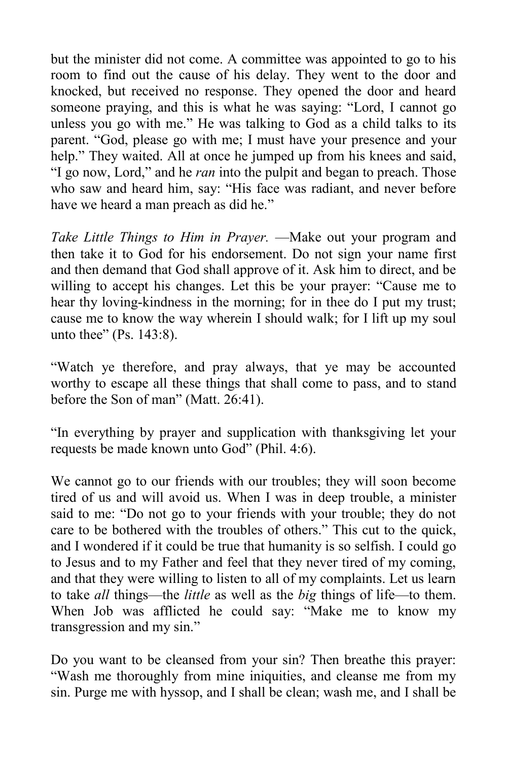but the minister did not come. A committee was appointed to go to his room to find out the cause of his delay. They went to the door and knocked, but received no response. They opened the door and heard someone praying, and this is what he was saying: “Lord, I cannot go unless you go with me.” He was talking to God as a child talks to its parent. “God, please go with me; I must have your presence and your help.” They waited. All at once he jumped up from his knees and said, “I go now, Lord,” and he *ran* into the pulpit and began to preach. Those who saw and heard him, say: “His face was radiant, and never before have we heard a man preach as did he.”

*Take Little Things to Him in Prayer.* —Make out your program and then take it to God for his endorsement. Do not sign your name first and then demand that God shall approve of it. Ask him to direct, and be willing to accept his changes. Let this be your prayer: “Cause me to hear thy loving-kindness in the morning; for in thee do I put my trust; cause me to know the way wherein I should walk; for I lift up my soul unto thee” (Ps. 143:8).

“Watch ye therefore, and pray always, that ye may be accounted worthy to escape all these things that shall come to pass, and to stand before the Son of man” (Matt. 26:41).

“In everything by prayer and supplication with thanksgiving let your requests be made known unto God” (Phil. 4:6).

We cannot go to our friends with our troubles; they will soon become tired of us and will avoid us. When I was in deep trouble, a minister said to me: “Do not go to your friends with your trouble; they do not care to be bothered with the troubles of others.” This cut to the quick, and I wondered if it could be true that humanity is so selfish. I could go to Jesus and to my Father and feel that they never tired of my coming, and that they were willing to listen to all of my complaints. Let us learn to take *all* things—the *little* as well as the *big* things of life—to them. When Job was afflicted he could say: “Make me to know my transgression and my sin.”

Do you want to be cleansed from your sin? Then breathe this prayer: “Wash me thoroughly from mine iniquities, and cleanse me from my sin. Purge me with hyssop, and I shall be clean; wash me, and I shall be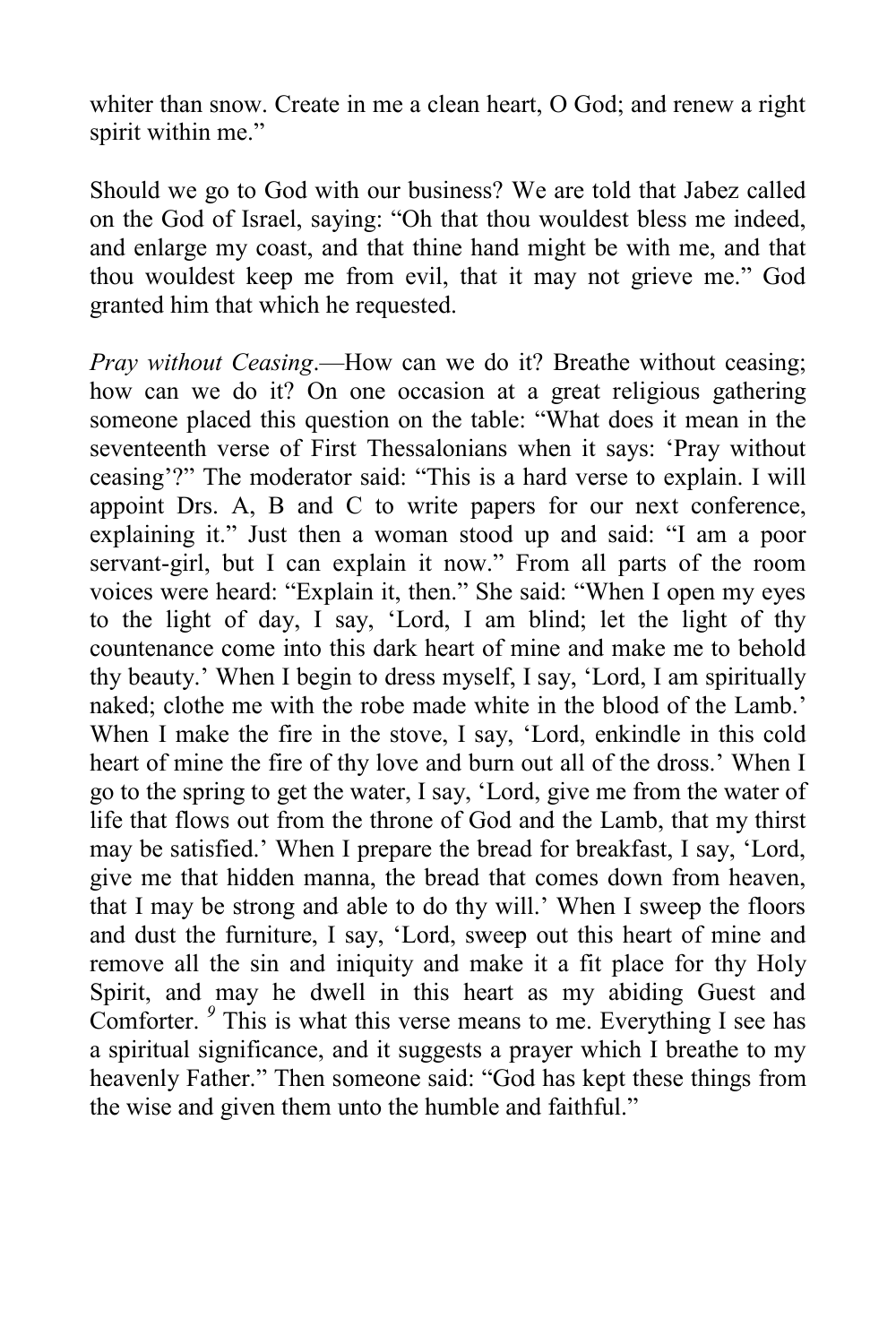whiter than snow. Create in me a clean heart, O God; and renew a right spirit within me."

Should we go to God with our business? We are told that Jabez called on the God of Israel, saying: "Oh that thou wouldest bless me indeed, and enlarge my coast, and that thine hand might be with me, and that thou wouldest keep me from evil, that it may not grieve me." God granted him that which he requested.

*Pray without Ceasing*.—How can we do it? Breathe without ceasing; how can we do it? On one occasion at a great religious gathering someone placed this question on the table: "What does it mean in the seventeenth verse of First Thessalonians when it says: 'Pray without ceasing'?" The moderator said: "This is a hard verse to explain. I will appoint Drs. A, B and C to write papers for our next conference, explaining it." Just then a woman stood up and said: "I am a poor servant-girl, but I can explain it now." From all parts of the room voices were heard: "Explain it, then." She said: "When I open my eyes to the light of day, I say, 'Lord, I am blind; let the light of thy countenance come into this dark heart of mine and make me to behold thy beauty.' When I begin to dress myself, I say, 'Lord, I am spiritually naked; clothe me with the robe made white in the blood of the Lamb.' When I make the fire in the stove, I say, 'Lord, enkindle in this cold heart of mine the fire of thy love and burn out all of the dross.' When I go to the spring to get the water, I say, 'Lord, give me from the water of life that flows out from the throne of God and the Lamb, that my thirst may be satisfied.' When I prepare the bread for breakfast, I say, 'Lord, give me that hidden manna, the bread that comes down from heaven, that I may be strong and able to do thy will.' When I sweep the floors and dust the furniture, I say, 'Lord, sweep out this heart of mine and remove all the sin and iniquity and make it a fit place for thy Holy Spirit, and may he dwell in this heart as my abiding Guest and Comforter.[9] This is what this verse means to me. Everything I see has a spiritual significance, and it suggests a prayer which I breathe to my heavenly Father." Then someone said: "God has kept these things from the wise and given them unto the humble and faithful."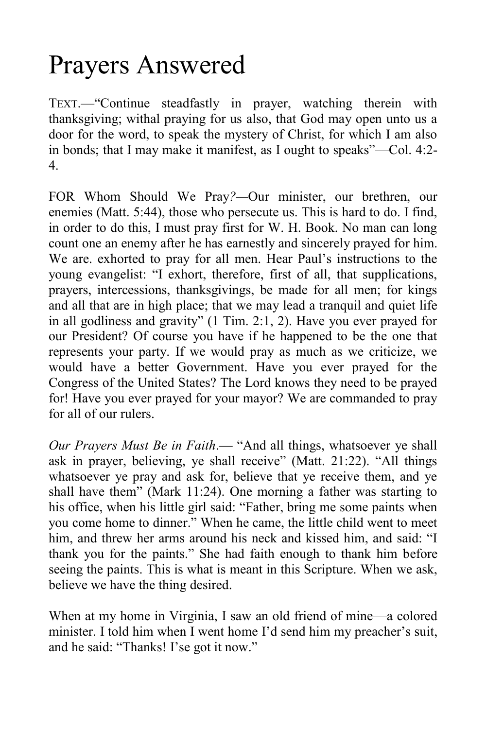# Prayers Answered

TEXT.—"Continue steadfastly in prayer, watching therein with thanksgiving; withal praying for us also, that God may open unto us a door for the word, to speak the mystery of Christ, for which I am also in bonds; that I may make it manifest, as I ought to speaks"—Col. 4:2-4.

FOR Whom Should We Pray*?*—Our minister, our brethren, our enemies (Matt. 5:44), those who persecute us. This is hard to do. I find, in order to do this, I must pray first for W. H. Book. No man can long count one an enemy after he has earnestly and sincerely prayed for him. We are. exhorted to pray for all men. Hear Paul's instructions to the young evangelist: "I exhort, therefore, first of all, that supplications, prayers, intercessions, thanksgivings, be made for all men; for kings and all that are in high place; that we may lead a tranquil and quiet life in all godliness and gravity" (1 Tim. 2:1, 2). Have you ever prayed for our President? Of course you have if he happened to be the one that represents your party. If we would pray as much as we criticize, we would have a better Government. Have you ever prayed for the Congress of the United States? The Lord knows they need to be prayed for! Have you ever prayed for your mayor? We are commanded to pray for all of our rulers.

*Our Prayers Must Be in Faith*.— "And all things, whatsoever ye shall ask in prayer, believing, ye shall receive" (Matt. 21:22). "All things whatsoever ye pray and ask for, believe that ye receive them, and ye shall have them" (Mark 11:24). One morning a father was starting to his office, when his little girl said: "Father, bring me some paints when you come home to dinner." When he came, the little child went to meet him, and threw her arms around his neck and kissed him, and said: "I thank you for the paints." She had faith enough to thank him before seeing the paints. This is what is meant in this Scripture. When we ask, believe we have the thing desired.

When at my home in Virginia, I saw an old friend of mine—a colored minister. I told him when I went home I'd send him my preacher's suit, and he said: "Thanks! I'se got it now."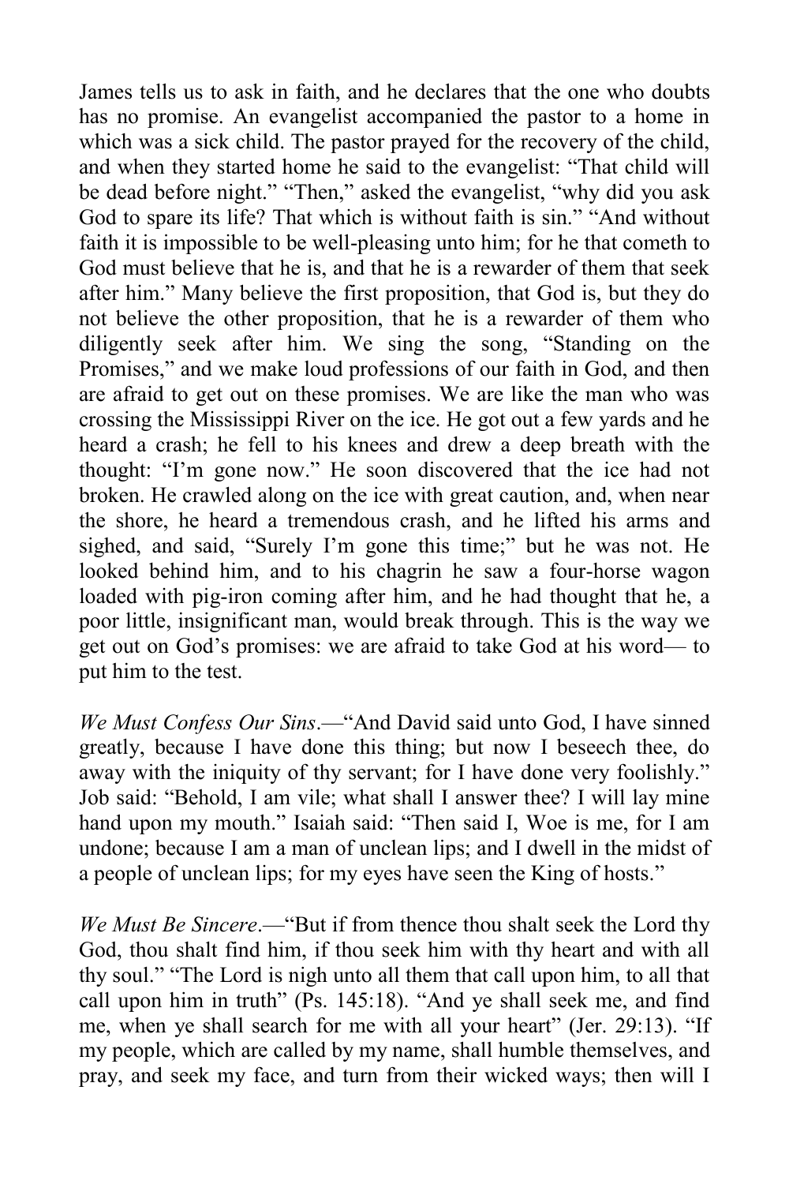James tells us to ask in faith, and he declares that the one who doubts has no promise. An evangelist accompanied the pastor to a home in which was a sick child. The pastor prayed for the recovery of the child, and when they started home he said to the evangelist: "That child will be dead before night." "Then," asked the evangelist, "why did you ask God to spare its life? That which is without faith is sin." "And without faith it is impossible to be well-pleasing unto him; for he that cometh to God must believe that he is, and that he is a rewarder of them that seek after him." Many believe the first proposition, that God is, but they do not believe the other proposition, that he is a rewarder of them who diligently seek after him. We sing the song, "Standing on the Promises," and we make loud professions of our faith in God, and then are afraid to get out on these promises. We are like the man who was crossing the Mississippi River on the ice. He got out a few yards and he heard a crash; he fell to his knees and drew a deep breath with the thought: "I'm gone now." He soon discovered that the ice had not broken. He crawled along on the ice with great caution, and, when near the shore, he heard a tremendous crash, and he lifted his arms and sighed, and said, "Surely I'm gone this time;" but he was not. He looked behind him, and to his chagrin he saw a four-horse wagon loaded with pig-iron coming after him, and he had thought that he, a poor little, insignificant man, would break through. This is the way we get out on God's promises: we are afraid to take God at his word— to put him to the test.

*We Must Confess Our Sins*.—"And David said unto God, I have sinned greatly, because I have done this thing; but now I beseech thee, do away with the iniquity of thy servant; for I have done very foolishly." Job said: "Behold, I am vile; what shall I answer thee? I will lay mine hand upon my mouth." Isaiah said: "Then said I, Woe is me, for I am undone; because I am a man of unclean lips; and I dwell in the midst of a people of unclean lips; for my eyes have seen the King of hosts."

*We Must Be Sincere*.—"But if from thence thou shalt seek the Lord thy God, thou shalt find him, if thou seek him with thy heart and with all thy soul." "The Lord is nigh unto all them that call upon him, to all that call upon him in truth" (Ps. 145:18). "And ye shall seek me, and find me, when ye shall search for me with all your heart" (Jer. 29:13). "If my people, which are called by my name, shall humble themselves, and pray, and seek my face, and turn from their wicked ways; then will I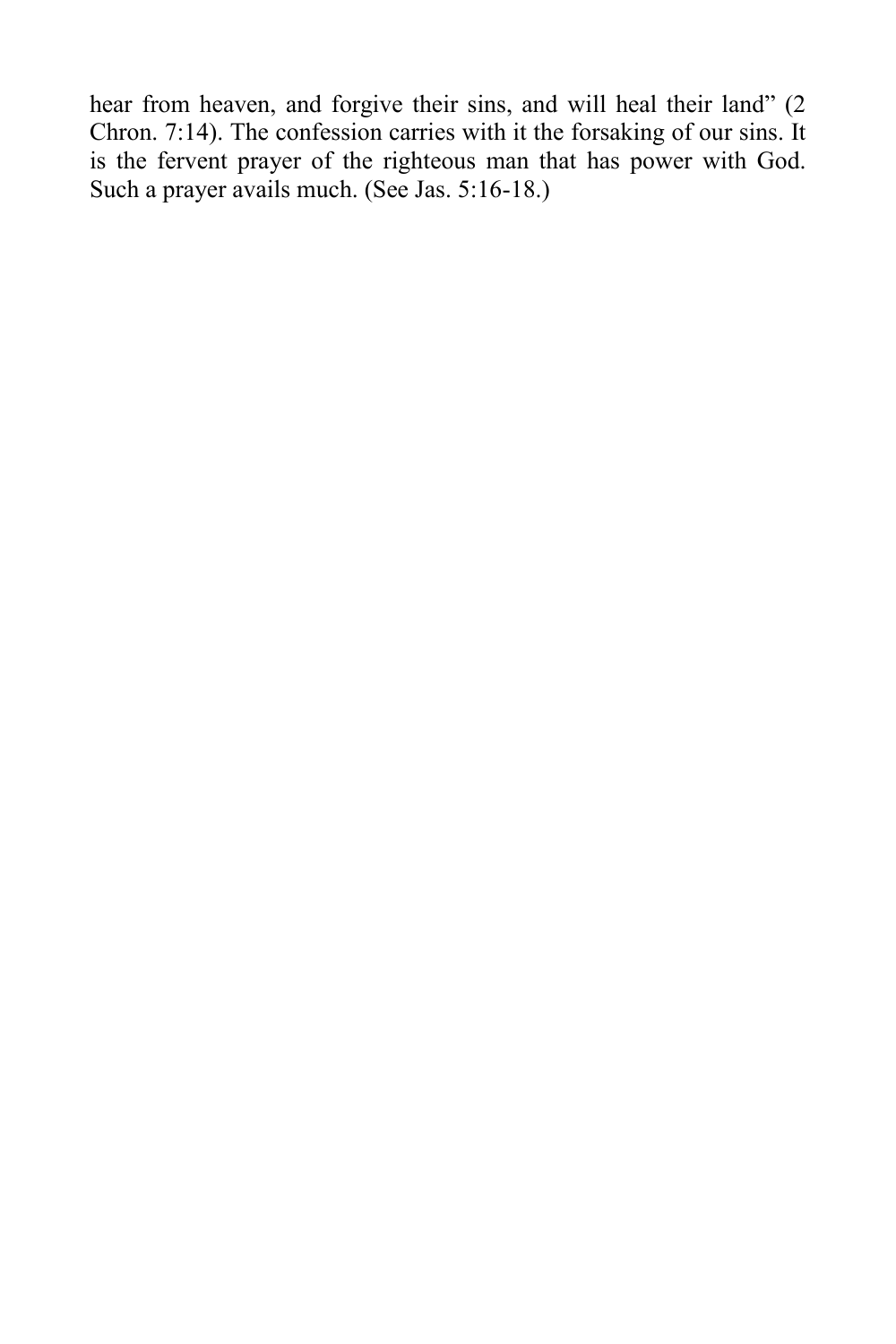hear from heaven, and forgive their sins, and will heal their land" (2 Chron. 7:14). The confession carries with it the forsaking of our sins. It is the fervent prayer of the righteous man that has power with God. Such a prayer avails much. (See Jas. 5:16-18.)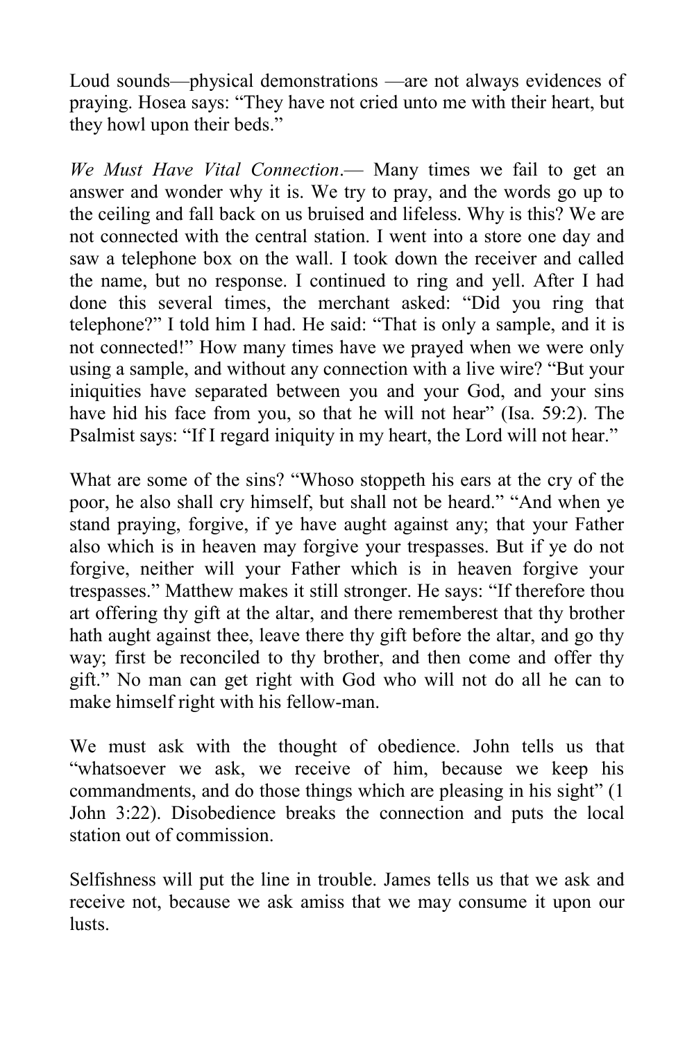Loud sounds—physical demonstrations —are not always evidences of praying. Hosea says: “They have not cried unto me with their heart, but they howl upon their beds.”

*We Must Have Vital Connection*.— Many times we fail to get an answer and wonder why it is. We try to pray, and the words go up to the ceiling and fall back on us bruised and lifeless. Why is this? We are not connected with the central station. I went into a store one day and saw a telephone box on the wall. I took down the receiver and called the name, but no response. I continued to ring and yell. After I had done this several times, the merchant asked: “Did you ring that telephone?” I told him I had. He said: “That is only a sample, and it is not connected!” How many times have we prayed when we were only using a sample, and without any connection with a live wire? “But your iniquities have separated between you and your God, and your sins have hid his face from you, so that he will not hear” (Isa. 59:2). The Psalmist says: “If I regard iniquity in my heart, the Lord will not hear.”

What are some of the sins? “Whoso stoppeth his ears at the cry of the poor, he also shall cry himself, but shall not be heard.” “And when ye stand praying, forgive, if ye have aught against any; that your Father also which is in heaven may forgive your trespasses. But if ye do not forgive, neither will your Father which is in heaven forgive your trespasses.” Matthew makes it still stronger. He says: “If therefore thou art offering thy gift at the altar, and there rememberest that thy brother hath aught against thee, leave there thy gift before the altar, and go thy way; first be reconciled to thy brother, and then come and offer thy gift.” No man can get right with God who will not do all he can to make himself right with his fellow-man.

We must ask with the thought of obedience. John tells us that “whatsoever we ask, we receive of him, because we keep his commandments, and do those things which are pleasing in his sight” (1 John 3:22). Disobedience breaks the connection and puts the local station out of commission.

Selfishness will put the line in trouble. James tells us that we ask and receive not, because we ask amiss that we may consume it upon our lusts.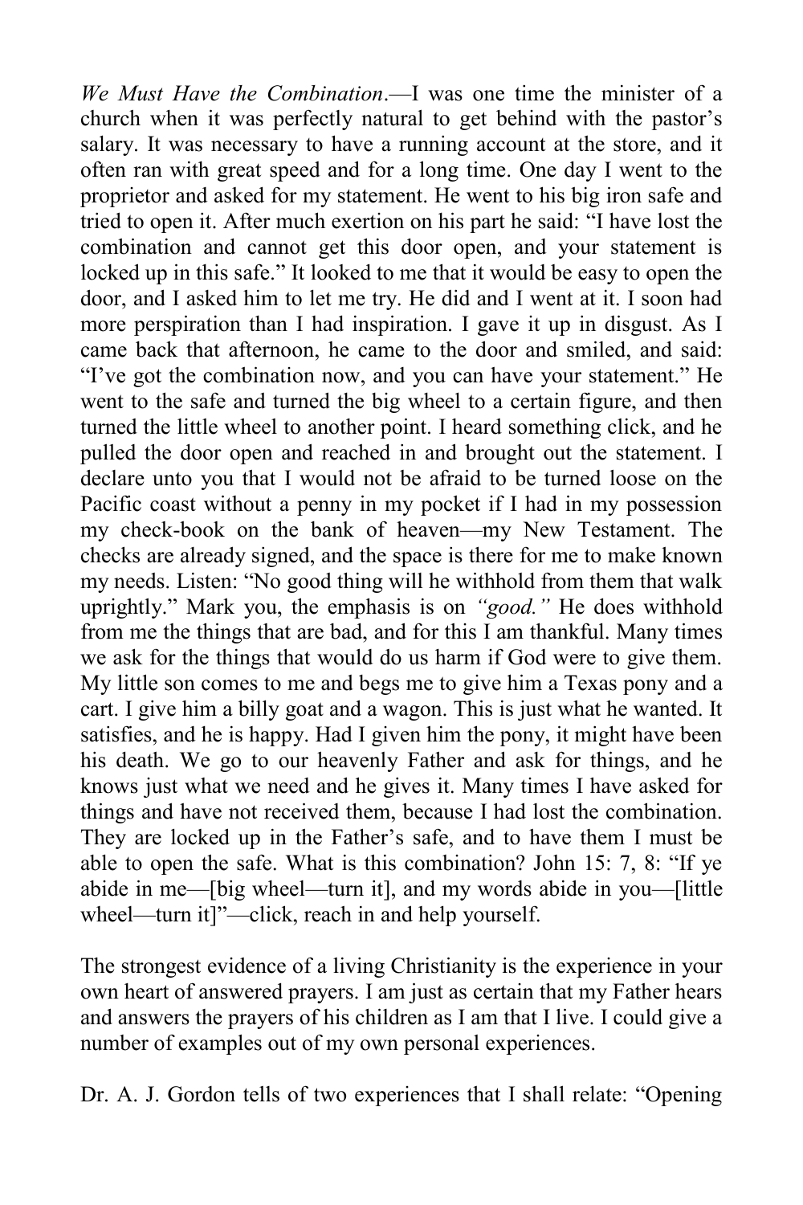*We Must Have the Combination*.—I was one time the minister of a church when it was perfectly natural to get behind with the pastor's salary. It was necessary to have a running account at the store, and it often ran with great speed and for a long time. One day I went to the proprietor and asked for my statement. He went to his big iron safe and tried to open it. After much exertion on his part he said: "I have lost the combination and cannot get this door open, and your statement is locked up in this safe." It looked to me that it would be easy to open the door, and I asked him to let me try. He did and I went at it. I soon had more perspiration than I had inspiration. I gave it up in disgust. As I came back that afternoon, he came to the door and smiled, and said: "I've got the combination now, and you can have your statement." He went to the safe and turned the big wheel to a certain figure, and then turned the little wheel to another point. I heard something click, and he pulled the door open and reached in and brought out the statement. I declare unto you that I would not be afraid to be turned loose on the Pacific coast without a penny in my pocket if I had in my possession my check-book on the bank of heaven—my New Testament. The checks are already signed, and the space is there for me to make known my needs. Listen: "No good thing will he withhold from them that walk uprightly." Mark you, the emphasis is on *"good."* He does withhold from me the things that are bad, and for this I am thankful. Many times we ask for the things that would do us harm if God were to give them. My little son comes to me and begs me to give him a Texas pony and a cart. I give him a billy goat and a wagon. This is just what he wanted. It satisfies, and he is happy. Had I given him the pony, it might have been his death. We go to our heavenly Father and ask for things, and he knows just what we need and he gives it. Many times I have asked for things and have not received them, because I had lost the combination. They are locked up in the Father's safe, and to have them I must be able to open the safe. What is this combination? John 15: 7, 8: "If ye abide in me—[big wheel—turn it], and my words abide in you—[little wheel—turn it]"—click, reach in and help yourself.

The strongest evidence of a living Christianity is the experience in your own heart of answered prayers. I am just as certain that my Father hears and answers the prayers of his children as I am that I live. I could give a number of examples out of my own personal experiences.

Dr. A. J. Gordon tells of two experiences that I shall relate: "Opening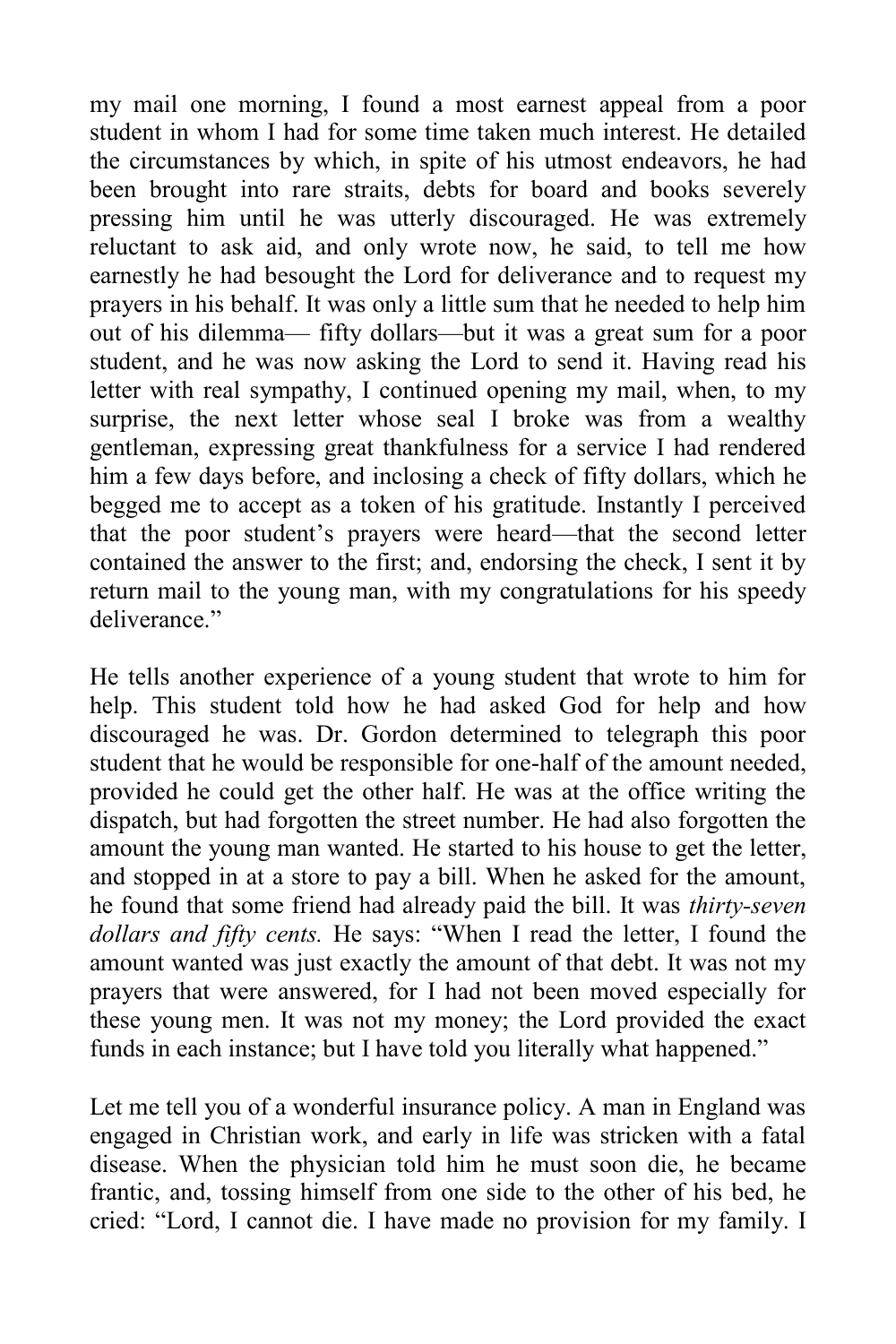my mail one morning, I found a most earnest appeal from a poor student in whom I had for some time taken much interest. He detailed the circumstances by which, in spite of his utmost endeavors, he had been brought into rare straits, debts for board and books severely pressing him until he was utterly discouraged. He was extremely reluctant to ask aid, and only wrote now, he said, to tell me how earnestly he had besought the Lord for deliverance and to request my prayers in his behalf. It was only a little sum that he needed to help him out of his dilemma— fifty dollars—but it was a great sum for a poor student, and he was now asking the Lord to send it. Having read his letter with real sympathy, I continued opening my mail, when, to my surprise, the next letter whose seal I broke was from a wealthy gentleman, expressing great thankfulness for a service I had rendered him a few days before, and inclosing a check of fifty dollars, which he begged me to accept as a token of his gratitude. Instantly I perceived that the poor student's prayers were heard—that the second letter contained the answer to the first; and, endorsing the check, I sent it by return mail to the young man, with my congratulations for his speedy deliverance."

He tells another experience of a young student that wrote to him for help. This student told how he had asked God for help and how discouraged he was. Dr. Gordon determined to telegraph this poor student that he would be responsible for one-half of the amount needed, provided he could get the other half. He was at the office writing the dispatch, but had forgotten the street number. He had also forgotten the amount the young man wanted. He started to his house to get the letter, and stopped in at a store to pay a bill. When he asked for the amount, he found that some friend had already paid the bill. It was *thirty-seven dollars and fifty cents.* He says: "When I read the letter, I found the amount wanted was just exactly the amount of that debt. It was not my prayers that were answered, for I had not been moved especially for these young men. It was not my money; the Lord provided the exact funds in each instance; but I have told you literally what happened."

Let me tell you of a wonderful insurance policy. A man in England was engaged in Christian work, and early in life was stricken with a fatal disease. When the physician told him he must soon die, he became frantic, and, tossing himself from one side to the other of his bed, he cried: "Lord, I cannot die. I have made no provision for my family. I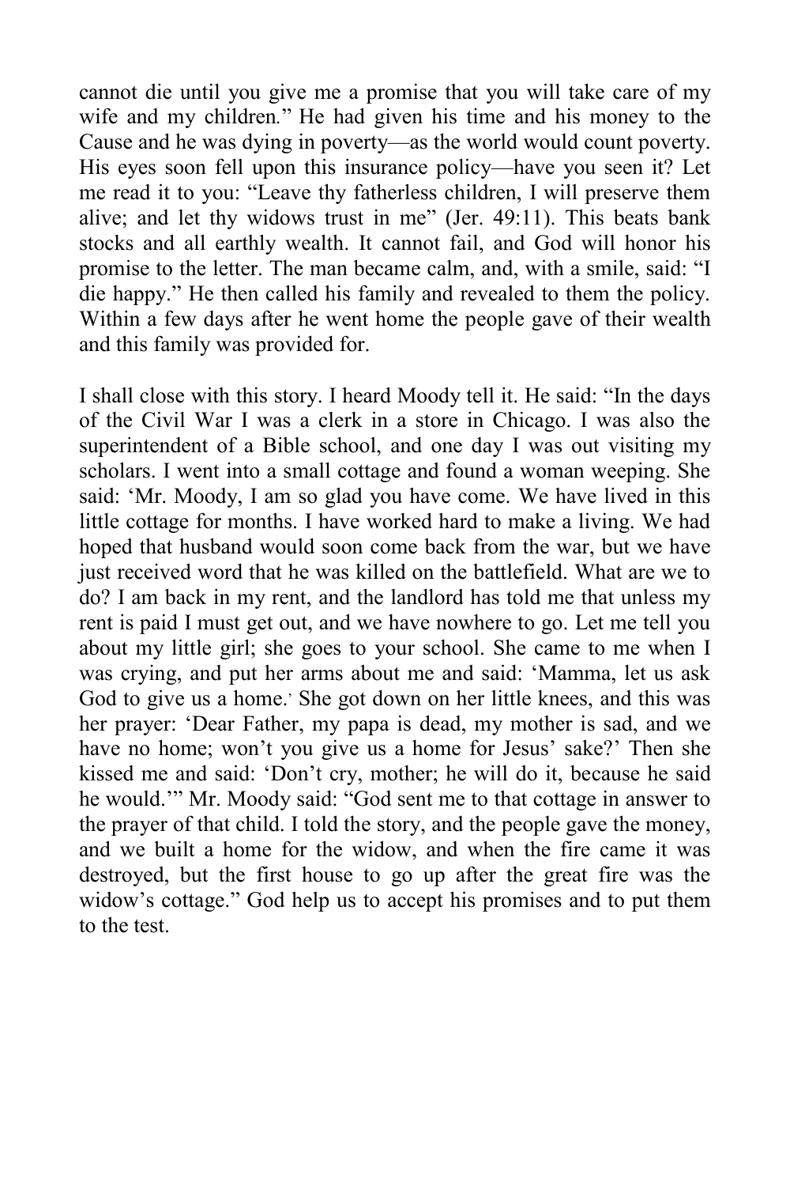cannot die until you give me a promise that you will take care of my wife and my children." He had given his time and his money to the Cause and he was dying in poverty—as the world would count poverty. His eyes soon fell upon this insurance policy—have you seen it? Let me read it to you: "Leave thy fatherless children, I will preserve them alive; and let thy widows trust in me" (Jer. 49:11). This beats bank stocks and all earthly wealth. It cannot fail, and God will honor his promise to the letter. The man became calm, and, with a smile, said: "I die happy." He then called his family and revealed to them the policy. Within a few days after he went home the people gave of their wealth and this family was provided for.

I shall close with this story. I heard Moody tell it. He said: "In the days of the Civil War I was a clerk in a store in Chicago. I was also the superintendent of a Bible school, and one day I was out visiting my scholars. I went into a small cottage and found a woman weeping. She said: 'Mr. Moody, I am so glad you have come. We have lived in this little cottage for months. I have worked hard to make a living. We had hoped that husband would soon come back from the war, but we have just received word that he was killed on the battlefield. What are we to do? I am back in my rent, and the landlord has told me that unless my rent is paid I must get out, and we have nowhere to go. Let me tell you about my little girl; she goes to your school. She came to me when I was crying, and put her arms about me and said: 'Mamma, let us ask God to give us a home.' She got down on her little knees, and this was her prayer: 'Dear Father, my papa is dead, my mother is sad, and we have no home; won't you give us a home for Jesus' sake?' Then she kissed me and said: 'Don't cry, mother; he will do it, because he said he would.'" Mr. Moody said: "God sent me to that cottage in answer to the prayer of that child. I told the story, and the people gave the money, and we built a home for the widow, and when the fire came it was destroyed, but the first house to go up after the great fire was the widow's cottage." God help us to accept his promises and to put them to the test.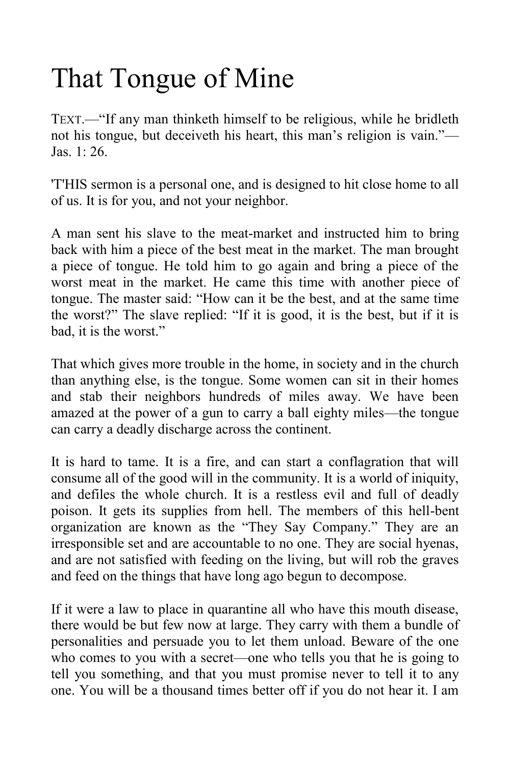# That Tongue of Mine

TEXT.—“If any man thinketh himself to be religious, while he bridleth not his tongue, but deceiveth his heart, this man’s religion is vain.”—Jas. 1: 26.

'T'HIS sermon is a personal one, and is designed to hit close home to all of us. It is for you, and not your neighbor.

A man sent his slave to the meat-market and instructed him to bring back with him a piece of the best meat in the market. The man brought a piece of tongue. He told him to go again and bring a piece of the worst meat in the market. He came this time with another piece of tongue. The master said: “How can it be the best, and at the same time the worst?” The slave replied: “If it is good, it is the best, but if it is bad, it is the worst.”

That which gives more trouble in the home, in society and in the church than anything else, is the tongue. Some women can sit in their homes and stab their neighbors hundreds of miles away. We have been amazed at the power of a gun to carry a ball eighty miles—the tongue can carry a deadly discharge across the continent.

It is hard to tame. It is a fire, and can start a conflagration that will consume all of the good will in the community. It is a world of iniquity, and defiles the whole church. It is a restless evil and full of deadly poison. It gets its supplies from hell. The members of this hell-bent organization are known as the “They Say Company.” They are an irresponsible set and are accountable to no one. They are social hyenas, and are not satisfied with feeding on the living, but will rob the graves and feed on the things that have long ago begun to decompose.

If it were a law to place in quarantine all who have this mouth disease, there would be but few now at large. They carry with them a bundle of personalities and persuade you to let them unload. Beware of the one who comes to you with a secret—one who tells you that he is going to tell you something, and that you must promise never to tell it to any one. You will be a thousand times better off if you do not hear it. I am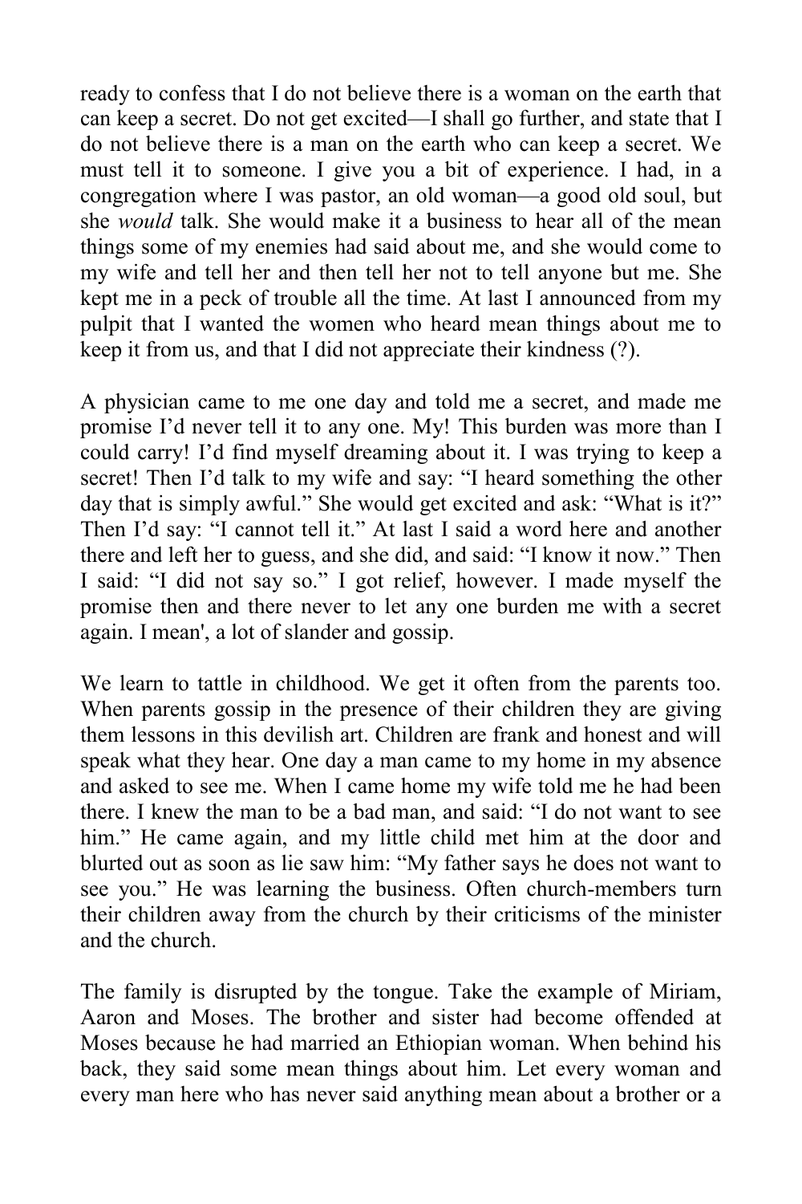ready to confess that I do not believe there is a woman on the earth that can keep a secret. Do not get excited—I shall go further, and state that I do not believe there is a man on the earth who can keep a secret. We must tell it to someone. I give you a bit of experience. I had, in a congregation where I was pastor, an old woman—a good old soul, but she *would* talk. She would make it a business to hear all of the mean things some of my enemies had said about me, and she would come to my wife and tell her and then tell her not to tell anyone but me. She kept me in a peck of trouble all the time. At last I announced from my pulpit that I wanted the women who heard mean things about me to keep it from us, and that I did not appreciate their kindness (?).

A physician came to me one day and told me a secret, and made me promise I'd never tell it to any one. My! This burden was more than I could carry! I'd find myself dreaming about it. I was trying to keep a secret! Then I'd talk to my wife and say: "I heard something the other day that is simply awful." She would get excited and ask: "What is it?" Then I'd say: "I cannot tell it." At last I said a word here and another there and left her to guess, and she did, and said: "I know it now." Then I said: "I did not say so." I got relief, however. I made myself the promise then and there never to let any one burden me with a secret again. I mean', a lot of slander and gossip.

We learn to tattle in childhood. We get it often from the parents too. When parents gossip in the presence of their children they are giving them lessons in this devilish art. Children are frank and honest and will speak what they hear. One day a man came to my home in my absence and asked to see me. When I came home my wife told me he had been there. I knew the man to be a bad man, and said: "I do not want to see him." He came again, and my little child met him at the door and blurted out as soon as lie saw him: "My father says he does not want to see you." He was learning the business. Often church-members turn their children away from the church by their criticisms of the minister and the church.

The family is disrupted by the tongue. Take the example of Miriam, Aaron and Moses. The brother and sister had become offended at Moses because he had married an Ethiopian woman. When behind his back, they said some mean things about him. Let every woman and every man here who has never said anything mean about a brother or a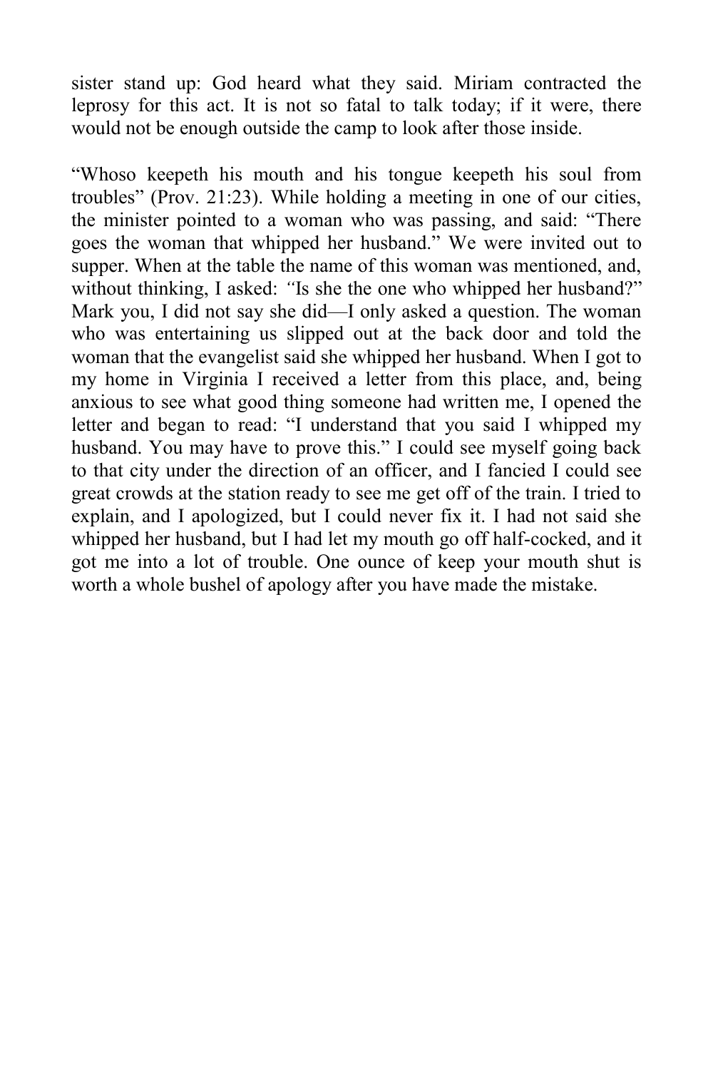sister stand up: God heard what they said. Miriam contracted the leprosy for this act. It is not so fatal to talk today; if it were, there would not be enough outside the camp to look after those inside.

"Whoso keepeth his mouth and his tongue keepeth his soul from troubles" (Prov. 21:23). While holding a meeting in one of our cities, the minister pointed to a woman who was passing, and said: "There goes the woman that whipped her husband." We were invited out to supper. When at the table the name of this woman was mentioned, and, without thinking, I asked: *"*Is she the one who whipped her husband?" Mark you, I did not say she did—I only asked a question. The woman who was entertaining us slipped out at the back door and told the woman that the evangelist said she whipped her husband. When I got to my home in Virginia I received a letter from this place, and, being anxious to see what good thing someone had written me, I opened the letter and began to read: "I understand that you said I whipped my husband. You may have to prove this." I could see myself going back to that city under the direction of an officer, and I fancied I could see great crowds at the station ready to see me get off of the train. I tried to explain, and I apologized, but I could never fix it. I had not said she whipped her husband, but I had let my mouth go off half-cocked, and it got me into a lot of trouble. One ounce of keep your mouth shut is worth a whole bushel of apology after you have made the mistake.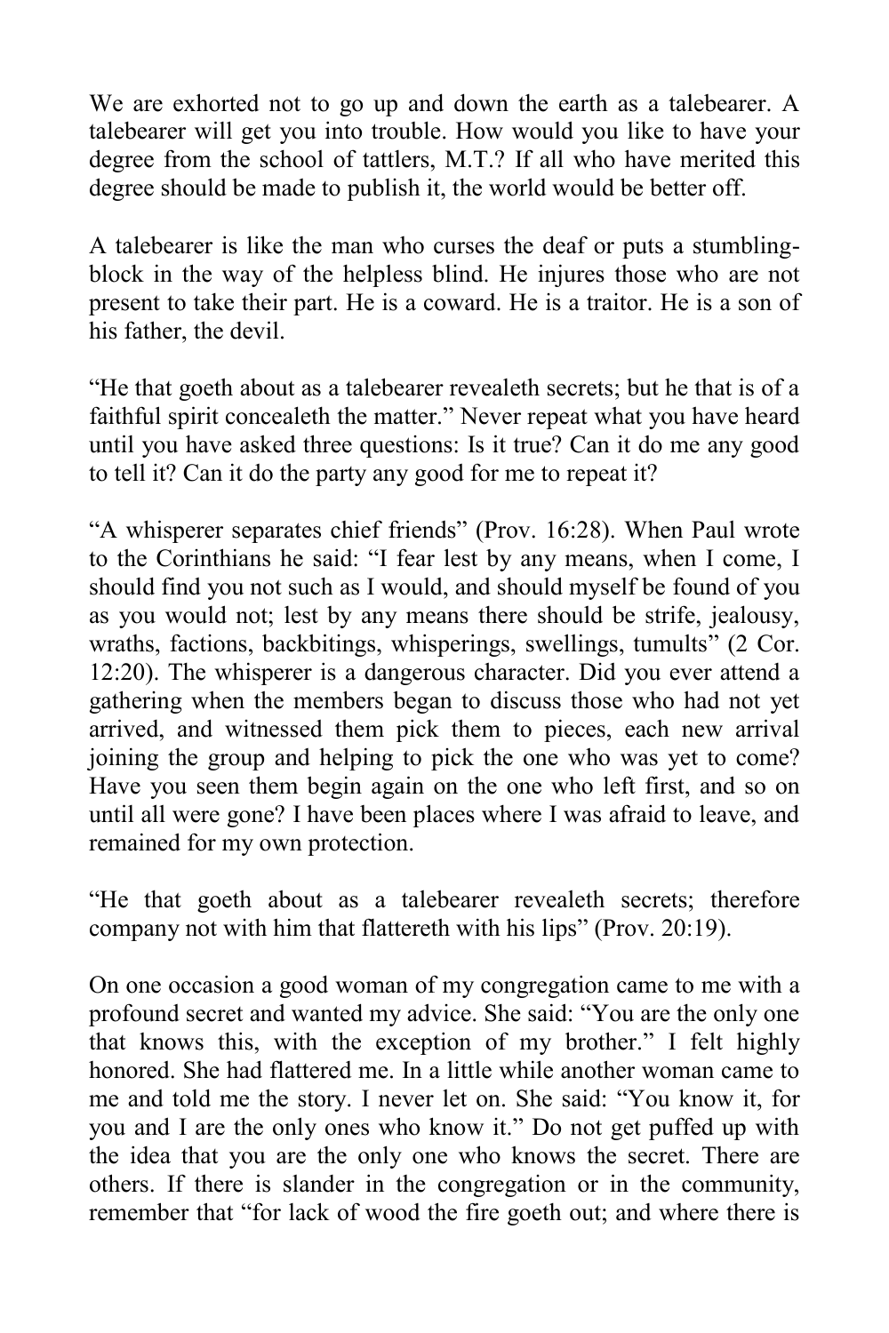We are exhorted not to go up and down the earth as a talebearer. A talebearer will get you into trouble. How would you like to have your degree from the school of tattlers, M.T.? If all who have merited this degree should be made to publish it, the world would be better off.

A talebearer is like the man who curses the deaf or puts a stumbling-block in the way of the helpless blind. He injures those who are not present to take their part. He is a coward. He is a traitor. He is a son of his father, the devil.

"He that goeth about as a talebearer revealeth secrets; but he that is of a faithful spirit concealeth the matter." Never repeat what you have heard until you have asked three questions: Is it true? Can it do me any good to tell it? Can it do the party any good for me to repeat it?

"A whisperer separates chief friends" (Prov. 16:28). When Paul wrote to the Corinthians he said: "I fear lest by any means, when I come, I should find you not such as I would, and should myself be found of you as you would not; lest by any means there should be strife, jealousy, wraths, factions, backbitings, whisperings, swellings, tumults" (2 Cor. 12:20). The whisperer is a dangerous character. Did you ever attend a gathering when the members began to discuss those who had not yet arrived, and witnessed them pick them to pieces, each new arrival joining the group and helping to pick the one who was yet to come? Have you seen them begin again on the one who left first, and so on until all were gone? I have been places where I was afraid to leave, and remained for my own protection.

"He that goeth about as a talebearer revealeth secrets; therefore company not with him that flattereth with his lips" (Prov. 20:19).

On one occasion a good woman of my congregation came to me with a profound secret and wanted my advice. She said: "You are the only one that knows this, with the exception of my brother." I felt highly honored. She had flattered me. In a little while another woman came to me and told me the story. I never let on. She said: "You know it, for you and I are the only ones who know it." Do not get puffed up with the idea that you are the only one who knows the secret. There are others. If there is slander in the congregation or in the community, remember that "for lack of wood the fire goeth out; and where there is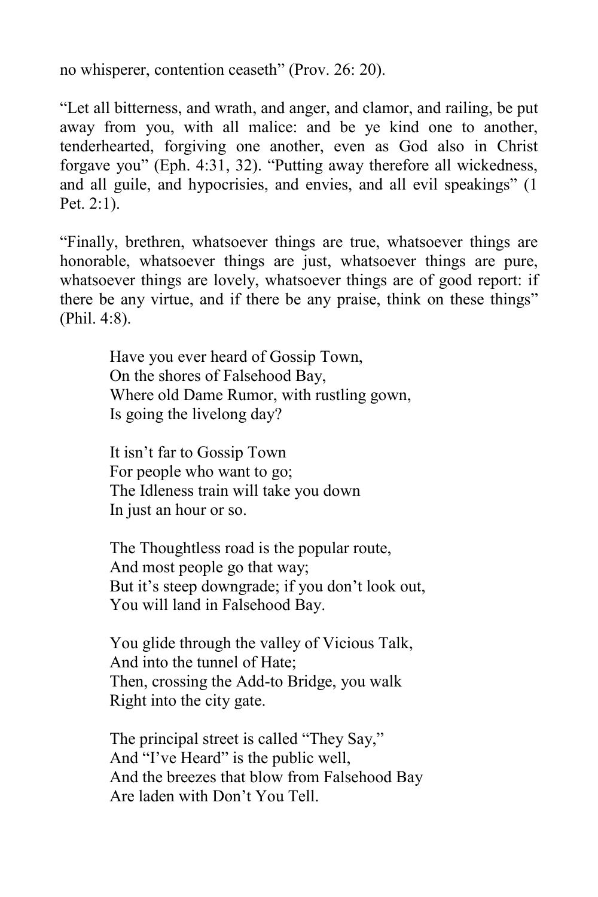no whisperer, contention ceaseth" (Prov. 26: 20).

"Let all bitterness, and wrath, and anger, and clamor, and railing, be put away from you, with all malice: and be ye kind one to another, tenderhearted, forgiving one another, even as God also in Christ forgave you" (Eph. 4:31, 32). "Putting away therefore all wickedness, and all guile, and hypocrisies, and envies, and all evil speakings" (1 Pet. 2:1).

"Finally, brethren, whatsoever things are true, whatsoever things are honorable, whatsoever things are just, whatsoever things are pure, whatsoever things are lovely, whatsoever things are of good report: if there be any virtue, and if there be any praise, think on these things" (Phil. 4:8).

> Have you ever heard of Gossip Town,  
> On the shores of Falsehood Bay,  
> Where old Dame Rumor, with rustling gown,  
> Is going the livelong day?
>
> It isn't far to Gossip Town  
> For people who want to go;  
> The Idleness train will take you down  
> In just an hour or so.
>
> The Thoughtless road is the popular route,  
> And most people go that way;  
> But it's steep downgrade; if you don't look out,  
> You will land in Falsehood Bay.
>
> You glide through the valley of Vicious Talk,  
> And into the tunnel of Hate;  
> Then, crossing the Add-to Bridge, you walk  
> Right into the city gate.
>
> The principal street is called "They Say,"  
> And "I've Heard" is the public well,  
> And the breezes that blow from Falsehood Bay  
> Are laden with Don't You Tell.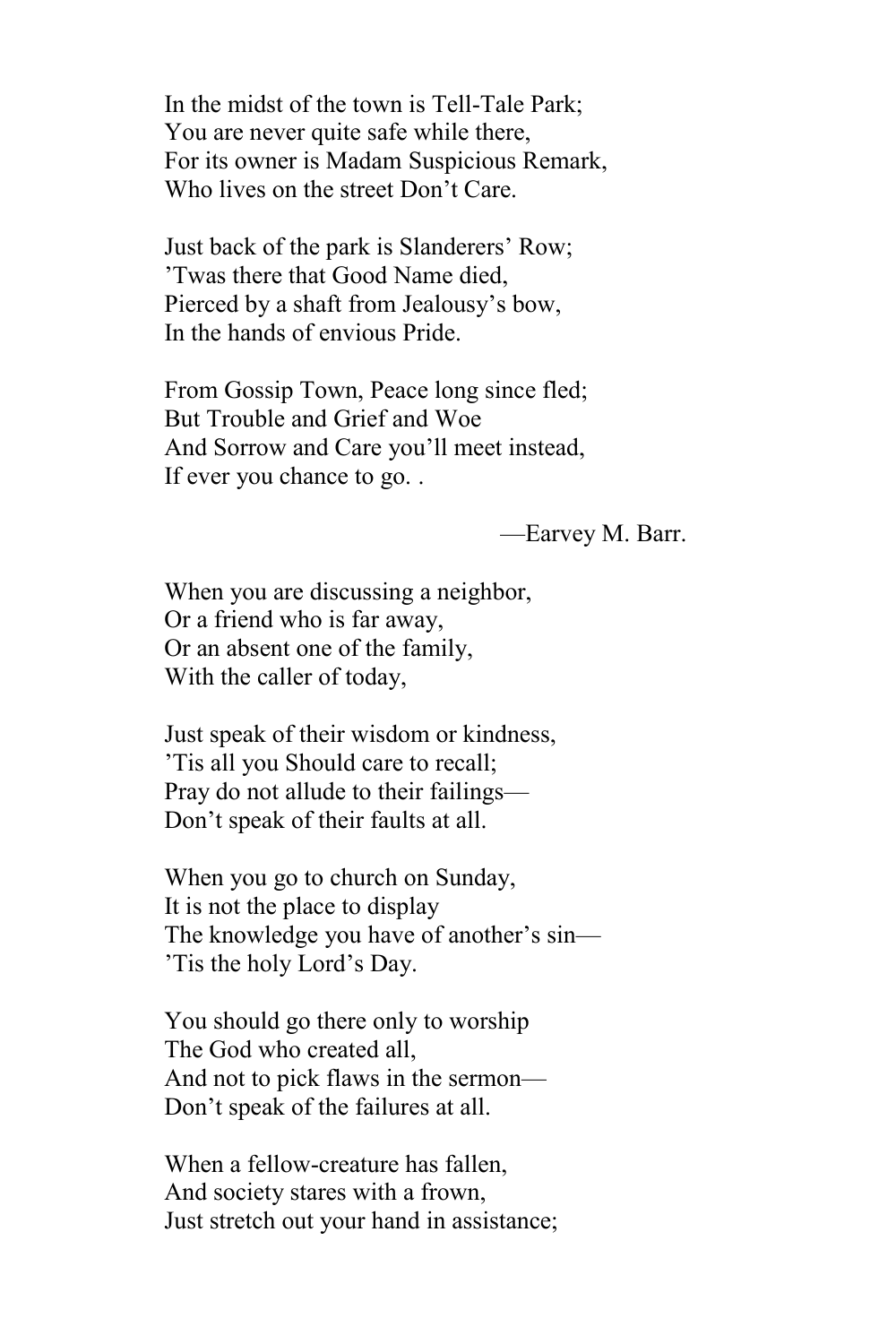In the midst of the town is Tell-Tale Park;
You are never quite safe while there,
For its owner is Madam Suspicious Remark,
Who lives on the street Don't Care.

Just back of the park is Slanderers' Row;
'Twas there that Good Name died,
Pierced by a shaft from Jealousy's bow,
In the hands of envious Pride.

From Gossip Town, Peace long since fled;
But Trouble and Grief and Woe
And Sorrow and Care you'll meet instead,
If ever you chance to go. .

—Earvey M. Barr.

When you are discussing a neighbor,
Or a friend who is far away,
Or an absent one of the family,
With the caller of today,

Just speak of their wisdom or kindness,
'Tis all you Should care to recall;
Pray do not allude to their failings—
Don't speak of their faults at all.

When you go to church on Sunday,
It is not the place to display
The knowledge you have of another's sin—
'Tis the holy Lord's Day.

You should go there only to worship
The God who created all,
And not to pick flaws in the sermon—
Don't speak of the failures at all.

When a fellow-creature has fallen,
And society stares with a frown,
Just stretch out your hand in assistance;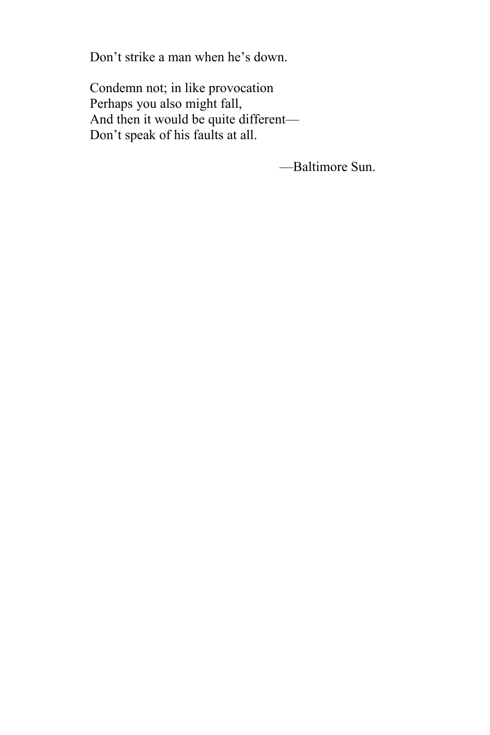Don't strike a man when he's down.

Condemn not; in like provocation
Perhaps you also might fall,
And then it would be quite different—
Don't speak of his faults at all.

—Baltimore Sun.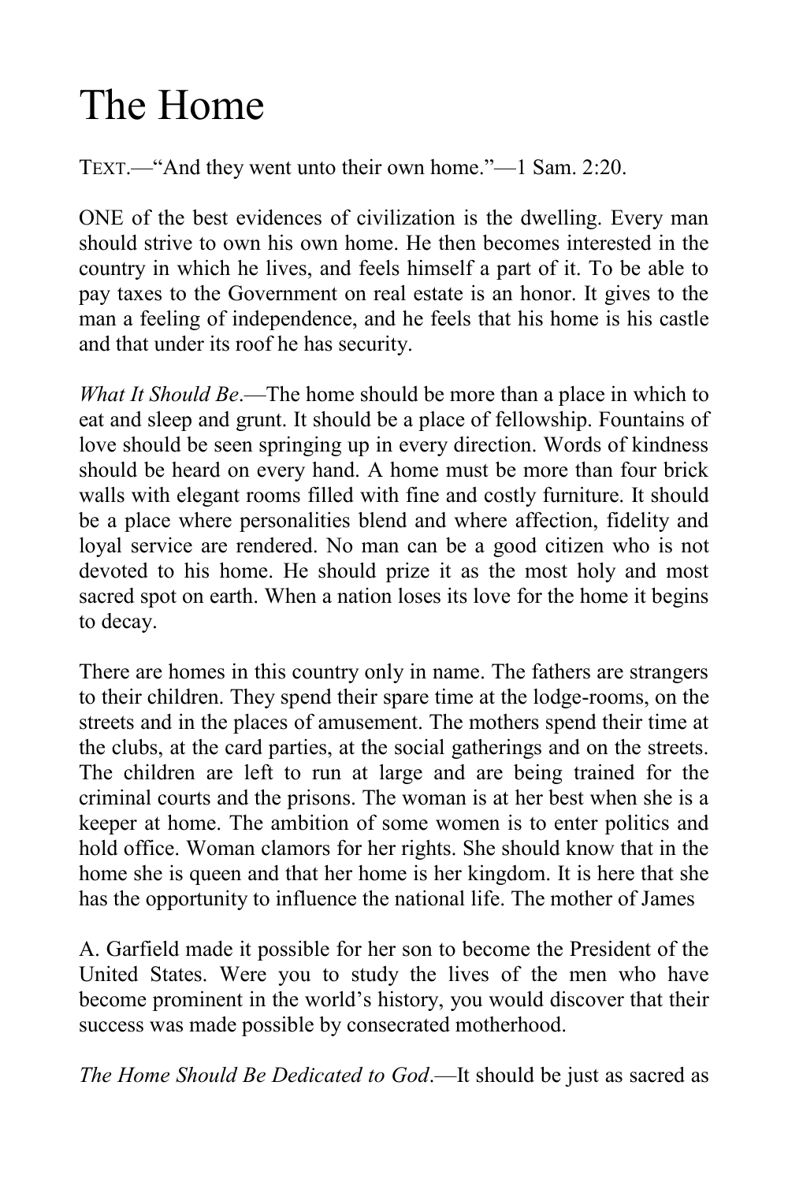# The Home

TEXT.—"And they went unto their own home."—1 Sam. 2:20.

ONE of the best evidences of civilization is the dwelling. Every man should strive to own his own home. He then becomes interested in the country in which he lives, and feels himself a part of it. To be able to pay taxes to the Government on real estate is an honor. It gives to the man a feeling of independence, and he feels that his home is his castle and that under its roof he has security.

*What It Should Be*.—The home should be more than a place in which to eat and sleep and grunt. It should be a place of fellowship. Fountains of love should be seen springing up in every direction. Words of kindness should be heard on every hand. A home must be more than four brick walls with elegant rooms filled with fine and costly furniture. It should be a place where personalities blend and where affection, fidelity and loyal service are rendered. No man can be a good citizen who is not devoted to his home. He should prize it as the most holy and most sacred spot on earth. When a nation loses its love for the home it begins to decay.

There are homes in this country only in name. The fathers are strangers to their children. They spend their spare time at the lodge-rooms, on the streets and in the places of amusement. The mothers spend their time at the clubs, at the card parties, at the social gatherings and on the streets. The children are left to run at large and are being trained for the criminal courts and the prisons. The woman is at her best when she is a keeper at home. The ambition of some women is to enter politics and hold office. Woman clamors for her rights. She should know that in the home she is queen and that her home is her kingdom. It is here that she has the opportunity to influence the national life. The mother of James A. Garfield made it possible for her son to become the President of the United States. Were you to study the lives of the men who have become prominent in the world's history, you would discover that their success was made possible by consecrated motherhood.

*The Home Should Be Dedicated to God*.—It should be just as sacred as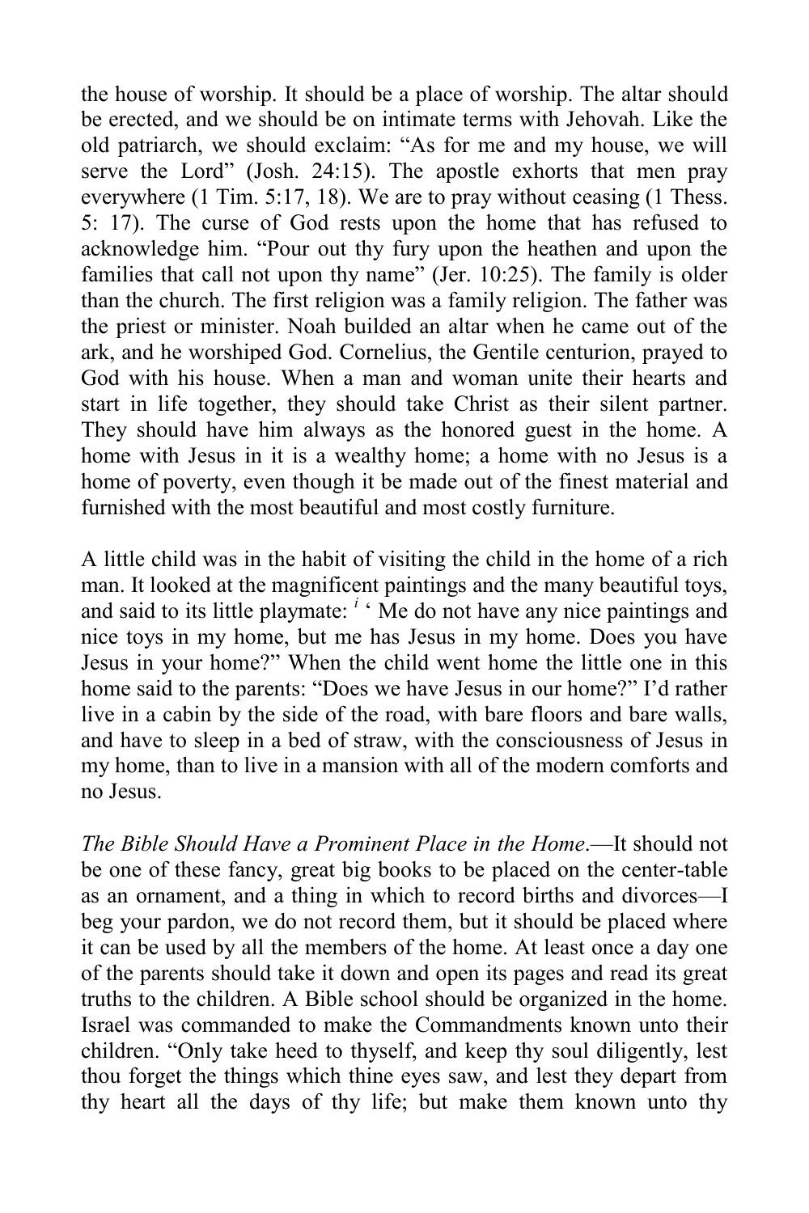the house of worship. It should be a place of worship. The altar should be erected, and we should be on intimate terms with Jehovah. Like the old patriarch, we should exclaim: "As for me and my house, we will serve the Lord" (Josh. 24:15). The apostle exhorts that men pray everywhere (1 Tim. 5:17, 18). We are to pray without ceasing (1 Thess. 5: 17). The curse of God rests upon the home that has refused to acknowledge him. "Pour out thy fury upon the heathen and upon the families that call not upon thy name" (Jer. 10:25). The family is older than the church. The first religion was a family religion. The father was the priest or minister. Noah builded an altar when he came out of the ark, and he worshiped God. Cornelius, the Gentile centurion, prayed to God with his house. When a man and woman unite their hearts and start in life together, they should take Christ as their silent partner. They should have him always as the honored guest in the home. A home with Jesus in it is a wealthy home; a home with no Jesus is a home of poverty, even though it be made out of the finest material and furnished with the most beautiful and most costly furniture.

A little child was in the habit of visiting the child in the home of a rich man. It looked at the magnificent paintings and the many beautiful toys, and said to its little playmate: *i* ' Me do not have any nice paintings and nice toys in my home, but me has Jesus in my home. Does you have Jesus in your home?" When the child went home the little one in this home said to the parents: "Does we have Jesus in our home?" I'd rather live in a cabin by the side of the road, with bare floors and bare walls, and have to sleep in a bed of straw, with the consciousness of Jesus in my home, than to live in a mansion with all of the modern comforts and no Jesus.

*The Bible Should Have a Prominent Place in the Home*.—It should not be one of these fancy, great big books to be placed on the center-table as an ornament, and a thing in which to record births and divorces—I beg your pardon, we do not record them, but it should be placed where it can be used by all the members of the home. At least once a day one of the parents should take it down and open its pages and read its great truths to the children. A Bible school should be organized in the home. Israel was commanded to make the Commandments known unto their children. "Only take heed to thyself, and keep thy soul diligently, lest thou forget the things which thine eyes saw, and lest they depart from thy heart all the days of thy life; but make them known unto thy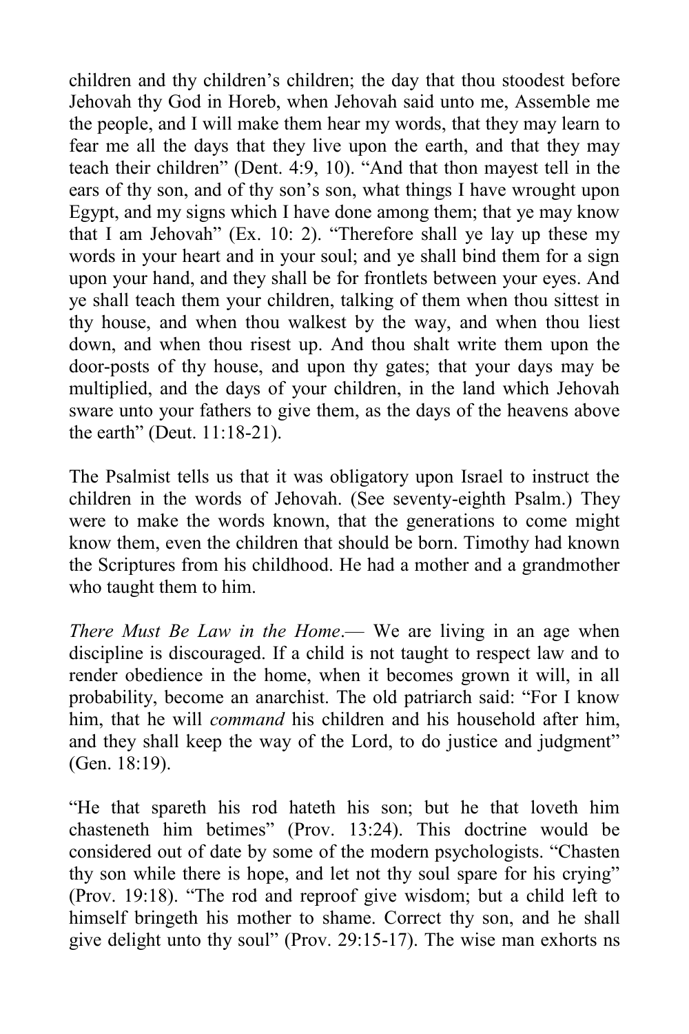children and thy children's children; the day that thou stoodest before Jehovah thy God in Horeb, when Jehovah said unto me, Assemble me the people, and I will make them hear my words, that they may learn to fear me all the days that they live upon the earth, and that they may teach their children" (Dent. 4:9, 10). "And that thon mayest tell in the ears of thy son, and of thy son's son, what things I have wrought upon Egypt, and my signs which I have done among them; that ye may know that I am Jehovah" (Ex. 10: 2). "Therefore shall ye lay up these my words in your heart and in your soul; and ye shall bind them for a sign upon your hand, and they shall be for frontlets between your eyes. And ye shall teach them your children, talking of them when thou sittest in thy house, and when thou walkest by the way, and when thou liest down, and when thou risest up. And thou shalt write them upon the door-posts of thy house, and upon thy gates; that your days may be multiplied, and the days of your children, in the land which Jehovah sware unto your fathers to give them, as the days of the heavens above the earth" (Deut. 11:18-21).

The Psalmist tells us that it was obligatory upon Israel to instruct the children in the words of Jehovah. (See seventy-eighth Psalm.) They were to make the words known, that the generations to come might know them, even the children that should be born. Timothy had known the Scriptures from his childhood. He had a mother and a grandmother who taught them to him.

*There Must Be Law in the Home*.— We are living in an age when discipline is discouraged. If a child is not taught to respect law and to render obedience in the home, when it becomes grown it will, in all probability, become an anarchist. The old patriarch said: "For I know him, that he will *command* his children and his household after him, and they shall keep the way of the Lord, to do justice and judgment" (Gen. 18:19).

"He that spareth his rod hateth his son; but he that loveth him chasteneth him betimes" (Prov. 13:24). This doctrine would be considered out of date by some of the modern psychologists. "Chasten thy son while there is hope, and let not thy soul spare for his crying" (Prov. 19:18). "The rod and reproof give wisdom; but a child left to himself bringeth his mother to shame. Correct thy son, and he shall give delight unto thy soul" (Prov. 29:15-17). The wise man exhorts ns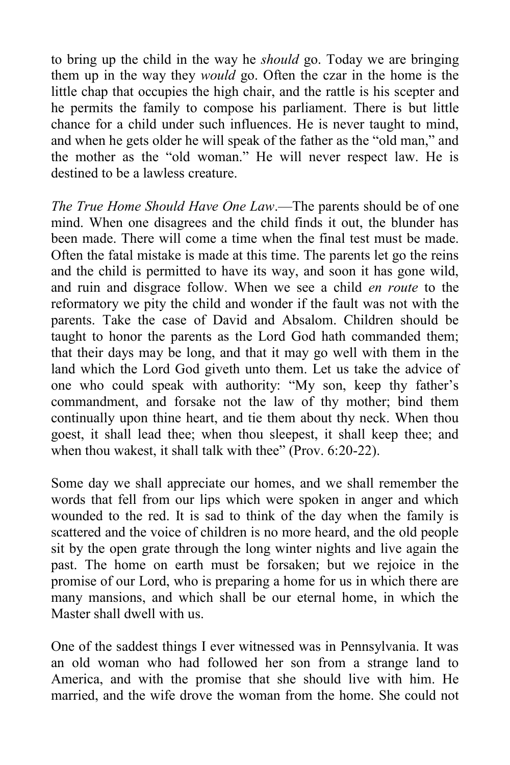to bring up the child in the way he *should* go. Today we are bringing them up in the way they *would* go. Often the czar in the home is the little chap that occupies the high chair, and the rattle is his scepter and he permits the family to compose his parliament. There is but little chance for a child under such influences. He is never taught to mind, and when he gets older he will speak of the father as the "old man," and the mother as the "old woman." He will never respect law. He is destined to be a lawless creature.

*The True Home Should Have One Law*.—The parents should be of one mind. When one disagrees and the child finds it out, the blunder has been made. There will come a time when the final test must be made. Often the fatal mistake is made at this time. The parents let go the reins and the child is permitted to have its way, and soon it has gone wild, and ruin and disgrace follow. When we see a child *en route* to the reformatory we pity the child and wonder if the fault was not with the parents. Take the case of David and Absalom. Children should be taught to honor the parents as the Lord God hath commanded them; that their days may be long, and that it may go well with them in the land which the Lord God giveth unto them. Let us take the advice of one who could speak with authority: "My son, keep thy father's commandment, and forsake not the law of thy mother; bind them continually upon thine heart, and tie them about thy neck. When thou goest, it shall lead thee; when thou sleepest, it shall keep thee; and when thou wakest, it shall talk with thee" (Prov. 6:20-22).

Some day we shall appreciate our homes, and we shall remember the words that fell from our lips which were spoken in anger and which wounded to the red. It is sad to think of the day when the family is scattered and the voice of children is no more heard, and the old people sit by the open grate through the long winter nights and live again the past. The home on earth must be forsaken; but we rejoice in the promise of our Lord, who is preparing a home for us in which there are many mansions, and which shall be our eternal home, in which the Master shall dwell with us.

One of the saddest things I ever witnessed was in Pennsylvania. It was an old woman who had followed her son from a strange land to America, and with the promise that she should live with him. He married, and the wife drove the woman from the home. She could not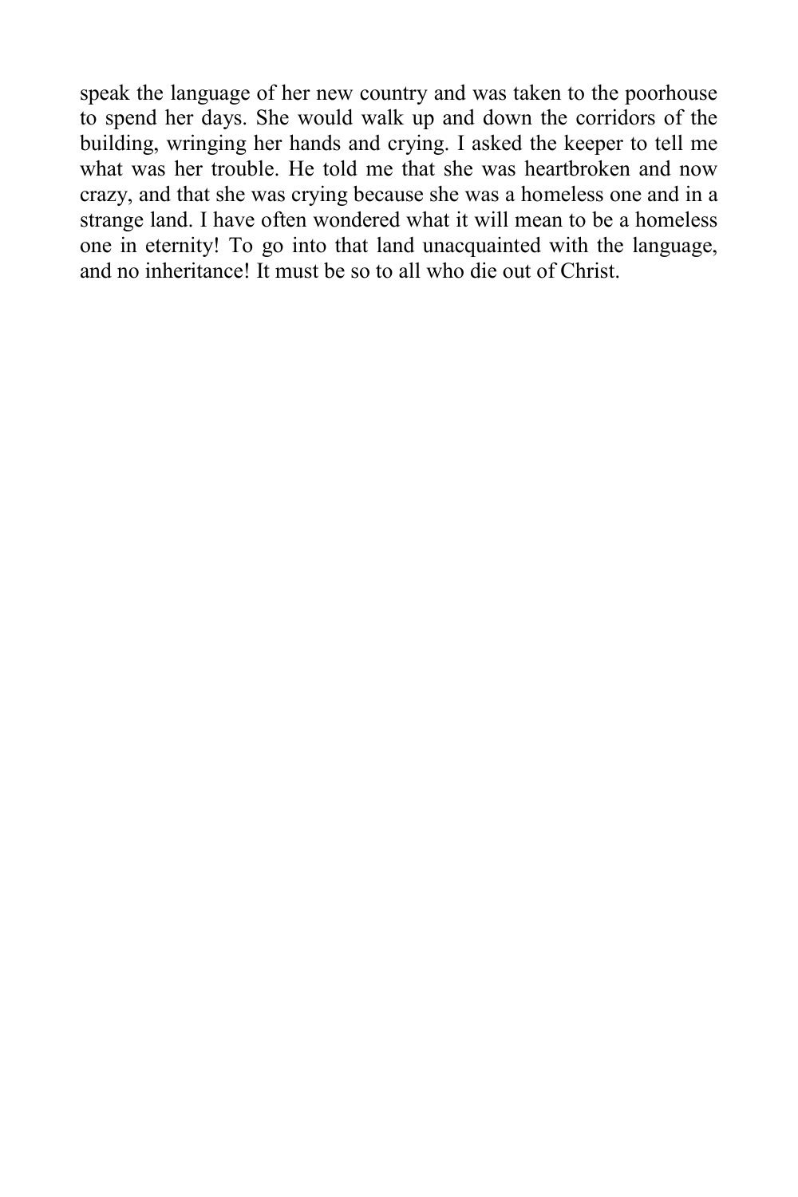speak the language of her new country and was taken to the poorhouse to spend her days. She would walk up and down the corridors of the building, wringing her hands and crying. I asked the keeper to tell me what was her trouble. He told me that she was heartbroken and now crazy, and that she was crying because she was a homeless one and in a strange land. I have often wondered what it will mean to be a homeless one in eternity! To go into that land unacquainted with the language, and no inheritance! It must be so to all who die out of Christ.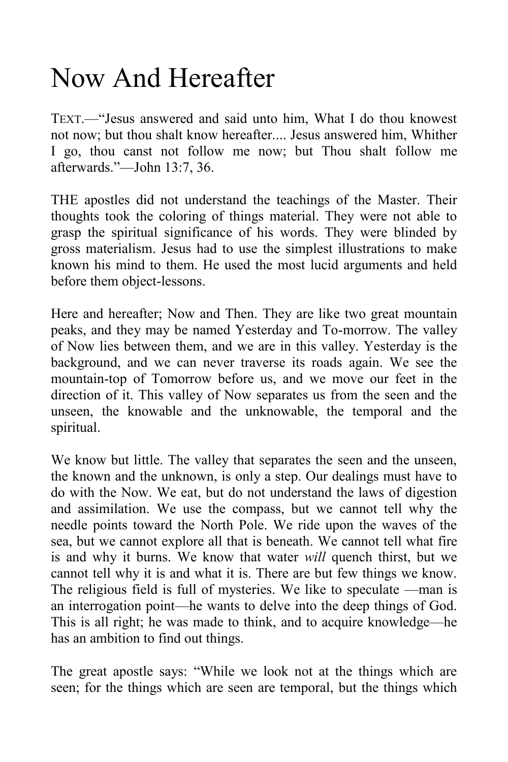# Now And Hereafter

TEXT.—"Jesus answered and said unto him, What I do thou knowest not now; but thou shalt know hereafter.... Jesus answered him, Whither I go, thou canst not follow me now; but Thou shalt follow me afterwards."—John 13:7, 36.

THE apostles did not understand the teachings of the Master. Their thoughts took the coloring of things material. They were not able to grasp the spiritual significance of his words. They were blinded by gross materialism. Jesus had to use the simplest illustrations to make known his mind to them. He used the most lucid arguments and held before them object-lessons.

Here and hereafter; Now and Then. They are like two great mountain peaks, and they may be named Yesterday and To-morrow. The valley of Now lies between them, and we are in this valley. Yesterday is the background, and we can never traverse its roads again. We see the mountain-top of Tomorrow before us, and we move our feet in the direction of it. This valley of Now separates us from the seen and the unseen, the knowable and the unknowable, the temporal and the spiritual.

We know but little. The valley that separates the seen and the unseen, the known and the unknown, is only a step. Our dealings must have to do with the Now. We eat, but do not understand the laws of digestion and assimilation. We use the compass, but we cannot tell why the needle points toward the North Pole. We ride upon the waves of the sea, but we cannot explore all that is beneath. We cannot tell what fire is and why it burns. We know that water *will* quench thirst, but we cannot tell why it is and what it is. There are but few things we know. The religious field is full of mysteries. We like to speculate —man is an interrogation point—he wants to delve into the deep things of God. This is all right; he was made to think, and to acquire knowledge—he has an ambition to find out things.

The great apostle says: "While we look not at the things which are seen; for the things which are seen are temporal, but the things which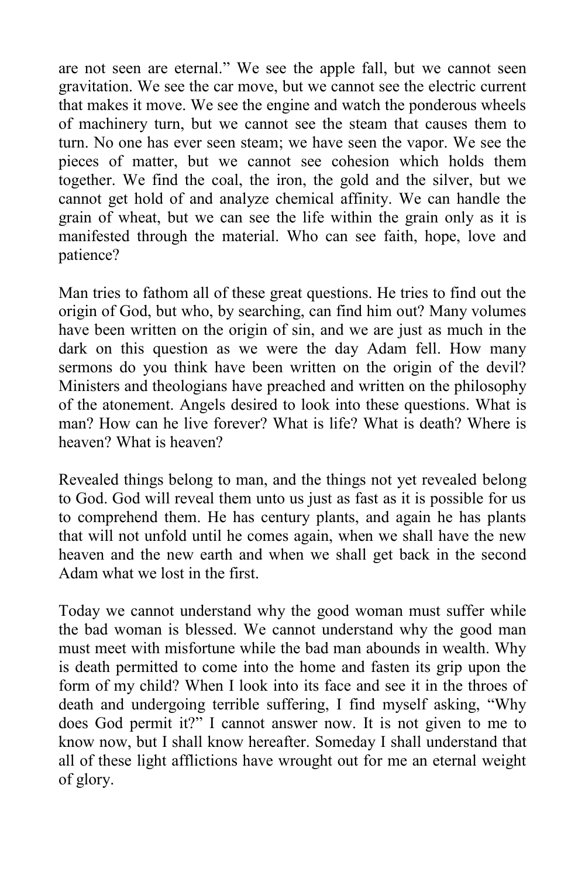are not seen are eternal." We see the apple fall, but we cannot seen gravitation. We see the car move, but we cannot see the electric current that makes it move. We see the engine and watch the ponderous wheels of machinery turn, but we cannot see the steam that causes them to turn. No one has ever seen steam; we have seen the vapor. We see the pieces of matter, but we cannot see cohesion which holds them together. We find the coal, the iron, the gold and the silver, but we cannot get hold of and analyze chemical affinity. We can handle the grain of wheat, but we can see the life within the grain only as it is manifested through the material. Who can see faith, hope, love and patience?

Man tries to fathom all of these great questions. He tries to find out the origin of God, but who, by searching, can find him out? Many volumes have been written on the origin of sin, and we are just as much in the dark on this question as we were the day Adam fell. How many sermons do you think have been written on the origin of the devil? Ministers and theologians have preached and written on the philosophy of the atonement. Angels desired to look into these questions. What is man? How can he live forever? What is life? What is death? Where is heaven? What is heaven?

Revealed things belong to man, and the things not yet revealed belong to God. God will reveal them unto us just as fast as it is possible for us to comprehend them. He has century plants, and again he has plants that will not unfold until he comes again, when we shall have the new heaven and the new earth and when we shall get back in the second Adam what we lost in the first.

Today we cannot understand why the good woman must suffer while the bad woman is blessed. We cannot understand why the good man must meet with misfortune while the bad man abounds in wealth. Why is death permitted to come into the home and fasten its grip upon the form of my child? When I look into its face and see it in the throes of death and undergoing terrible suffering, I find myself asking, "Why does God permit it?" I cannot answer now. It is not given to me to know now, but I shall know hereafter. Someday I shall understand that all of these light afflictions have wrought out for me an eternal weight of glory.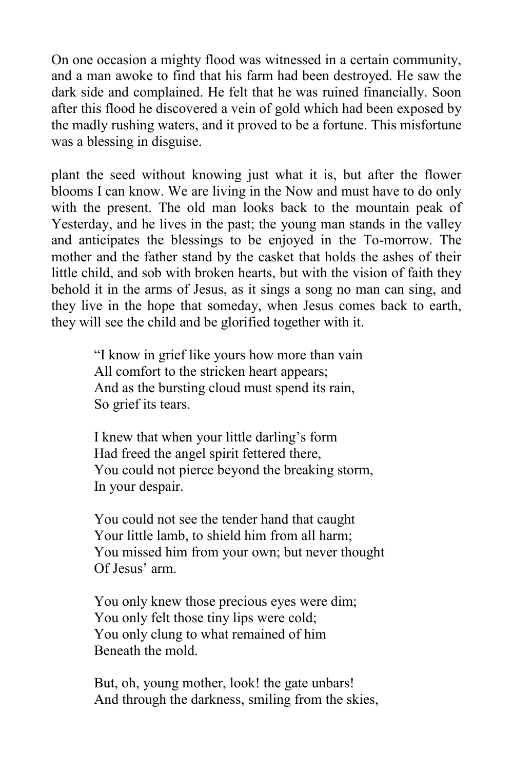On one occasion a mighty flood was witnessed in a certain community, and a man awoke to find that his farm had been destroyed. He saw the dark side and complained. He felt that he was ruined financially. Soon after this flood he discovered a vein of gold which had been exposed by the madly rushing waters, and it proved to be a fortune. This misfortune was a blessing in disguise.

plant the seed without knowing just what it is, but after the flower blooms I can know. We are living in the Now and must have to do only with the present. The old man looks back to the mountain peak of Yesterday, and he lives in the past; the young man stands in the valley and anticipates the blessings to be enjoyed in the To-morrow. The mother and the father stand by the casket that holds the ashes of their little child, and sob with broken hearts, but with the vision of faith they behold it in the arms of Jesus, as it sings a song no man can sing, and they live in the hope that someday, when Jesus comes back to earth, they will see the child and be glorified together with it.

> "I know in grief like yours how more than vain  
> All comfort to the stricken heart appears;  
> And as the bursting cloud must spend its rain,  
> So grief its tears.
>
> I knew that when your little darling's form  
> Had freed the angel spirit fettered there,  
> You could not pierce beyond the breaking storm,  
> In your despair.
>
> You could not see the tender hand that caught  
> Your little lamb, to shield him from all harm;  
> You missed him from your own; but never thought  
> Of Jesus' arm.
>
> You only knew those precious eyes were dim;  
> You only felt those tiny lips were cold;  
> You only clung to what remained of him  
> Beneath the mold.
>
> But, oh, young mother, look! the gate unbars!  
> And through the darkness, smiling from the skies,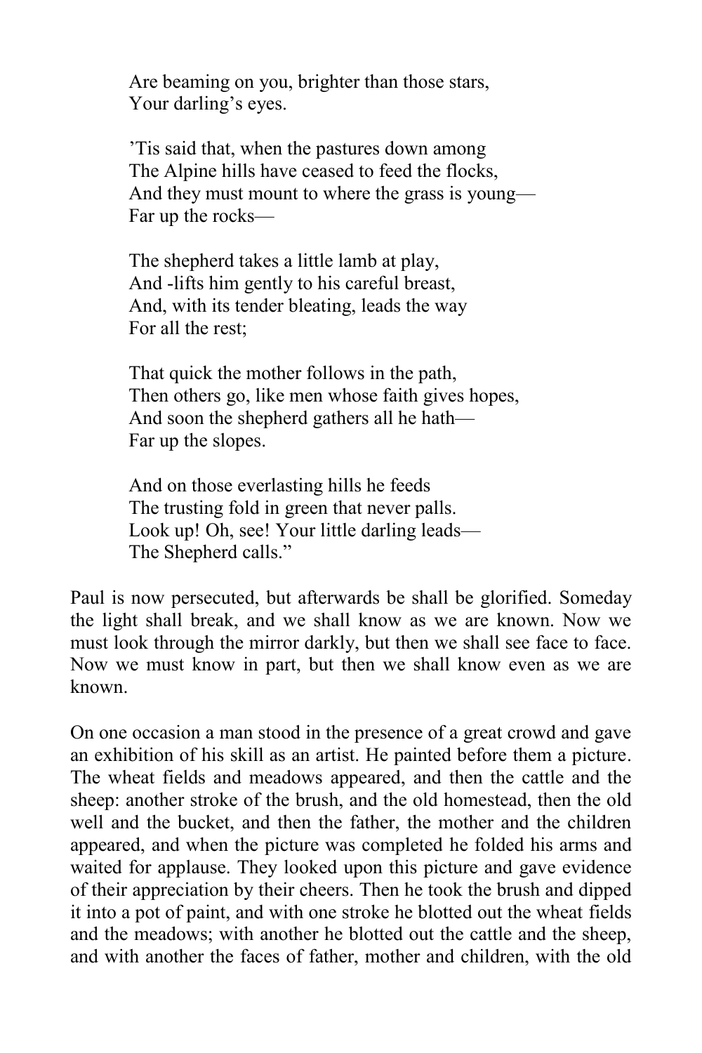Are beaming on you, brighter than those stars,  
Your darling's eyes.

'Tis said that, when the pastures down among  
The Alpine hills have ceased to feed the flocks,  
And they must mount to where the grass is young—  
Far up the rocks—

The shepherd takes a little lamb at play,  
And -lifts him gently to his careful breast,  
And, with its tender bleating, leads the way  
For all the rest;

That quick the mother follows in the path,  
Then others go, like men whose faith gives hopes,  
And soon the shepherd gathers all he hath—  
Far up the slopes.

And on those everlasting hills he feeds  
The trusting fold in green that never palls.  
Look up! Oh, see! Your little darling leads—  
The Shepherd calls."

Paul is now persecuted, but afterwards be shall be glorified. Someday the light shall break, and we shall know as we are known. Now we must look through the mirror darkly, but then we shall see face to face. Now we must know in part, but then we shall know even as we are known.

On one occasion a man stood in the presence of a great crowd and gave an exhibition of his skill as an artist. He painted before them a picture. The wheat fields and meadows appeared, and then the cattle and the sheep: another stroke of the brush, and the old homestead, then the old well and the bucket, and then the father, the mother and the children appeared, and when the picture was completed he folded his arms and waited for applause. They looked upon this picture and gave evidence of their appreciation by their cheers. Then he took the brush and dipped it into a pot of paint, and with one stroke he blotted out the wheat fields and the meadows; with another he blotted out the cattle and the sheep, and with another the faces of father, mother and children, with the old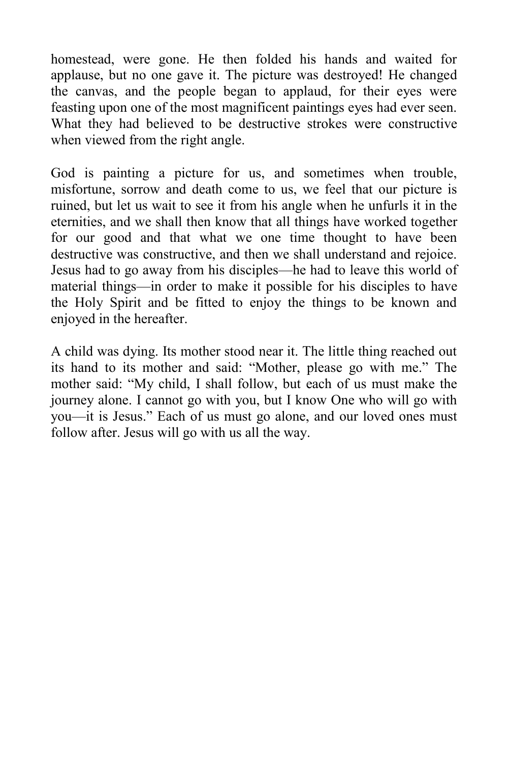homestead, were gone. He then folded his hands and waited for applause, but no one gave it. The picture was destroyed! He changed the canvas, and the people began to applaud, for their eyes were feasting upon one of the most magnificent paintings eyes had ever seen. What they had believed to be destructive strokes were constructive when viewed from the right angle.

God is painting a picture for us, and sometimes when trouble, misfortune, sorrow and death come to us, we feel that our picture is ruined, but let us wait to see it from his angle when he unfurls it in the eternities, and we shall then know that all things have worked together for our good and that what we one time thought to have been destructive was constructive, and then we shall understand and rejoice. Jesus had to go away from his disciples—he had to leave this world of material things—in order to make it possible for his disciples to have the Holy Spirit and be fitted to enjoy the things to be known and enjoyed in the hereafter.

A child was dying. Its mother stood near it. The little thing reached out its hand to its mother and said: “Mother, please go with me.” The mother said: “My child, I shall follow, but each of us must make the journey alone. I cannot go with you, but I know One who will go with you—it is Jesus.” Each of us must go alone, and our loved ones must follow after. Jesus will go with us all the way.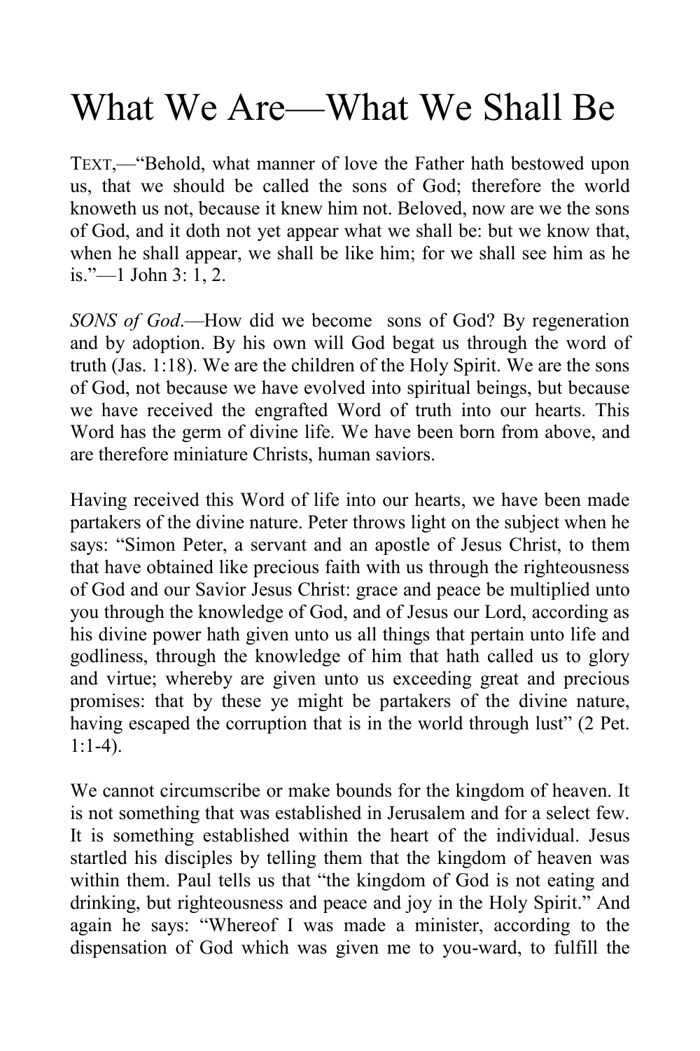# What We Are—What We Shall Be

TEXT,—"Behold, what manner of love the Father hath bestowed upon us, that we should be called the sons of God; therefore the world knoweth us not, because it knew him not. Beloved, now are we the sons of God, and it doth not yet appear what we shall be: but we know that, when he shall appear, we shall be like him; for we shall see him as he is."—1 John 3: 1, 2.

*SONS of God*.—How did we become sons of God? By regeneration and by adoption. By his own will God begat us through the word of truth (Jas. 1:18). We are the children of the Holy Spirit. We are the sons of God, not because we have evolved into spiritual beings, but because we have received the engrafted Word of truth into our hearts. This Word has the germ of divine life. We have been born from above, and are therefore miniature Christs, human saviors.

Having received this Word of life into our hearts, we have been made partakers of the divine nature. Peter throws light on the subject when he says: "Simon Peter, a servant and an apostle of Jesus Christ, to them that have obtained like precious faith with us through the righteousness of God and our Savior Jesus Christ: grace and peace be multiplied unto you through the knowledge of God, and of Jesus our Lord, according as his divine power hath given unto us all things that pertain unto life and godliness, through the knowledge of him that hath called us to glory and virtue; whereby are given unto us exceeding great and precious promises: that by these ye might be partakers of the divine nature, having escaped the corruption that is in the world through lust" (2 Pet. 1:1-4).

We cannot circumscribe or make bounds for the kingdom of heaven. It is not something that was established in Jerusalem and for a select few. It is something established within the heart of the individual. Jesus startled his disciples by telling them that the kingdom of heaven was within them. Paul tells us that "the kingdom of God is not eating and drinking, but righteousness and peace and joy in the Holy Spirit." And again he says: "Whereof I was made a minister, according to the dispensation of God which was given me to you-ward, to fulfill the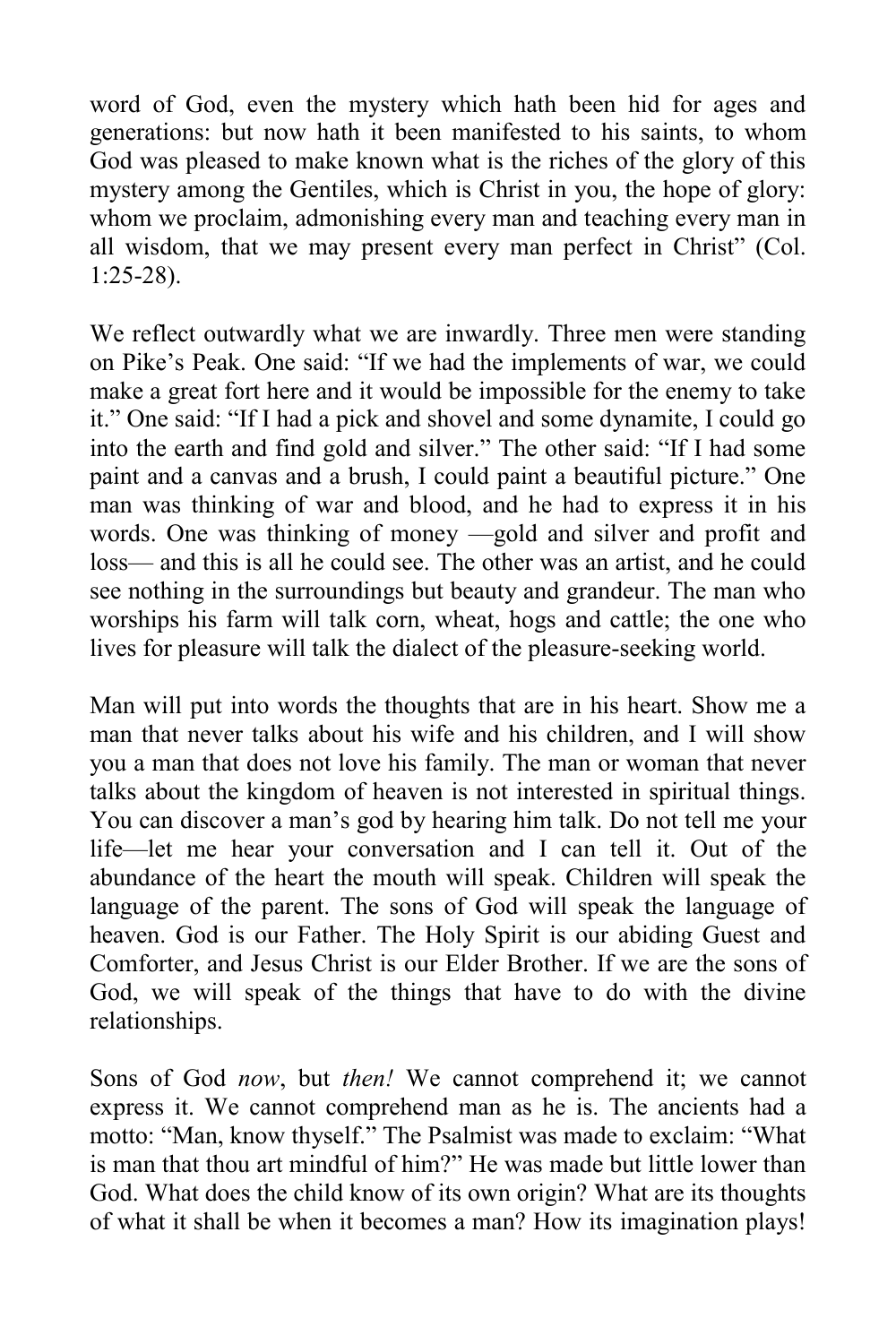word of God, even the mystery which hath been hid for ages and generations: but now hath it been manifested to his saints, to whom God was pleased to make known what is the riches of the glory of this mystery among the Gentiles, which is Christ in you, the hope of glory: whom we proclaim, admonishing every man and teaching every man in all wisdom, that we may present every man perfect in Christ" (Col. 1:25-28).

We reflect outwardly what we are inwardly. Three men were standing on Pike's Peak. One said: "If we had the implements of war, we could make a great fort here and it would be impossible for the enemy to take it." One said: "If I had a pick and shovel and some dynamite, I could go into the earth and find gold and silver." The other said: "If I had some paint and a canvas and a brush, I could paint a beautiful picture." One man was thinking of war and blood, and he had to express it in his words. One was thinking of money —gold and silver and profit and loss— and this is all he could see. The other was an artist, and he could see nothing in the surroundings but beauty and grandeur. The man who worships his farm will talk corn, wheat, hogs and cattle; the one who lives for pleasure will talk the dialect of the pleasure-seeking world.

Man will put into words the thoughts that are in his heart. Show me a man that never talks about his wife and his children, and I will show you a man that does not love his family. The man or woman that never talks about the kingdom of heaven is not interested in spiritual things. You can discover a man's god by hearing him talk. Do not tell me your life—let me hear your conversation and I can tell it. Out of the abundance of the heart the mouth will speak. Children will speak the language of the parent. The sons of God will speak the language of heaven. God is our Father. The Holy Spirit is our abiding Guest and Comforter, and Jesus Christ is our Elder Brother. If we are the sons of God, we will speak of the things that have to do with the divine relationships.

Sons of God *now*, but *then!* We cannot comprehend it; we cannot express it. We cannot comprehend man as he is. The ancients had a motto: "Man, know thyself." The Psalmist was made to exclaim: "What is man that thou art mindful of him?" He was made but little lower than God. What does the child know of its own origin? What are its thoughts of what it shall be when it becomes a man? How its imagination plays!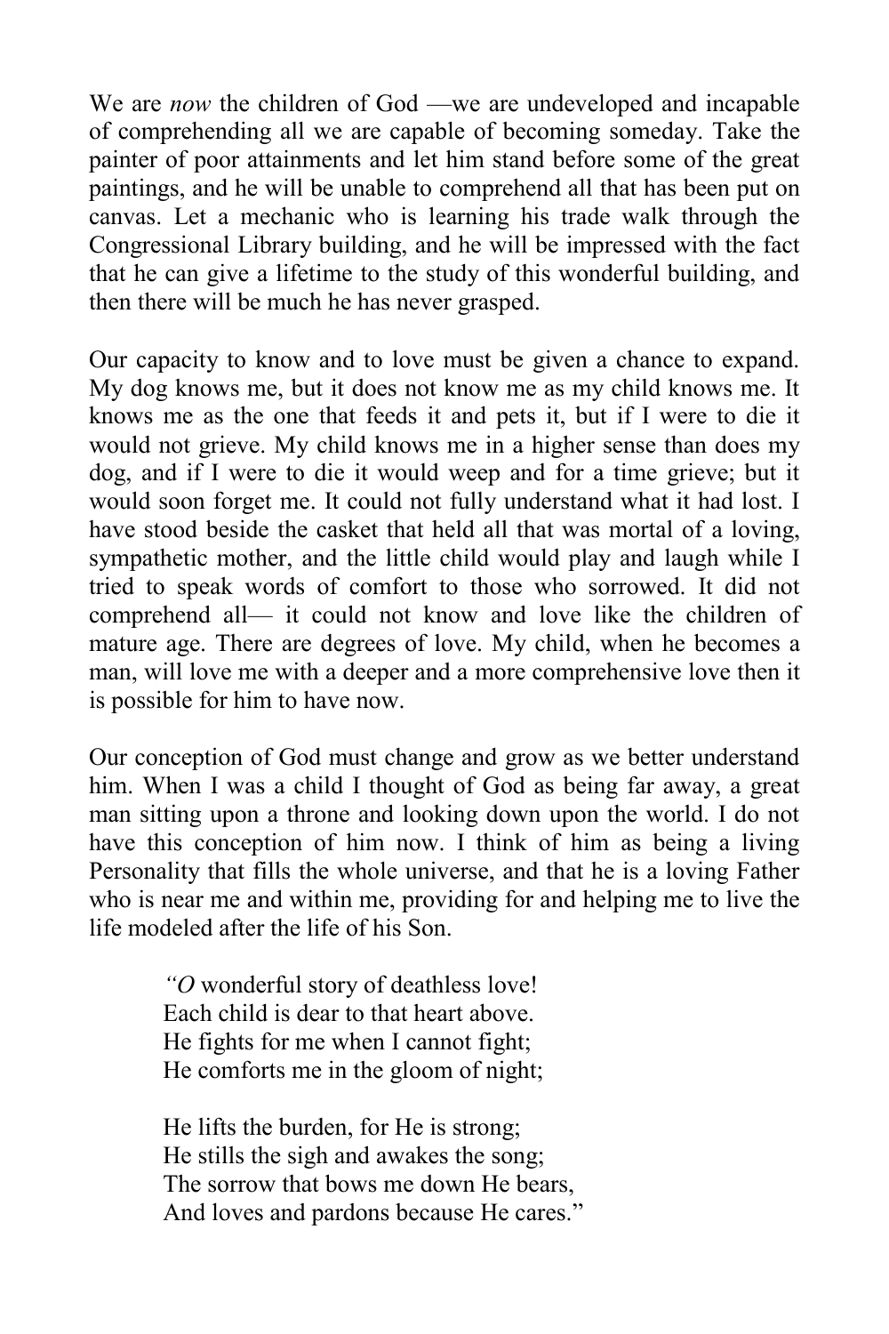We are *now* the children of God —we are undeveloped and incapable of comprehending all we are capable of becoming someday. Take the painter of poor attainments and let him stand before some of the great paintings, and he will be unable to comprehend all that has been put on canvas. Let a mechanic who is learning his trade walk through the Congressional Library building, and he will be impressed with the fact that he can give a lifetime to the study of this wonderful building, and then there will be much he has never grasped.

Our capacity to know and to love must be given a chance to expand. My dog knows me, but it does not know me as my child knows me. It knows me as the one that feeds it and pets it, but if I were to die it would not grieve. My child knows me in a higher sense than does my dog, and if I were to die it would weep and for a time grieve; but it would soon forget me. It could not fully understand what it had lost. I have stood beside the casket that held all that was mortal of a loving, sympathetic mother, and the little child would play and laugh while I tried to speak words of comfort to those who sorrowed. It did not comprehend all— it could not know and love like the children of mature age. There are degrees of love. My child, when he becomes a man, will love me with a deeper and a more comprehensive love then it is possible for him to have now.

Our conception of God must change and grow as we better understand him. When I was a child I thought of God as being far away, a great man sitting upon a throne and looking down upon the world. I do not have this conception of him now. I think of him as being a living Personality that fills the whole universe, and that he is a loving Father who is near me and within me, providing for and helping me to live the life modeled after the life of his Son.

> *"O* wonderful story of deathless love!
> Each child is dear to that heart above.
> He fights for me when I cannot fight;
> He comforts me in the gloom of night;
>
> He lifts the burden, for He is strong;
> He stills the sigh and awakes the song;
> The sorrow that bows me down He bears,
> And loves and pardons because He cares."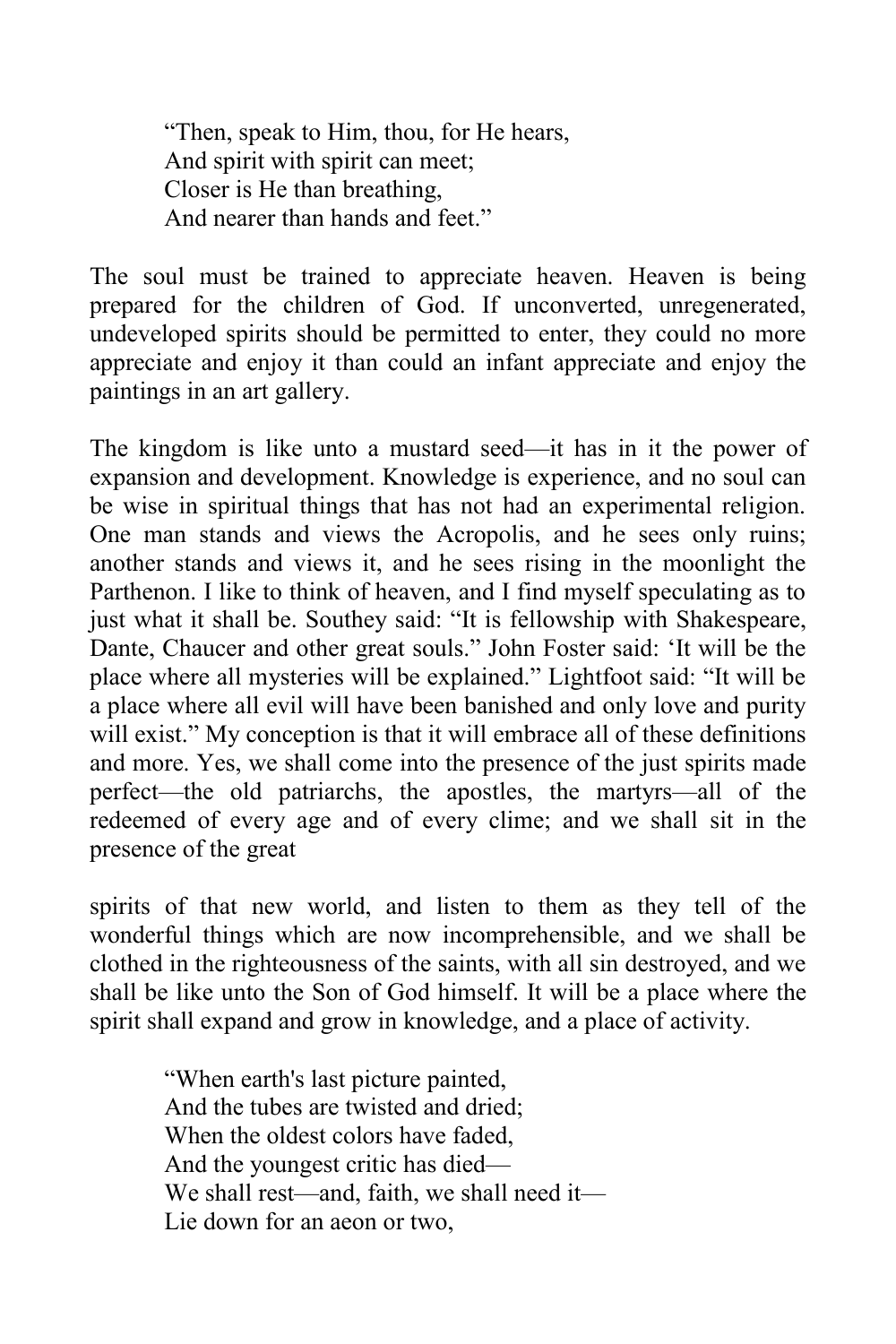> "Then, speak to Him, thou, for He hears,
> And spirit with spirit can meet;
> Closer is He than breathing,
> And nearer than hands and feet."

The soul must be trained to appreciate heaven. Heaven is being prepared for the children of God. If unconverted, unregenerated, undeveloped spirits should be permitted to enter, they could no more appreciate and enjoy it than could an infant appreciate and enjoy the paintings in an art gallery.

The kingdom is like unto a mustard seed—it has in it the power of expansion and development. Knowledge is experience, and no soul can be wise in spiritual things that has not had an experimental religion. One man stands and views the Acropolis, and he sees only ruins; another stands and views it, and he sees rising in the moonlight the Parthenon. I like to think of heaven, and I find myself speculating as to just what it shall be. Southey said: "It is fellowship with Shakespeare, Dante, Chaucer and other great souls." John Foster said: 'It will be the place where all mysteries will be explained." Lightfoot said: "It will be a place where all evil will have been banished and only love and purity will exist." My conception is that it will embrace all of these definitions and more. Yes, we shall come into the presence of the just spirits made perfect—the old patriarchs, the apostles, the martyrs—all of the redeemed of every age and of every clime; and we shall sit in the presence of the great spirits of that new world, and listen to them as they tell of the wonderful things which are now incomprehensible, and we shall be clothed in the righteousness of the saints, with all sin destroyed, and we shall be like unto the Son of God himself. It will be a place where the spirit shall expand and grow in knowledge, and a place of activity.

> "When earth's last picture painted,
> And the tubes are twisted and dried;
> When the oldest colors have faded,
> And the youngest critic has died—
> We shall rest—and, faith, we shall need it—
> Lie down for an aeon or two,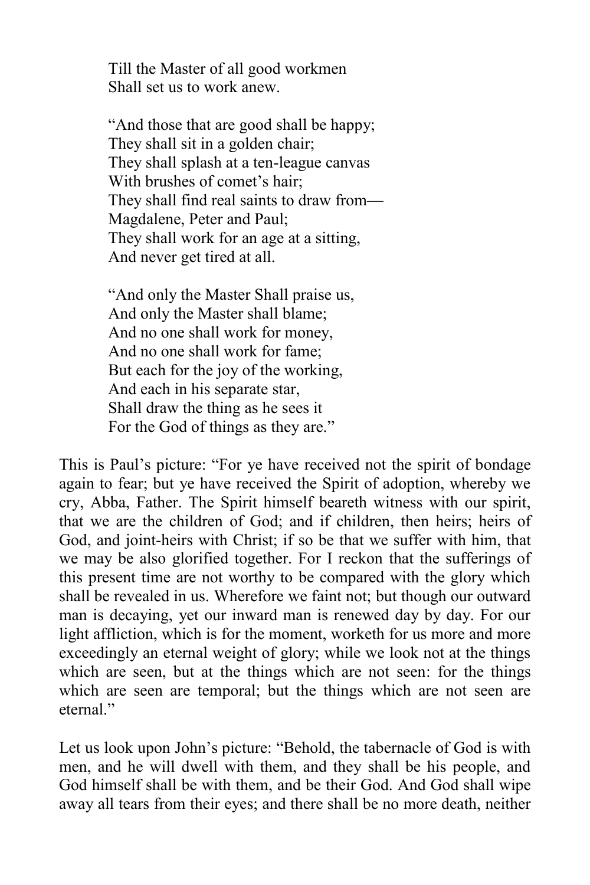Till the Master of all good workmen  
Shall set us to work anew.

"And those that are good shall be happy;  
They shall sit in a golden chair;  
They shall splash at a ten-league canvas  
With brushes of comet's hair;  
They shall find real saints to draw from—  
Magdalene, Peter and Paul;  
They shall work for an age at a sitting,  
And never get tired at all.

"And only the Master Shall praise us,  
And only the Master shall blame;  
And no one shall work for money,  
And no one shall work for fame;  
But each for the joy of the working,  
And each in his separate star,  
Shall draw the thing as he sees it  
For the God of things as they are."

This is Paul's picture: "For ye have received not the spirit of bondage again to fear; but ye have received the Spirit of adoption, whereby we cry, Abba, Father. The Spirit himself beareth witness with our spirit, that we are the children of God; and if children, then heirs; heirs of God, and joint-heirs with Christ; if so be that we suffer with him, that we may be also glorified together. For I reckon that the sufferings of this present time are not worthy to be compared with the glory which shall be revealed in us. Wherefore we faint not; but though our outward man is decaying, yet our inward man is renewed day by day. For our light affliction, which is for the moment, worketh for us more and more exceedingly an eternal weight of glory; while we look not at the things which are seen, but at the things which are not seen: for the things which are seen are temporal; but the things which are not seen are eternal."

Let us look upon John's picture: "Behold, the tabernacle of God is with men, and he will dwell with them, and they shall be his people, and God himself shall be with them, and be their God. And God shall wipe away all tears from their eyes; and there shall be no more death, neither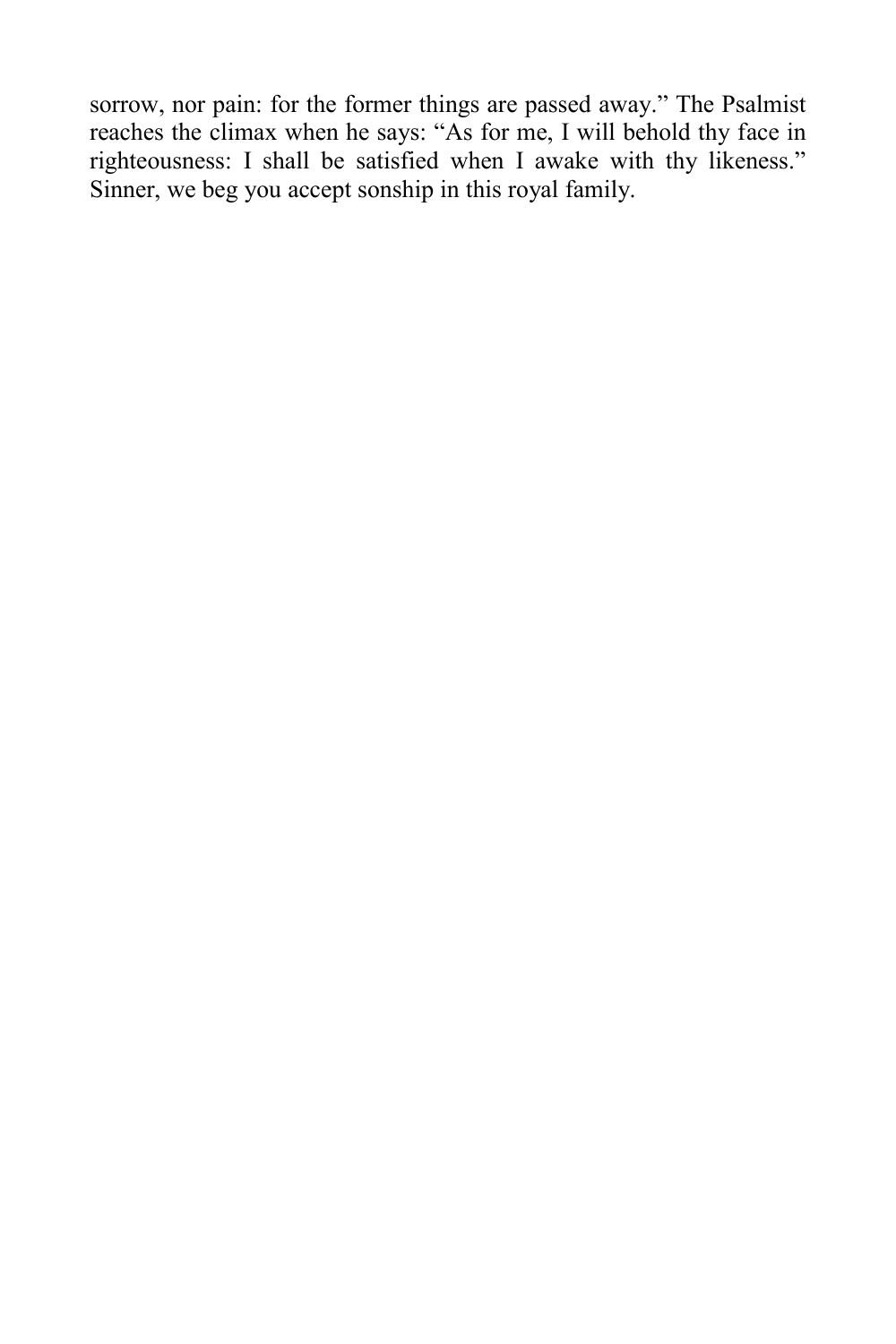sorrow, nor pain: for the former things are passed away." The Psalmist reaches the climax when he says: "As for me, I will behold thy face in righteousness: I shall be satisfied when I awake with thy likeness." Sinner, we beg you accept sonship in this royal family.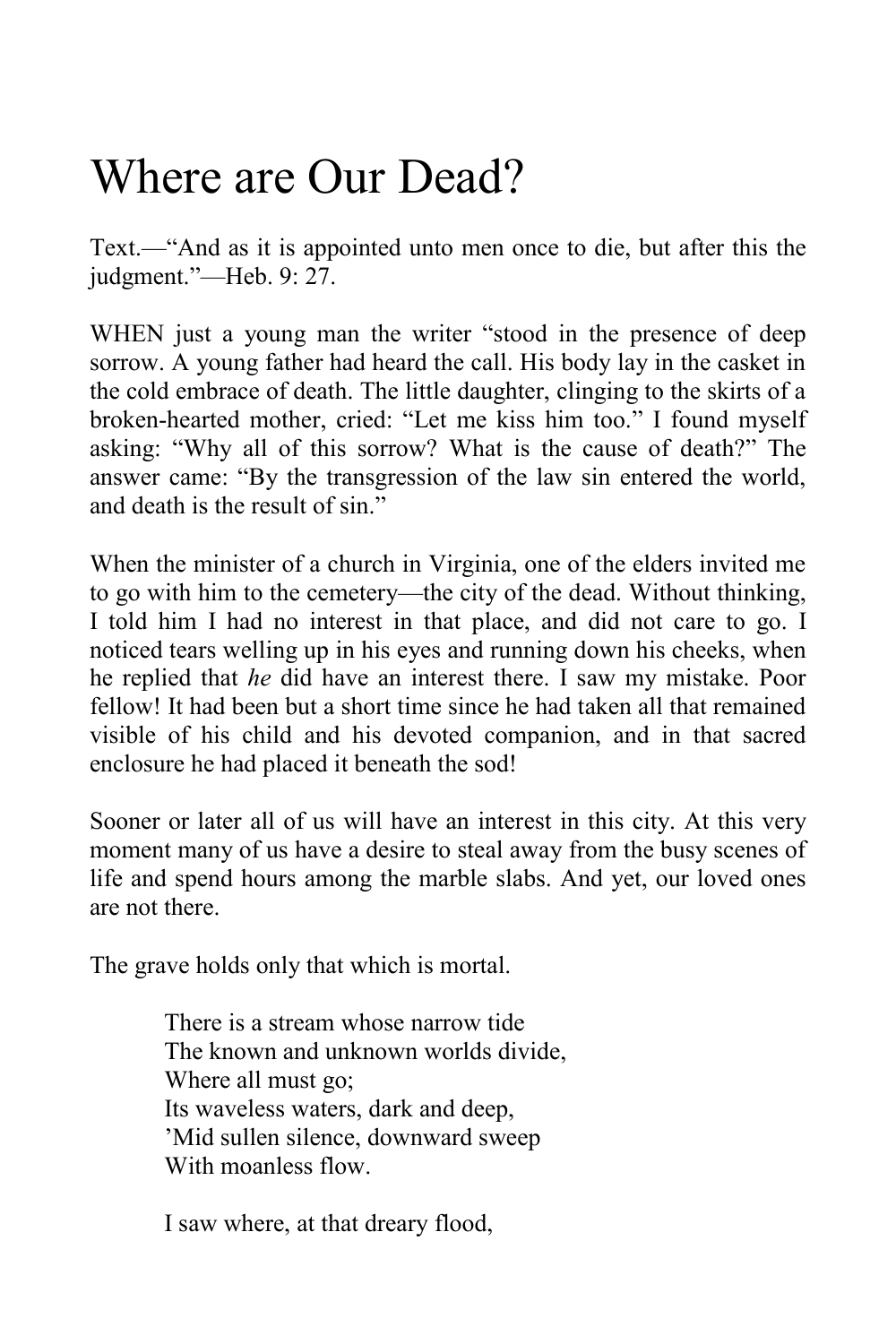# Where are Our Dead?

Text.—“And as it is appointed unto men once to die, but after this the judgment.”—Heb. 9: 27.

WHEN just a young man the writer “stood in the presence of deep sorrow. A young father had heard the call. His body lay in the casket in the cold embrace of death. The little daughter, clinging to the skirts of a broken-hearted mother, cried: “Let me kiss him too.” I found myself asking: “Why all of this sorrow? What is the cause of death?” The answer came: “By the transgression of the law sin entered the world, and death is the result of sin.”

When the minister of a church in Virginia, one of the elders invited me to go with him to the cemetery—the city of the dead. Without thinking, I told him I had no interest in that place, and did not care to go. I noticed tears welling up in his eyes and running down his cheeks, when he replied that *he* did have an interest there. I saw my mistake. Poor fellow! It had been but a short time since he had taken all that remained visible of his child and his devoted companion, and in that sacred enclosure he had placed it beneath the sod!

Sooner or later all of us will have an interest in this city. At this very moment many of us have a desire to steal away from the busy scenes of life and spend hours among the marble slabs. And yet, our loved ones are not there.

The grave holds only that which is mortal.

> There is a stream whose narrow tide  
> The known and unknown worlds divide,  
> Where all must go;  
> Its waveless waters, dark and deep,  
> ’Mid sullen silence, downward sweep  
> With moanless flow.
>
> I saw where, at that dreary flood,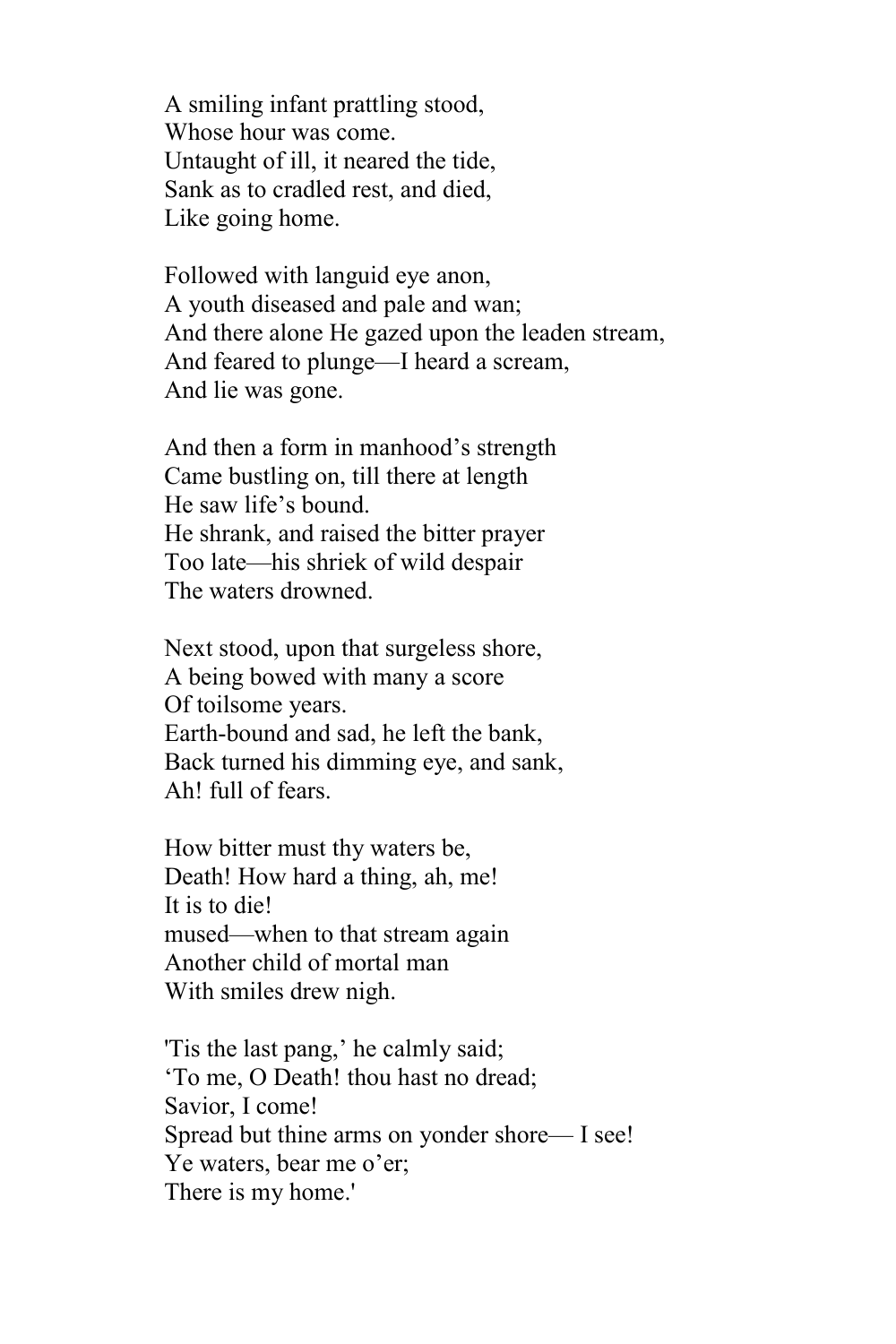A smiling infant prattling stood,  
Whose hour was come.  
Untaught of ill, it neared the tide,  
Sank as to cradled rest, and died,  
Like going home.

Followed with languid eye anon,  
A youth diseased and pale and wan;  
And there alone He gazed upon the leaden stream,  
And feared to plunge—I heard a scream,  
And lie was gone.

And then a form in manhood's strength  
Came bustling on, till there at length  
He saw life's bound.  
He shrank, and raised the bitter prayer  
Too late—his shriek of wild despair  
The waters drowned.

Next stood, upon that surgeless shore,  
A being bowed with many a score  
Of toilsome years.  
Earth-bound and sad, he left the bank,  
Back turned his dimming eye, and sank,  
Ah! full of fears.

How bitter must thy waters be,  
Death! How hard a thing, ah, me!  
It is to die!  
mused—when to that stream again  
Another child of mortal man  
With smiles drew nigh.

'Tis the last pang,' he calmly said;  
'To me, O Death! thou hast no dread;  
Savior, I come!  
Spread but thine arms on yonder shore— I see!  
Ye waters, bear me o'er;  
There is my home.'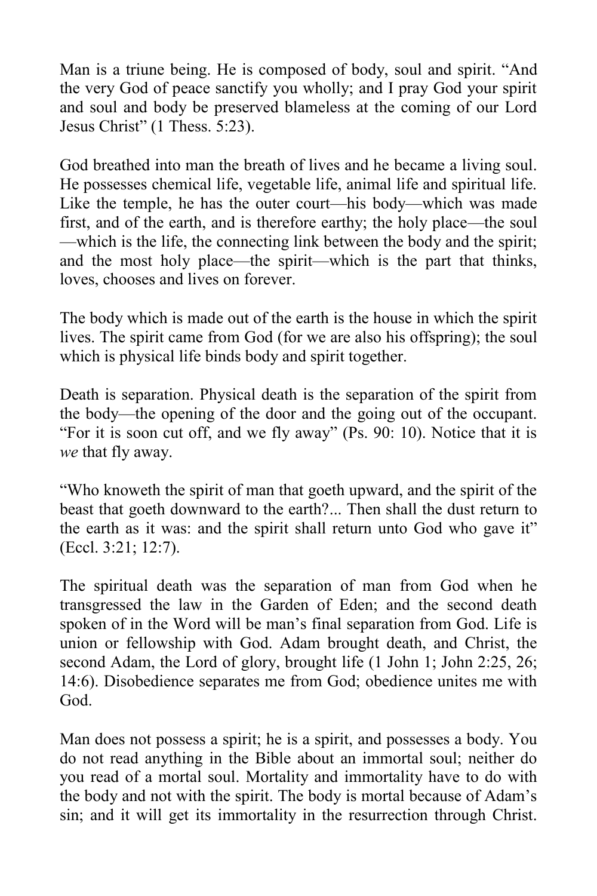Man is a triune being. He is composed of body, soul and spirit. “And the very God of peace sanctify you wholly; and I pray God your spirit and soul and body be preserved blameless at the coming of our Lord Jesus Christ” (1 Thess. 5:23).

God breathed into man the breath of lives and he became a living soul. He possesses chemical life, vegetable life, animal life and spiritual life. Like the temple, he has the outer court—his body—which was made first, and of the earth, and is therefore earthy; the holy place—the soul—which is the life, the connecting link between the body and the spirit; and the most holy place—the spirit—which is the part that thinks, loves, chooses and lives on forever.

The body which is made out of the earth is the house in which the spirit lives. The spirit came from God (for we are also his offspring); the soul which is physical life binds body and spirit together.

Death is separation. Physical death is the separation of the spirit from the body—the opening of the door and the going out of the occupant. “For it is soon cut off, and we fly away” (Ps. 90: 10). Notice that it is *we* that fly away.

“Who knoweth the spirit of man that goeth upward, and the spirit of the beast that goeth downward to the earth?... Then shall the dust return to the earth as it was: and the spirit shall return unto God who gave it” (Eccl. 3:21; 12:7).

The spiritual death was the separation of man from God when he transgressed the law in the Garden of Eden; and the second death spoken of in the Word will be man’s final separation from God. Life is union or fellowship with God. Adam brought death, and Christ, the second Adam, the Lord of glory, brought life (1 John 1; John 2:25, 26; 14:6). Disobedience separates me from God; obedience unites me with God.

Man does not possess a spirit; he is a spirit, and possesses a body. You do not read anything in the Bible about an immortal soul; neither do you read of a mortal soul. Mortality and immortality have to do with the body and not with the spirit. The body is mortal because of Adam’s sin; and it will get its immortality in the resurrection through Christ.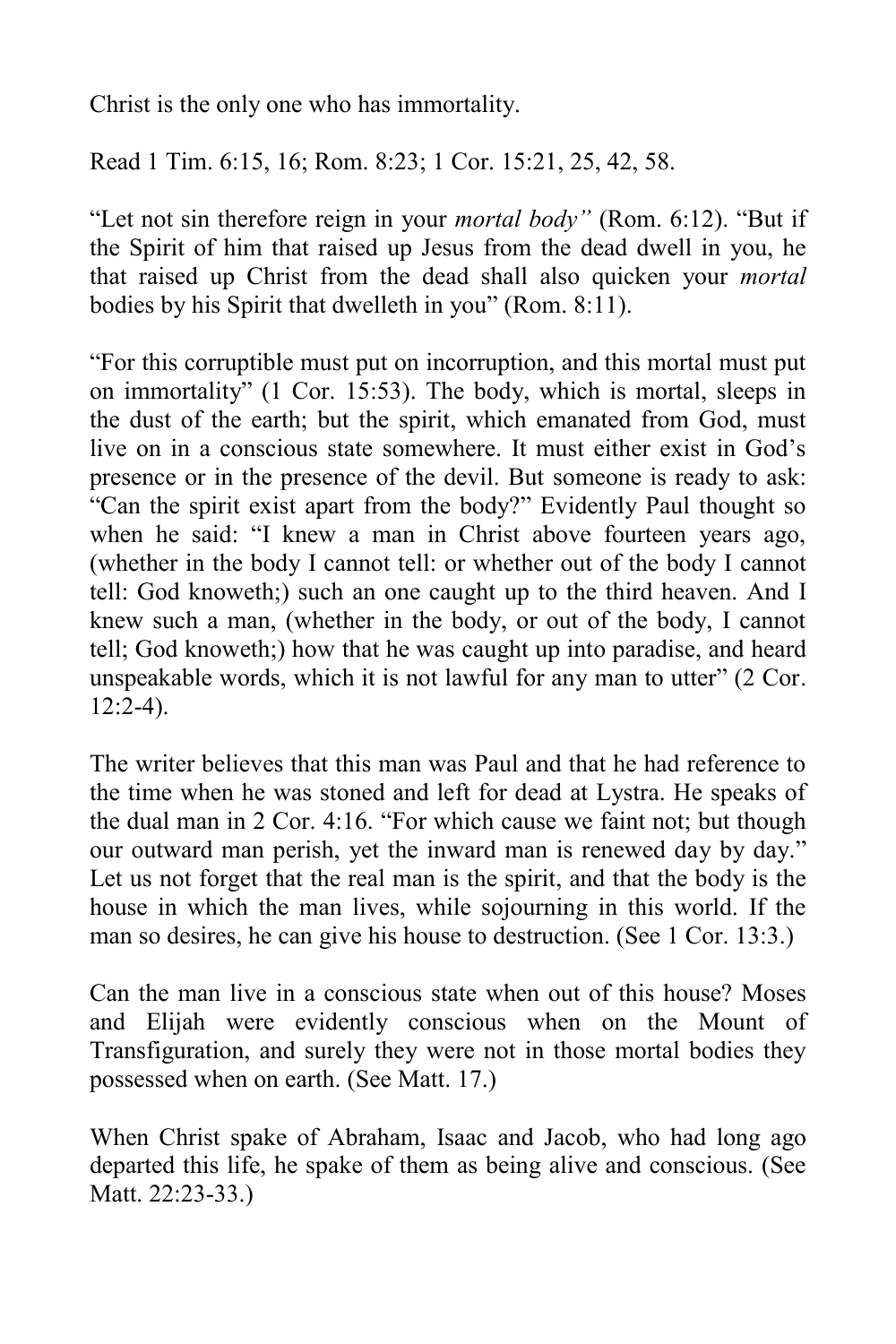Christ is the only one who has immortality.

Read 1 Tim. 6:15, 16; Rom. 8:23; 1 Cor. 15:21, 25, 42, 58.

"Let not sin therefore reign in your *mortal body"* (Rom. 6:12). "But if the Spirit of him that raised up Jesus from the dead dwell in you, he that raised up Christ from the dead shall also quicken your *mortal* bodies by his Spirit that dwelleth in you" (Rom. 8:11).

"For this corruptible must put on incorruption, and this mortal must put on immortality" (1 Cor. 15:53). The body, which is mortal, sleeps in the dust of the earth; but the spirit, which emanated from God, must live on in a conscious state somewhere. It must either exist in God's presence or in the presence of the devil. But someone is ready to ask: "Can the spirit exist apart from the body?" Evidently Paul thought so when he said: "I knew a man in Christ above fourteen years ago, (whether in the body I cannot tell: or whether out of the body I cannot tell: God knoweth;) such an one caught up to the third heaven. And I knew such a man, (whether in the body, or out of the body, I cannot tell; God knoweth;) how that he was caught up into paradise, and heard unspeakable words, which it is not lawful for any man to utter" (2 Cor. 12:2-4).

The writer believes that this man was Paul and that he had reference to the time when he was stoned and left for dead at Lystra. He speaks of the dual man in 2 Cor. 4:16. "For which cause we faint not; but though our outward man perish, yet the inward man is renewed day by day." Let us not forget that the real man is the spirit, and that the body is the house in which the man lives, while sojourning in this world. If the man so desires, he can give his house to destruction. (See 1 Cor. 13:3.)

Can the man live in a conscious state when out of this house? Moses and Elijah were evidently conscious when on the Mount of Transfiguration, and surely they were not in those mortal bodies they possessed when on earth. (See Matt. 17.)

When Christ spake of Abraham, Isaac and Jacob, who had long ago departed this life, he spake of them as being alive and conscious. (See Matt. 22:23-33.)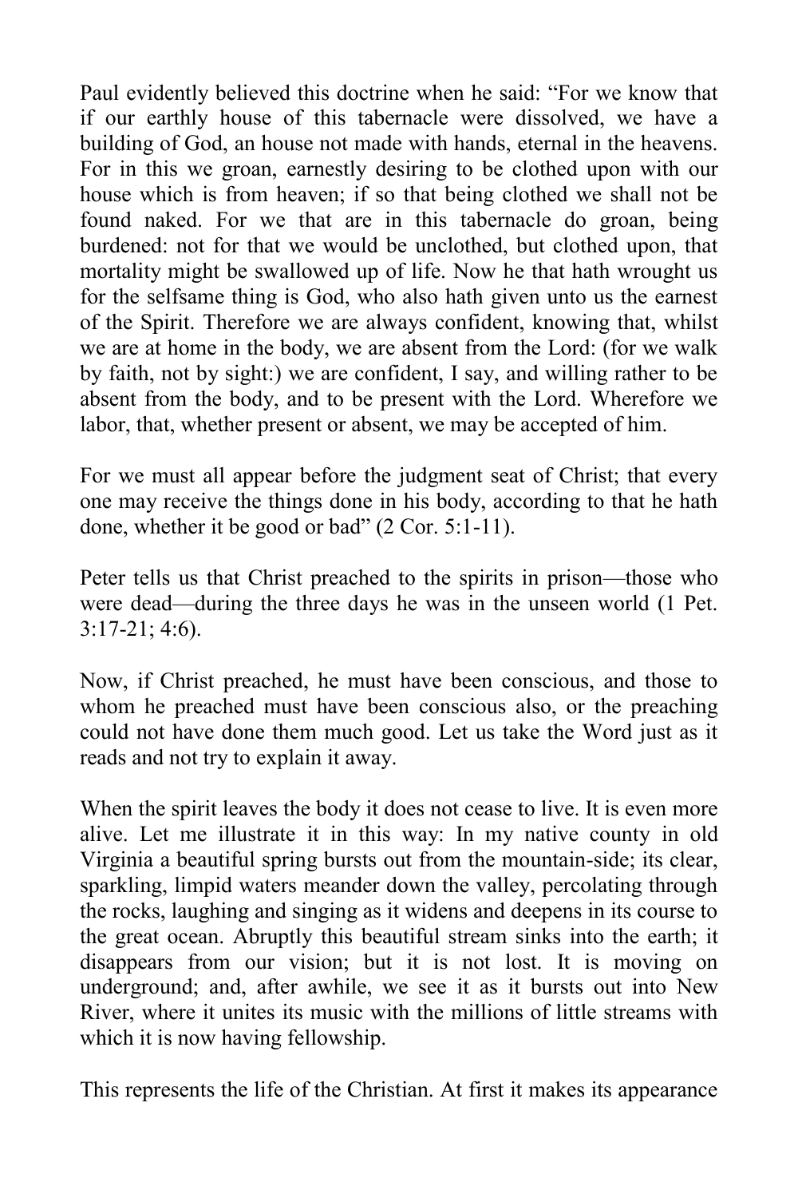Paul evidently believed this doctrine when he said: "For we know that if our earthly house of this tabernacle were dissolved, we have a building of God, an house not made with hands, eternal in the heavens. For in this we groan, earnestly desiring to be clothed upon with our house which is from heaven; if so that being clothed we shall not be found naked. For we that are in this tabernacle do groan, being burdened: not for that we would be unclothed, but clothed upon, that mortality might be swallowed up of life. Now he that hath wrought us for the selfsame thing is God, who also hath given unto us the earnest of the Spirit. Therefore we are always confident, knowing that, whilst we are at home in the body, we are absent from the Lord: (for we walk by faith, not by sight:) we are confident, I say, and willing rather to be absent from the body, and to be present with the Lord. Wherefore we labor, that, whether present or absent, we may be accepted of him.

For we must all appear before the judgment seat of Christ; that every one may receive the things done in his body, according to that he hath done, whether it be good or bad" (2 Cor. 5:1-11).

Peter tells us that Christ preached to the spirits in prison—those who were dead—during the three days he was in the unseen world (1 Pet. 3:17-21; 4:6).

Now, if Christ preached, he must have been conscious, and those to whom he preached must have been conscious also, or the preaching could not have done them much good. Let us take the Word just as it reads and not try to explain it away.

When the spirit leaves the body it does not cease to live. It is even more alive. Let me illustrate it in this way: In my native county in old Virginia a beautiful spring bursts out from the mountain-side; its clear, sparkling, limpid waters meander down the valley, percolating through the rocks, laughing and singing as it widens and deepens in its course to the great ocean. Abruptly this beautiful stream sinks into the earth; it disappears from our vision; but it is not lost. It is moving on underground; and, after awhile, we see it as it bursts out into New River, where it unites its music with the millions of little streams with which it is now having fellowship.

This represents the life of the Christian. At first it makes its appearance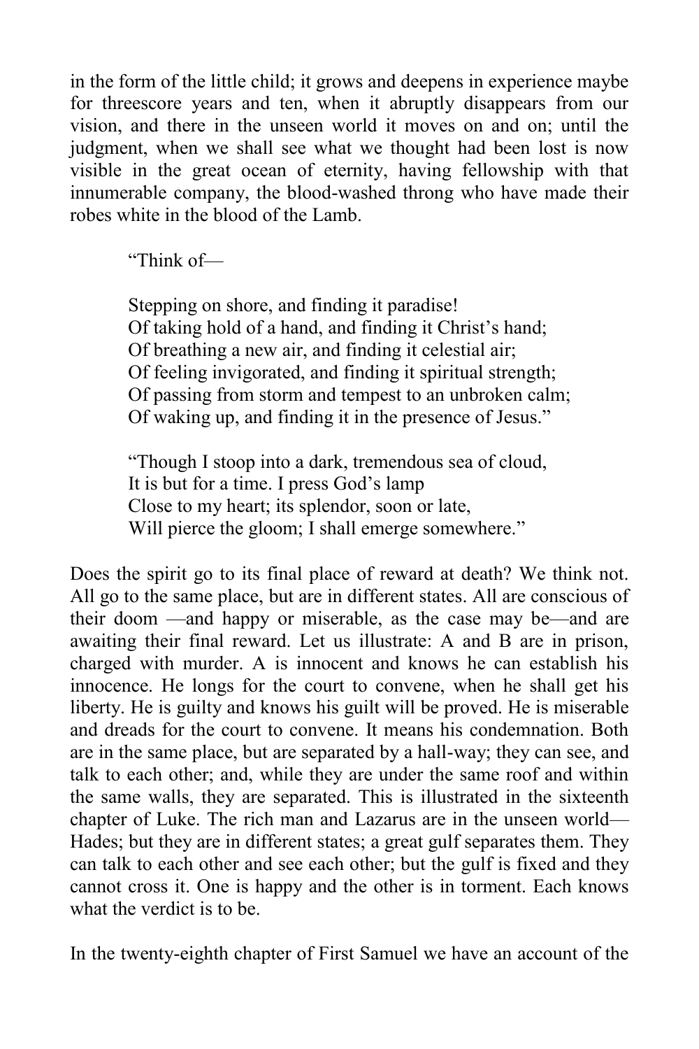in the form of the little child; it grows and deepens in experience maybe for threescore years and ten, when it abruptly disappears from our vision, and there in the unseen world it moves on and on; until the judgment, when we shall see what we thought had been lost is now visible in the great ocean of eternity, having fellowship with that innumerable company, the blood-washed throng who have made their robes white in the blood of the Lamb.

> "Think of—
>
> Stepping on shore, and finding it paradise!
> Of taking hold of a hand, and finding it Christ's hand;
> Of breathing a new air, and finding it celestial air;
> Of feeling invigorated, and finding it spiritual strength;
> Of passing from storm and tempest to an unbroken calm;
> Of waking up, and finding it in the presence of Jesus."
>
> "Though I stoop into a dark, tremendous sea of cloud,
> It is but for a time. I press God's lamp
> Close to my heart; its splendor, soon or late,
> Will pierce the gloom; I shall emerge somewhere."

Does the spirit go to its final place of reward at death? We think not. All go to the same place, but are in different states. All are conscious of their doom —and happy or miserable, as the case may be—and are awaiting their final reward. Let us illustrate: A and B are in prison, charged with murder. A is innocent and knows he can establish his innocence. He longs for the court to convene, when he shall get his liberty. He is guilty and knows his guilt will be proved. He is miserable and dreads for the court to convene. It means his condemnation. Both are in the same place, but are separated by a hall-way; they can see, and talk to each other; and, while they are under the same roof and within the same walls, they are separated. This is illustrated in the sixteenth chapter of Luke. The rich man and Lazarus are in the unseen world—Hades; but they are in different states; a great gulf separates them. They can talk to each other and see each other; but the gulf is fixed and they cannot cross it. One is happy and the other is in torment. Each knows what the verdict is to be.

In the twenty-eighth chapter of First Samuel we have an account of the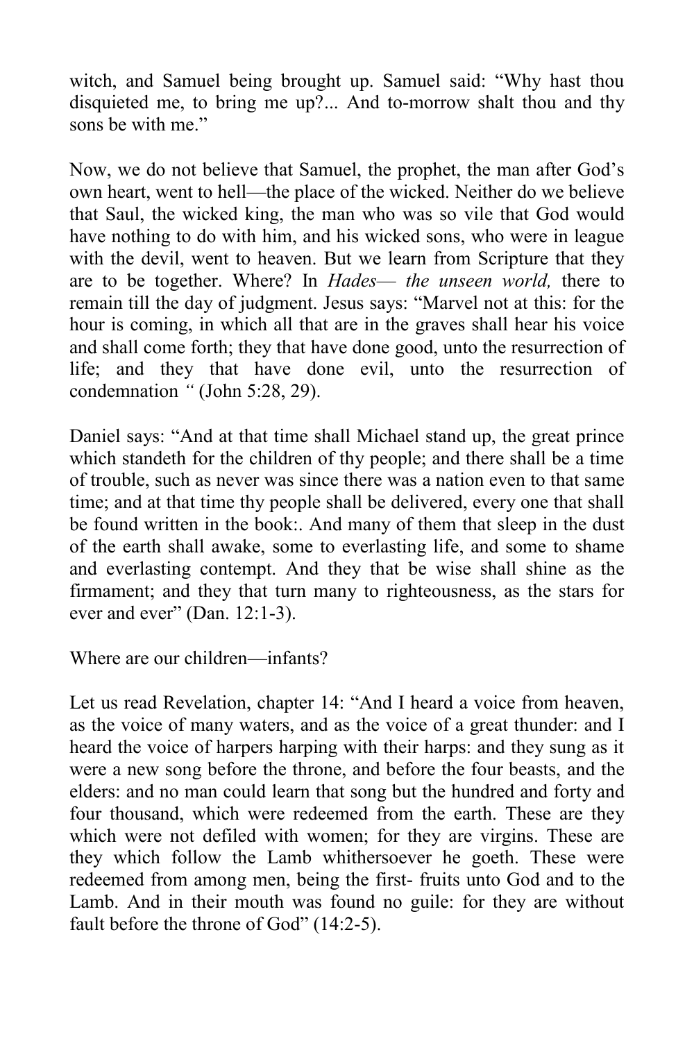witch, and Samuel being brought up. Samuel said: "Why hast thou disquieted me, to bring me up?... And to-morrow shalt thou and thy sons be with me."

Now, we do not believe that Samuel, the prophet, the man after God's own heart, went to hell—the place of the wicked. Neither do we believe that Saul, the wicked king, the man who was so vile that God would have nothing to do with him, and his wicked sons, who were in league with the devil, went to heaven. But we learn from Scripture that they are to be together. Where? In *Hades— the unseen world,* there to remain till the day of judgment. Jesus says: "Marvel not at this: for the hour is coming, in which all that are in the graves shall hear his voice and shall come forth; they that have done good, unto the resurrection of life; and they that have done evil, unto the resurrection of condemnation *"* (John 5:28, 29).

Daniel says: "And at that time shall Michael stand up, the great prince which standeth for the children of thy people; and there shall be a time of trouble, such as never was since there was a nation even to that same time; and at that time thy people shall be delivered, every one that shall be found written in the book:. And many of them that sleep in the dust of the earth shall awake, some to everlasting life, and some to shame and everlasting contempt. And they that be wise shall shine as the firmament; and they that turn many to righteousness, as the stars for ever and ever" (Dan. 12:1-3).

Where are our children—infants?

Let us read Revelation, chapter 14: "And I heard a voice from heaven, as the voice of many waters, and as the voice of a great thunder: and I heard the voice of harpers harping with their harps: and they sung as it were a new song before the throne, and before the four beasts, and the elders: and no man could learn that song but the hundred and forty and four thousand, which were redeemed from the earth. These are they which were not defiled with women; for they are virgins. These are they which follow the Lamb whithersoever he goeth. These were redeemed from among men, being the first- fruits unto God and to the Lamb. And in their mouth was found no guile: for they are without fault before the throne of God" (14:2-5).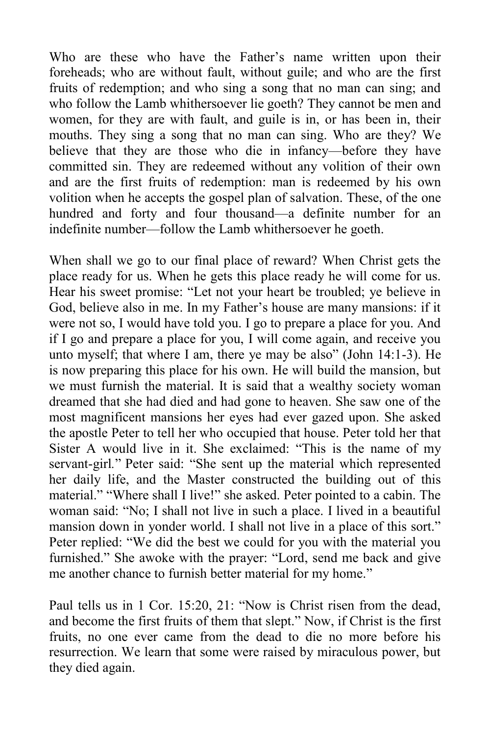Who are these who have the Father's name written upon their foreheads; who are without fault, without guile; and who are the first fruits of redemption; and who sing a song that no man can sing; and who follow the Lamb whithersoever lie goeth? They cannot be men and women, for they are with fault, and guile is in, or has been in, their mouths. They sing a song that no man can sing. Who are they? We believe that they are those who die in infancy—before they have committed sin. They are redeemed without any volition of their own and are the first fruits of redemption: man is redeemed by his own volition when he accepts the gospel plan of salvation. These, of the one hundred and forty and four thousand—a definite number for an indefinite number—follow the Lamb whithersoever he goeth.

When shall we go to our final place of reward? When Christ gets the place ready for us. When he gets this place ready he will come for us. Hear his sweet promise: "Let not your heart be troubled; ye believe in God, believe also in me. In my Father's house are many mansions: if it were not so, I would have told you. I go to prepare a place for you. And if I go and prepare a place for you, I will come again, and receive you unto myself; that where I am, there ye may be also" (John 14:1-3). He is now preparing this place for his own. He will build the mansion, but we must furnish the material. It is said that a wealthy society woman dreamed that she had died and had gone to heaven. She saw one of the most magnificent mansions her eyes had ever gazed upon. She asked the apostle Peter to tell her who occupied that house. Peter told her that Sister A would live in it. She exclaimed: "This is the name of my servant-girl." Peter said: "She sent up the material which represented her daily life, and the Master constructed the building out of this material." "Where shall I live!" she asked. Peter pointed to a cabin. The woman said: "No; I shall not live in such a place. I lived in a beautiful mansion down in yonder world. I shall not live in a place of this sort." Peter replied: "We did the best we could for you with the material you furnished." She awoke with the prayer: "Lord, send me back and give me another chance to furnish better material for my home."

Paul tells us in 1 Cor. 15:20, 21: "Now is Christ risen from the dead, and become the first fruits of them that slept." Now, if Christ is the first fruits, no one ever came from the dead to die no more before his resurrection. We learn that some were raised by miraculous power, but they died again.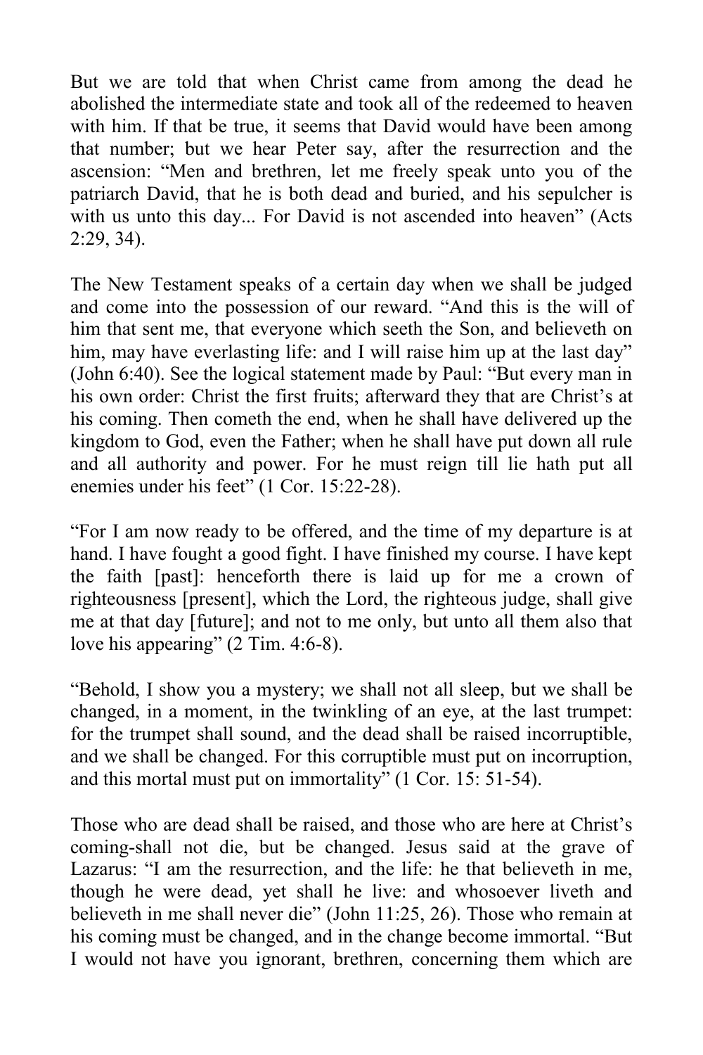But we are told that when Christ came from among the dead he abolished the intermediate state and took all of the redeemed to heaven with him. If that be true, it seems that David would have been among that number; but we hear Peter say, after the resurrection and the ascension: “Men and brethren, let me freely speak unto you of the patriarch David, that he is both dead and buried, and his sepulcher is with us unto this day... For David is not ascended into heaven” (Acts 2:29, 34).

The New Testament speaks of a certain day when we shall be judged and come into the possession of our reward. “And this is the will of him that sent me, that everyone which seeth the Son, and believeth on him, may have everlasting life: and I will raise him up at the last day” (John 6:40). See the logical statement made by Paul: “But every man in his own order: Christ the first fruits; afterward they that are Christ’s at his coming. Then cometh the end, when he shall have delivered up the kingdom to God, even the Father; when he shall have put down all rule and all authority and power. For he must reign till lie hath put all enemies under his feet” (1 Cor. 15:22-28).

“For I am now ready to be offered, and the time of my departure is at hand. I have fought a good fight. I have finished my course. I have kept the faith [past]: henceforth there is laid up for me a crown of righteousness [present], which the Lord, the righteous judge, shall give me at that day [future]; and not to me only, but unto all them also that love his appearing” (2 Tim. 4:6-8).

“Behold, I show you a mystery; we shall not all sleep, but we shall be changed, in a moment, in the twinkling of an eye, at the last trumpet: for the trumpet shall sound, and the dead shall be raised incorruptible, and we shall be changed. For this corruptible must put on incorruption, and this mortal must put on immortality” (1 Cor. 15: 51-54).

Those who are dead shall be raised, and those who are here at Christ’s coming-shall not die, but be changed. Jesus said at the grave of Lazarus: “I am the resurrection, and the life: he that believeth in me, though he were dead, yet shall he live: and whosoever liveth and believeth in me shall never die” (John 11:25, 26). Those who remain at his coming must be changed, and in the change become immortal. “But I would not have you ignorant, brethren, concerning them which are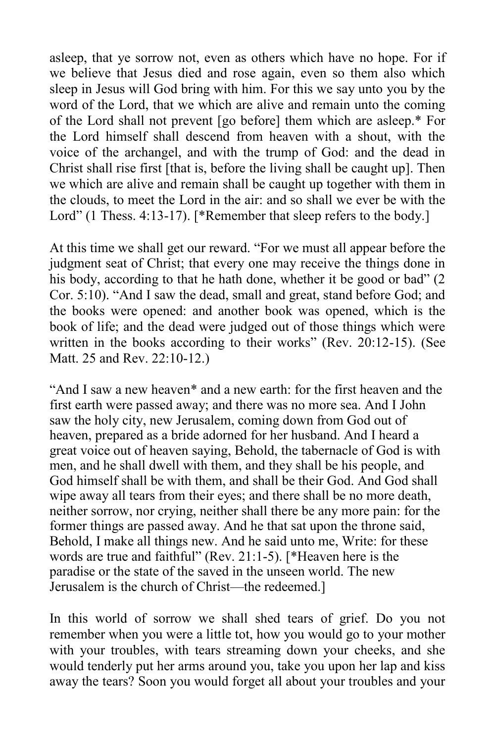asleep, that ye sorrow not, even as others which have no hope. For if we believe that Jesus died and rose again, even so them also which sleep in Jesus will God bring with him. For this we say unto you by the word of the Lord, that we which are alive and remain unto the coming of the Lord shall not prevent [go before] them which are asleep.* For the Lord himself shall descend from heaven with a shout, with the voice of the archangel, and with the trump of God: and the dead in Christ shall rise first [that is, before the living shall be caught up]. Then we which are alive and remain shall be caught up together with them in the clouds, to meet the Lord in the air: and so shall we ever be with the Lord" (1 Thess. 4:13-17). [*Remember that sleep refers to the body.]

At this time we shall get our reward. "For we must all appear before the judgment seat of Christ; that every one may receive the things done in his body, according to that he hath done, whether it be good or bad" (2 Cor. 5:10). "And I saw the dead, small and great, stand before God; and the books were opened: and another book was opened, which is the book of life; and the dead were judged out of those things which were written in the books according to their works" (Rev. 20:12-15). (See Matt. 25 and Rev. 22:10-12.)

"And I saw a new heaven* and a new earth: for the first heaven and the first earth were passed away; and there was no more sea. And I John saw the holy city, new Jerusalem, coming down from God out of heaven, prepared as a bride adorned for her husband. And I heard a great voice out of heaven saying, Behold, the tabernacle of God is with men, and he shall dwell with them, and they shall be his people, and God himself shall be with them, and shall be their God. And God shall wipe away all tears from their eyes; and there shall be no more death, neither sorrow, nor crying, neither shall there be any more pain: for the former things are passed away. And he that sat upon the throne said, Behold, I make all things new. And he said unto me, Write: for these words are true and faithful" (Rev. 21:1-5). [*Heaven here is the paradise or the state of the saved in the unseen world. The new Jerusalem is the church of Christ—the redeemed.]

In this world of sorrow we shall shed tears of grief. Do you not remember when you were a little tot, how you would go to your mother with your troubles, with tears streaming down your cheeks, and she would tenderly put her arms around you, take you upon her lap and kiss away the tears? Soon you would forget all about your troubles and your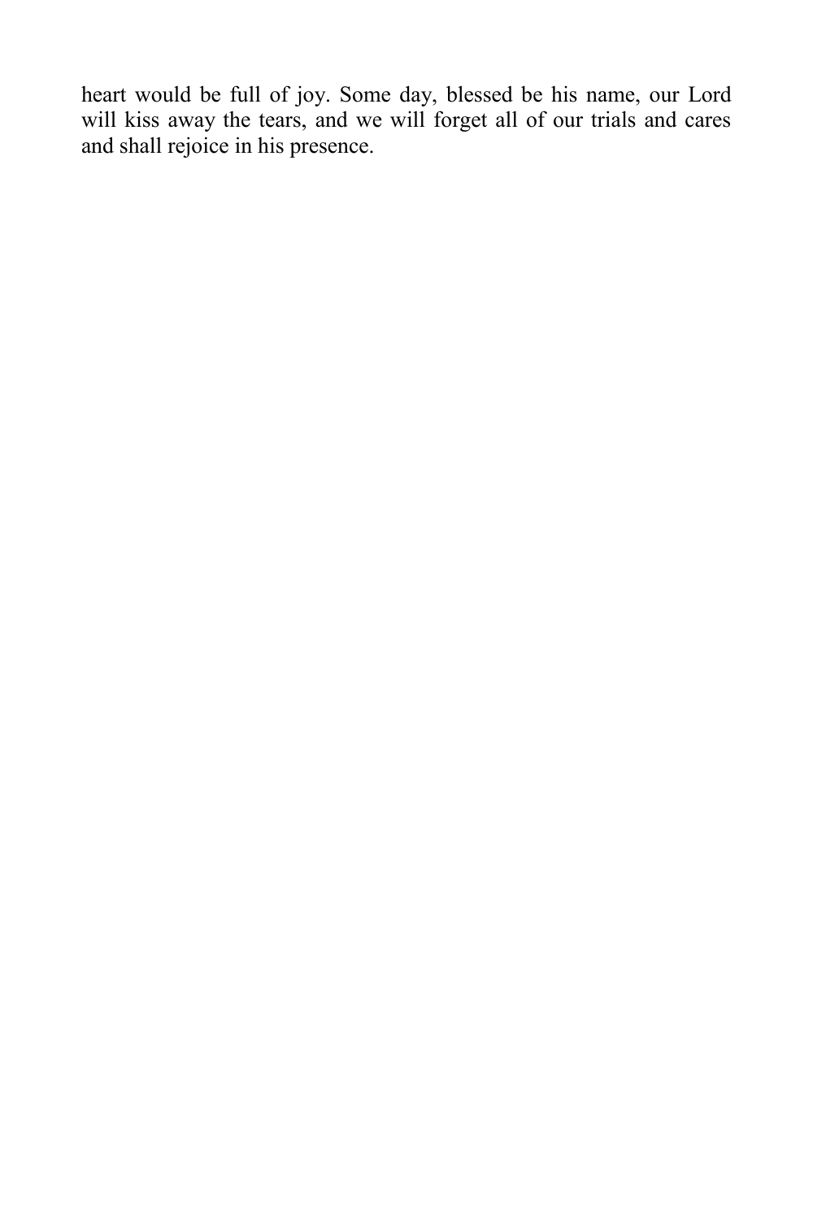heart would be full of joy. Some day, blessed be his name, our Lord will kiss away the tears, and we will forget all of our trials and cares and shall rejoice in his presence.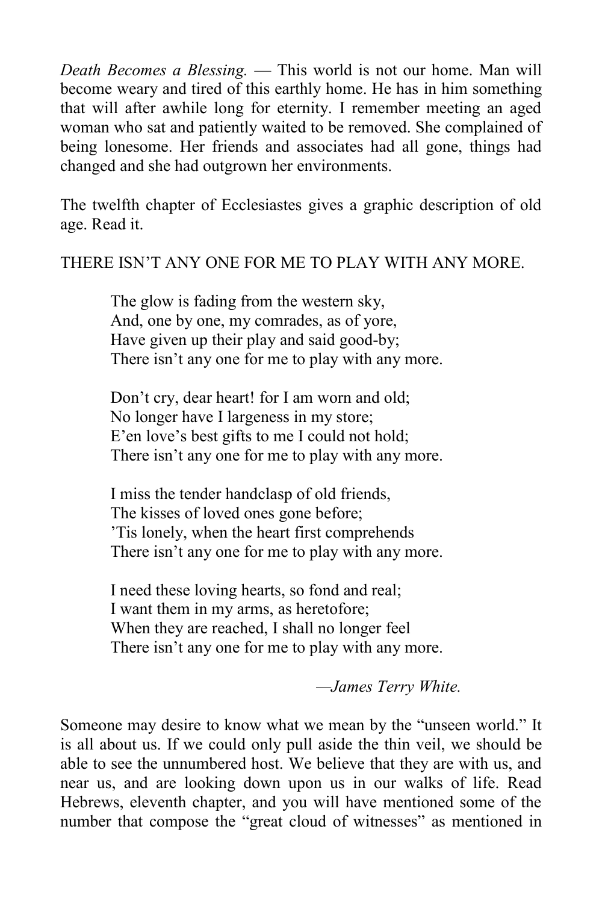*Death Becomes a Blessing.* — This world is not our home. Man will become weary and tired of this earthly home. He has in him something that will after awhile long for eternity. I remember meeting an aged woman who sat and patiently waited to be removed. She complained of being lonesome. Her friends and associates had all gone, things had changed and she had outgrown her environments.

The twelfth chapter of Ecclesiastes gives a graphic description of old age. Read it.

THERE ISN'T ANY ONE FOR ME TO PLAY WITH ANY MORE.

> The glow is fading from the western sky,  
> And, one by one, my comrades, as of yore,  
> Have given up their play and said good-by;  
> There isn't any one for me to play with any more.
>
> Don't cry, dear heart! for I am worn and old;  
> No longer have I largeness in my store;  
> E'en love's best gifts to me I could not hold;  
> There isn't any one for me to play with any more.
>
> I miss the tender handclasp of old friends,  
> The kisses of loved ones gone before;  
> 'Tis lonely, when the heart first comprehends  
> There isn't any one for me to play with any more.
>
> I need these loving hearts, so fond and real;  
> I want them in my arms, as heretofore;  
> When they are reached, I shall no longer feel  
> There isn't any one for me to play with any more.
>
> —*James Terry White.*

Someone may desire to know what we mean by the "unseen world." It is all about us. If we could only pull aside the thin veil, we should be able to see the unnumbered host. We believe that they are with us, and near us, and are looking down upon us in our walks of life. Read Hebrews, eleventh chapter, and you will have mentioned some of the number that compose the "great cloud of witnesses" as mentioned in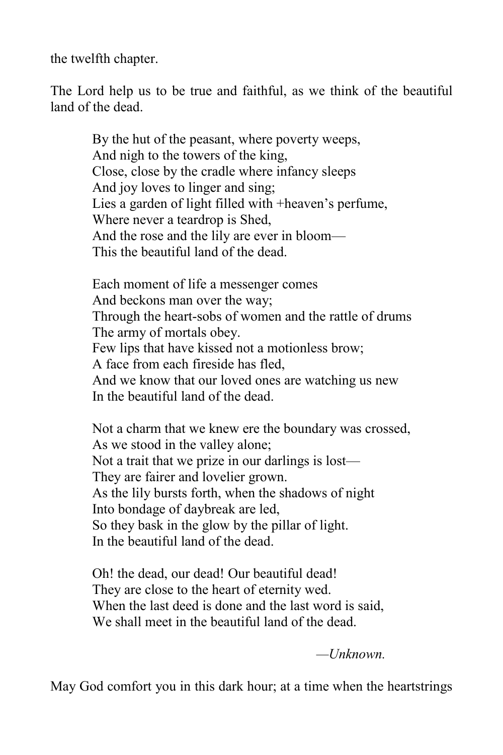the twelfth chapter.

The Lord help us to be true and faithful, as we think of the beautiful land of the dead.

> By the hut of the peasant, where poverty weeps,
> And nigh to the towers of the king,
> Close, close by the cradle where infancy sleeps
> And joy loves to linger and sing;
> Lies a garden of light filled with +heaven's perfume,
> Where never a teardrop is Shed,
> And the rose and the lily are ever in bloom—
> This the beautiful land of the dead.
>
> Each moment of life a messenger comes
> And beckons man over the way;
> Through the heart-sobs of women and the rattle of drums
> The army of mortals obey.
> Few lips that have kissed not a motionless brow;
> A face from each fireside has fled,
> And we know that our loved ones are watching us new
> In the beautiful land of the dead.
>
> Not a charm that we knew ere the boundary was crossed,
> As we stood in the valley alone;
> Not a trait that we prize in our darlings is lost—
> They are fairer and lovelier grown.
> As the lily bursts forth, when the shadows of night
> Into bondage of daybreak are led,
> So they bask in the glow by the pillar of light.
> In the beautiful land of the dead.
>
> Oh! the dead, our dead! Our beautiful dead!
> They are close to the heart of eternity wed.
> When the last deed is done and the last word is said,
> We shall meet in the beautiful land of the dead.
>
> —*Unknown.*

May God comfort you in this dark hour; at a time when the heartstrings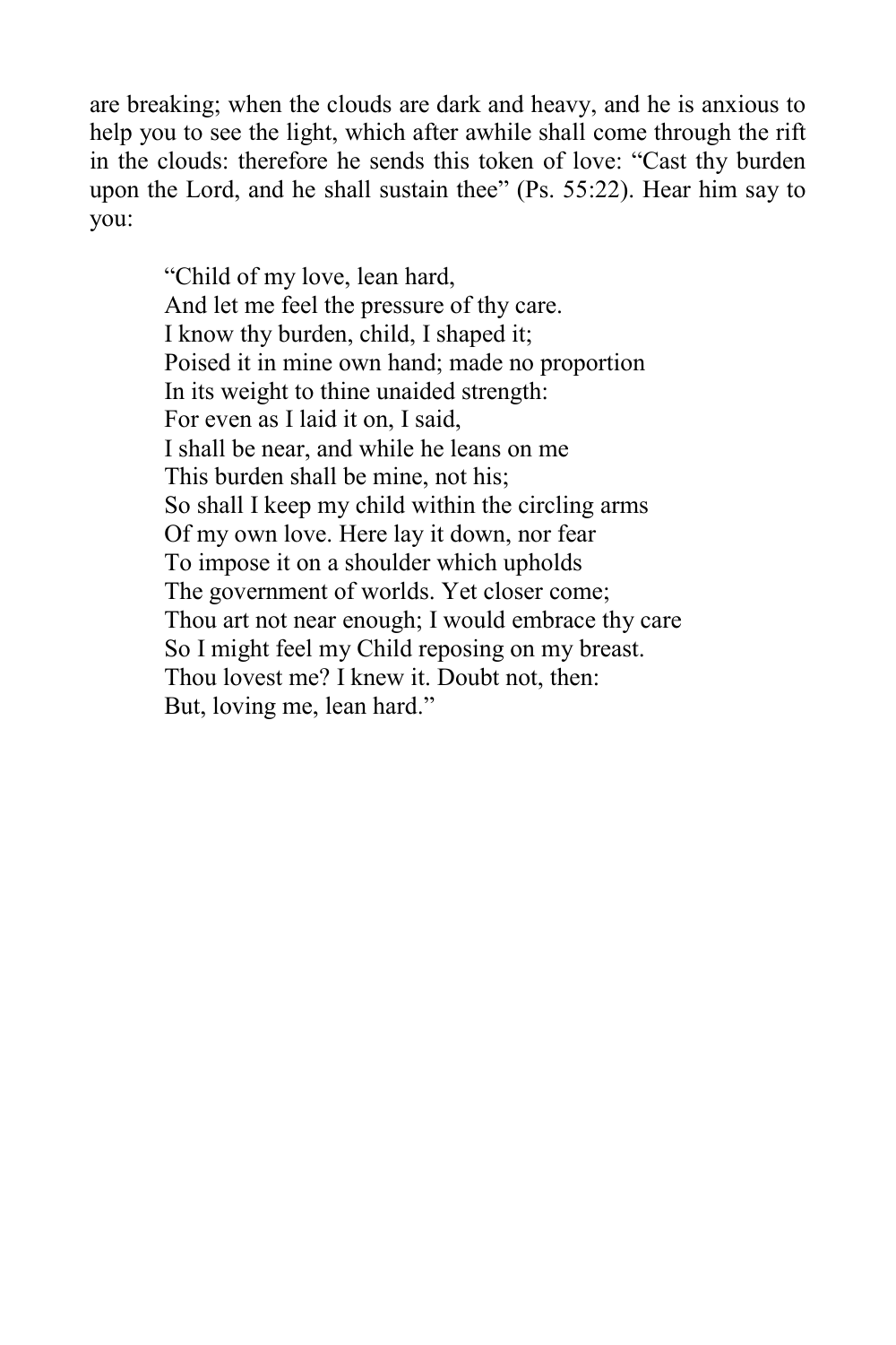are breaking; when the clouds are dark and heavy, and he is anxious to help you to see the light, which after awhile shall come through the rift in the clouds: therefore he sends this token of love: "Cast thy burden upon the Lord, and he shall sustain thee" (Ps. 55:22). Hear him say to you:

> "Child of my love, lean hard,  
> And let me feel the pressure of thy care.  
> I know thy burden, child, I shaped it;  
> Poised it in mine own hand; made no proportion  
> In its weight to thine unaided strength:  
> For even as I laid it on, I said,  
> I shall be near, and while he leans on me  
> This burden shall be mine, not his;  
> So shall I keep my child within the circling arms  
> Of my own love. Here lay it down, nor fear  
> To impose it on a shoulder which upholds  
> The government of worlds. Yet closer come;  
> Thou art not near enough; I would embrace thy care  
> So I might feel my Child reposing on my breast.  
> Thou lovest me? I knew it. Doubt not, then:  
> But, loving me, lean hard."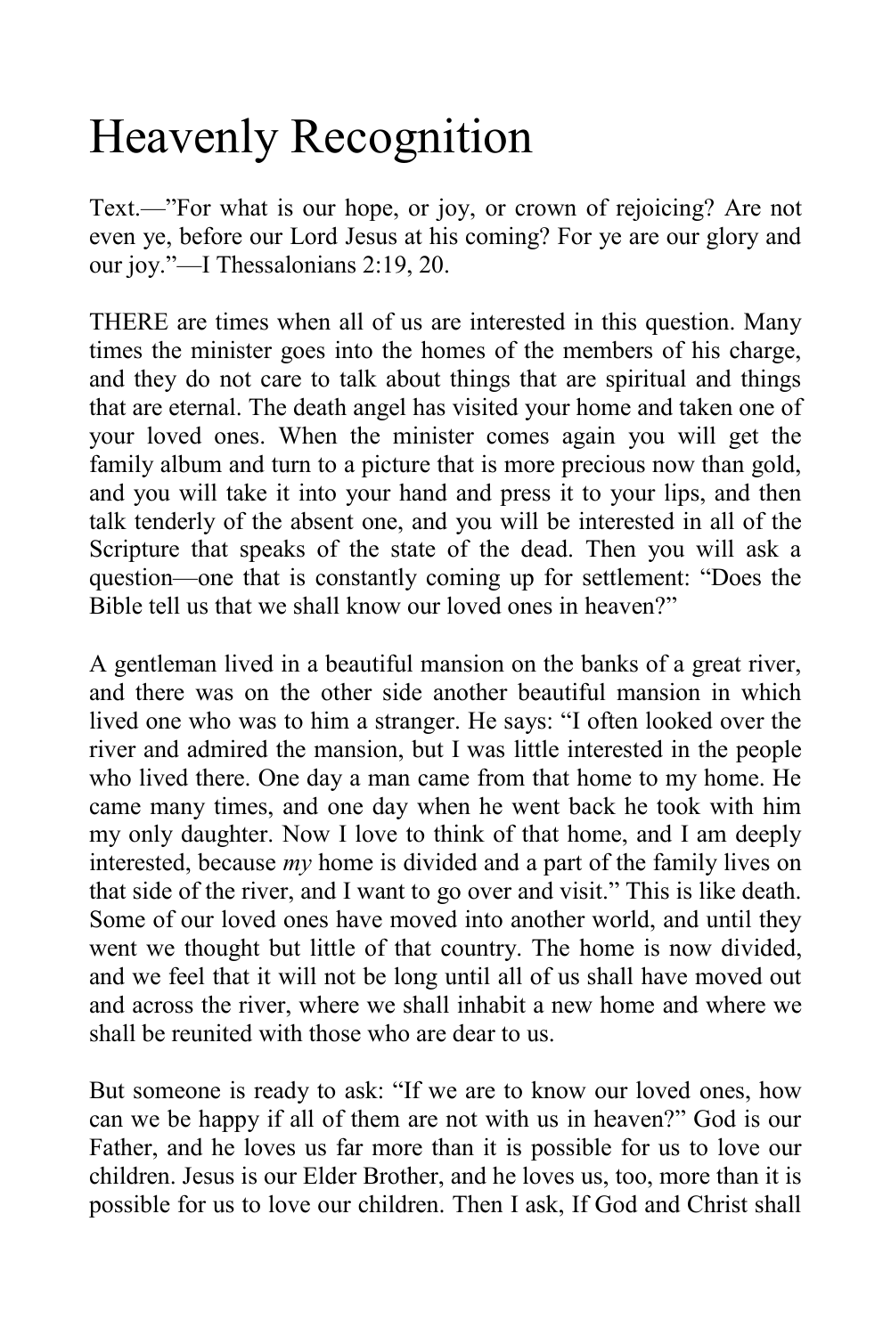# Heavenly Recognition

Text.—”For what is our hope, or joy, or crown of rejoicing? Are not even ye, before our Lord Jesus at his coming? For ye are our glory and our joy.”—I Thessalonians 2:19, 20.

THERE are times when all of us are interested in this question. Many times the minister goes into the homes of the members of his charge, and they do not care to talk about things that are spiritual and things that are eternal. The death angel has visited your home and taken one of your loved ones. When the minister comes again you will get the family album and turn to a picture that is more precious now than gold, and you will take it into your hand and press it to your lips, and then talk tenderly of the absent one, and you will be interested in all of the Scripture that speaks of the state of the dead. Then you will ask a question—one that is constantly coming up for settlement: “Does the Bible tell us that we shall know our loved ones in heaven?”

A gentleman lived in a beautiful mansion on the banks of a great river, and there was on the other side another beautiful mansion in which lived one who was to him a stranger. He says: “I often looked over the river and admired the mansion, but I was little interested in the people who lived there. One day a man came from that home to my home. He came many times, and one day when he went back he took with him my only daughter. Now I love to think of that home, and I am deeply interested, because *my* home is divided and a part of the family lives on that side of the river, and I want to go over and visit.” This is like death. Some of our loved ones have moved into another world, and until they went we thought but little of that country. The home is now divided, and we feel that it will not be long until all of us shall have moved out and across the river, where we shall inhabit a new home and where we shall be reunited with those who are dear to us.

But someone is ready to ask: “If we are to know our loved ones, how can we be happy if all of them are not with us in heaven?” God is our Father, and he loves us far more than it is possible for us to love our children. Jesus is our Elder Brother, and he loves us, too, more than it is possible for us to love our children. Then I ask, If God and Christ shall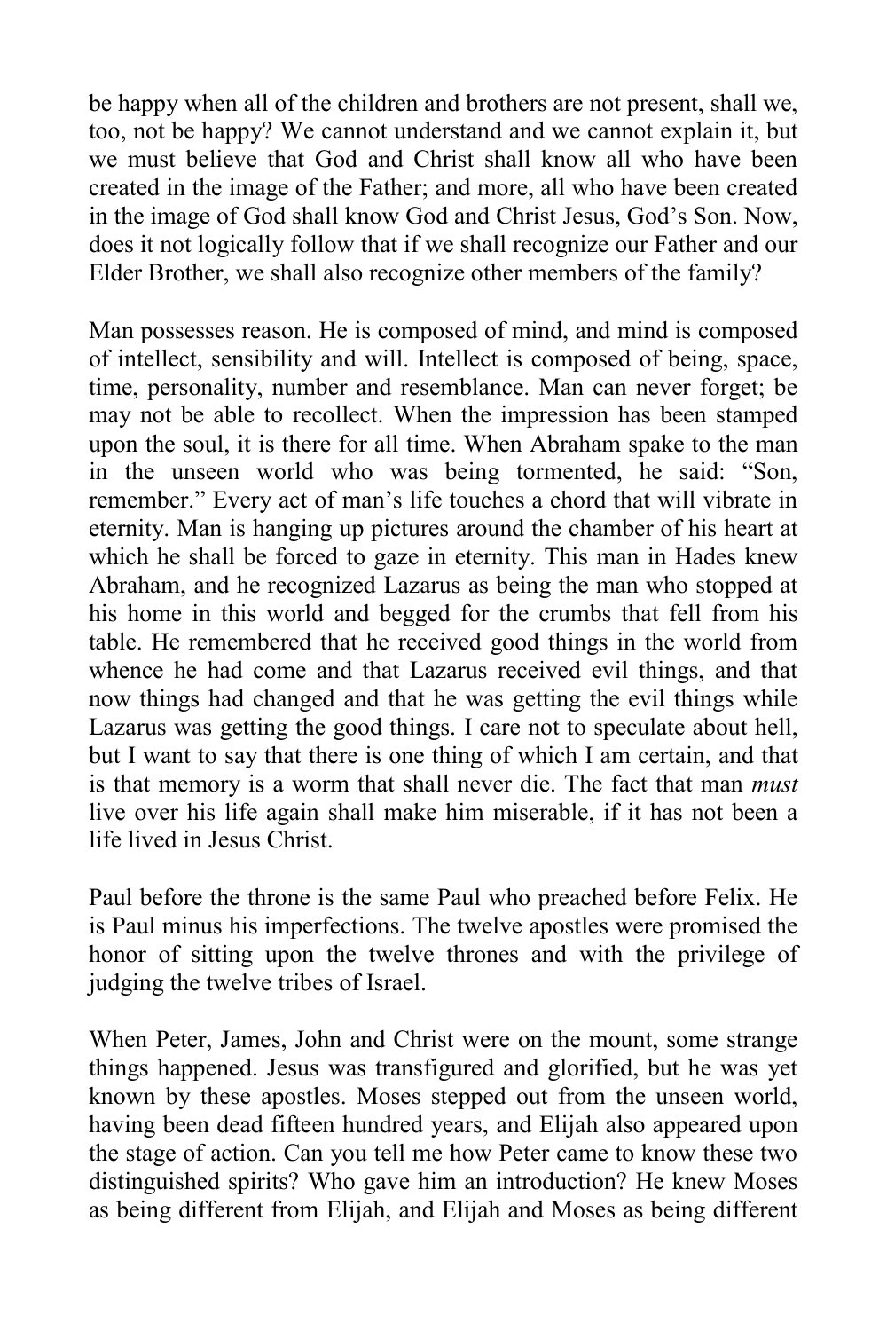be happy when all of the children and brothers are not present, shall we, too, not be happy? We cannot understand and we cannot explain it, but we must believe that God and Christ shall know all who have been created in the image of the Father; and more, all who have been created in the image of God shall know God and Christ Jesus, God's Son. Now, does it not logically follow that if we shall recognize our Father and our Elder Brother, we shall also recognize other members of the family?

Man possesses reason. He is composed of mind, and mind is composed of intellect, sensibility and will. Intellect is composed of being, space, time, personality, number and resemblance. Man can never forget; be may not be able to recollect. When the impression has been stamped upon the soul, it is there for all time. When Abraham spake to the man in the unseen world who was being tormented, he said: "Son, remember." Every act of man's life touches a chord that will vibrate in eternity. Man is hanging up pictures around the chamber of his heart at which he shall be forced to gaze in eternity. This man in Hades knew Abraham, and he recognized Lazarus as being the man who stopped at his home in this world and begged for the crumbs that fell from his table. He remembered that he received good things in the world from whence he had come and that Lazarus received evil things, and that now things had changed and that he was getting the evil things while Lazarus was getting the good things. I care not to speculate about hell, but I want to say that there is one thing of which I am certain, and that is that memory is a worm that shall never die. The fact that man *must* live over his life again shall make him miserable, if it has not been a life lived in Jesus Christ.

Paul before the throne is the same Paul who preached before Felix. He is Paul minus his imperfections. The twelve apostles were promised the honor of sitting upon the twelve thrones and with the privilege of judging the twelve tribes of Israel.

When Peter, James, John and Christ were on the mount, some strange things happened. Jesus was transfigured and glorified, but he was yet known by these apostles. Moses stepped out from the unseen world, having been dead fifteen hundred years, and Elijah also appeared upon the stage of action. Can you tell me how Peter came to know these two distinguished spirits? Who gave him an introduction? He knew Moses as being different from Elijah, and Elijah and Moses as being different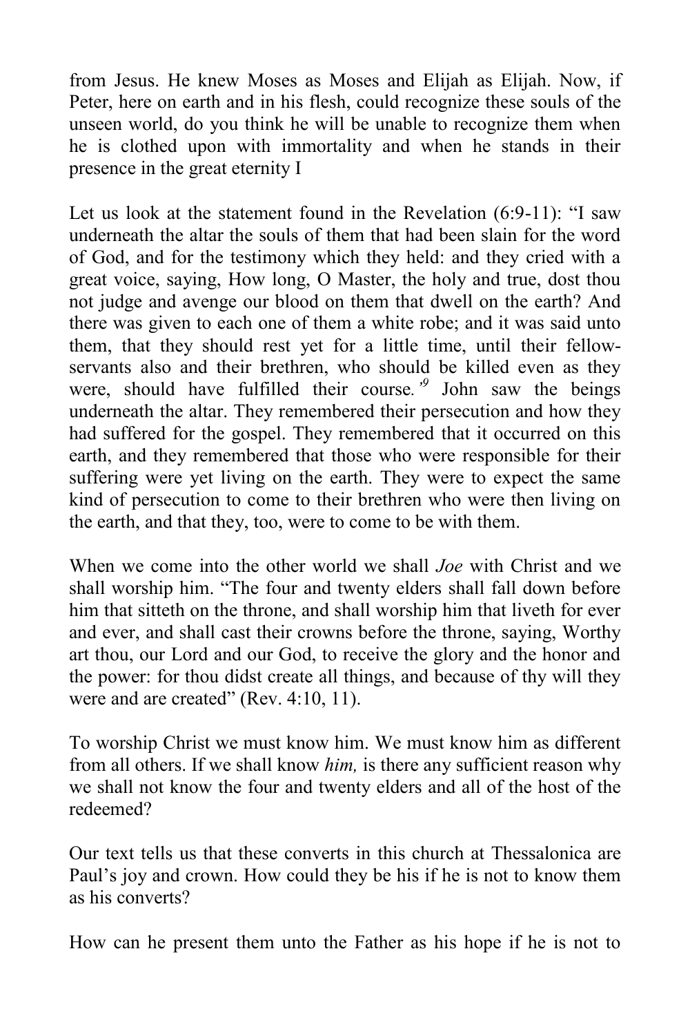from Jesus. He knew Moses as Moses and Elijah as Elijah. Now, if Peter, here on earth and in his flesh, could recognize these souls of the unseen world, do you think he will be unable to recognize them when he is clothed upon with immortality and when he stands in their presence in the great eternity I

Let us look at the statement found in the Revelation (6:9-11): “I saw underneath the altar the souls of them that had been slain for the word of God, and for the testimony which they held: and they cried with a great voice, saying, How long, O Master, the holy and true, dost thou not judge and avenge our blood on them that dwell on the earth? And there was given to each one of them a white robe; and it was said unto them, that they should rest yet for a little time, until their fellow-servants also and their brethren, who should be killed even as they were, should have fulfilled their course.*”[9]* John saw the beings underneath the altar. They remembered their persecution and how they had suffered for the gospel. They remembered that it occurred on this earth, and they remembered that those who were responsible for their suffering were yet living on the earth. They were to expect the same kind of persecution to come to their brethren who were then living on the earth, and that they, too, were to come to be with them.

When we come into the other world we shall *Joe* with Christ and we shall worship him. “The four and twenty elders shall fall down before him that sitteth on the throne, and shall worship him that liveth for ever and ever, and shall cast their crowns before the throne, saying, Worthy art thou, our Lord and our God, to receive the glory and the honor and the power: for thou didst create all things, and because of thy will they were and are created” (Rev. 4:10, 11).

To worship Christ we must know him. We must know him as different from all others. If we shall know *him,* is there any sufficient reason why we shall not know the four and twenty elders and all of the host of the redeemed?

Our text tells us that these converts in this church at Thessalonica are Paul’s joy and crown. How could they be his if he is not to know them as his converts?

How can he present them unto the Father as his hope if he is not to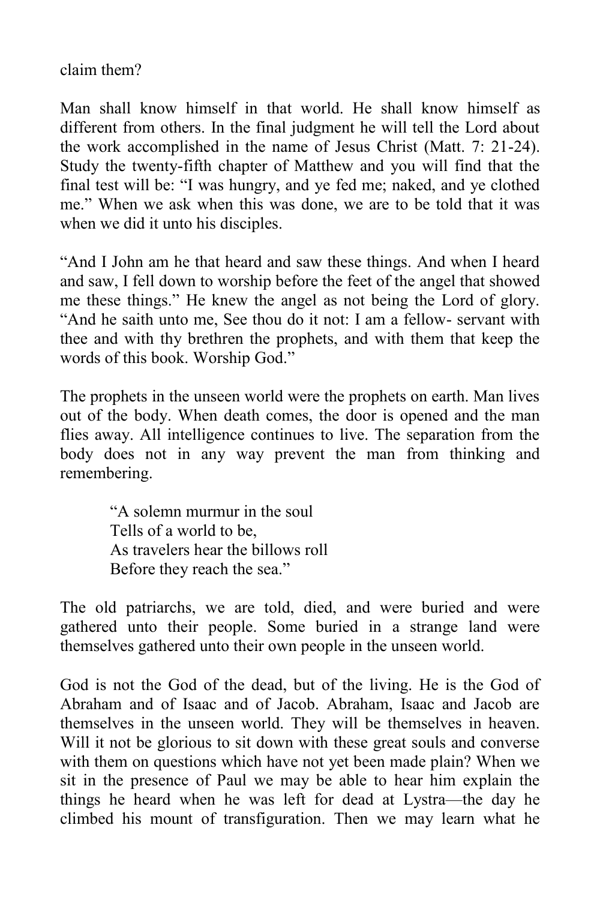claim them?

Man shall know himself in that world. He shall know himself as different from others. In the final judgment he will tell the Lord about the work accomplished in the name of Jesus Christ (Matt. 7: 21-24). Study the twenty-fifth chapter of Matthew and you will find that the final test will be: "I was hungry, and ye fed me; naked, and ye clothed me." When we ask when this was done, we are to be told that it was when we did it unto his disciples.

"And I John am he that heard and saw these things. And when I heard and saw, I fell down to worship before the feet of the angel that showed me these things." He knew the angel as not being the Lord of glory. "And he saith unto me, See thou do it not: I am a fellow- servant with thee and with thy brethren the prophets, and with them that keep the words of this book. Worship God."

The prophets in the unseen world were the prophets on earth. Man lives out of the body. When death comes, the door is opened and the man flies away. All intelligence continues to live. The separation from the body does not in any way prevent the man from thinking and remembering.

> "A solemn murmur in the soul
> Tells of a world to be,
> As travelers hear the billows roll
> Before they reach the sea."

The old patriarchs, we are told, died, and were buried and were gathered unto their people. Some buried in a strange land were themselves gathered unto their own people in the unseen world.

God is not the God of the dead, but of the living. He is the God of Abraham and of Isaac and of Jacob. Abraham, Isaac and Jacob are themselves in the unseen world. They will be themselves in heaven. Will it not be glorious to sit down with these great souls and converse with them on questions which have not yet been made plain? When we sit in the presence of Paul we may be able to hear him explain the things he heard when he was left for dead at Lystra—the day he climbed his mount of transfiguration. Then we may learn what he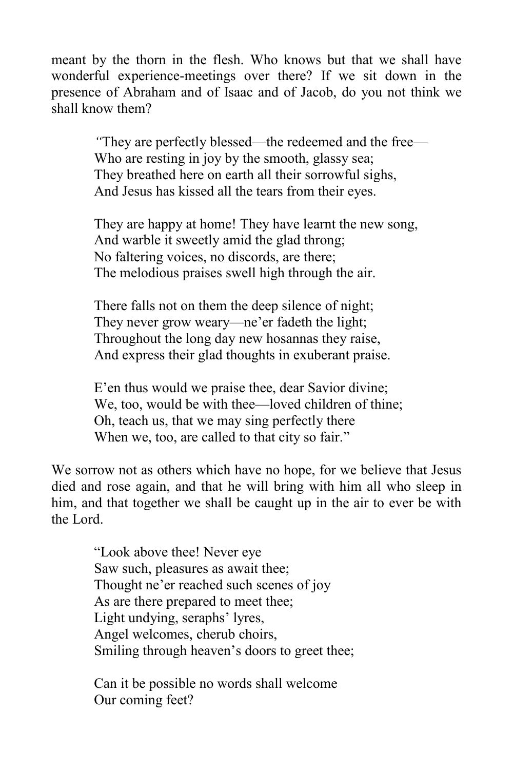meant by the thorn in the flesh. Who knows but that we shall have wonderful experience-meetings over there? If we sit down in the presence of Abraham and of Isaac and of Jacob, do you not think we shall know them?

> "They are perfectly blessed—the redeemed and the free—  
> Who are resting in joy by the smooth, glassy sea;  
> They breathed here on earth all their sorrowful sighs,  
> And Jesus has kissed all the tears from their eyes.
>
> They are happy at home! They have learnt the new song,  
> And warble it sweetly amid the glad throng;  
> No faltering voices, no discords, are there;  
> The melodious praises swell high through the air.
>
> There falls not on them the deep silence of night;  
> They never grow weary—ne'er fadeth the light;  
> Throughout the long day new hosannas they raise,  
> And express their glad thoughts in exuberant praise.
>
> E'en thus would we praise thee, dear Savior divine;  
> We, too, would be with thee—loved children of thine;  
> Oh, teach us, that we may sing perfectly there  
> When we, too, are called to that city so fair."

We sorrow not as others which have no hope, for we believe that Jesus died and rose again, and that he will bring with him all who sleep in him, and that together we shall be caught up in the air to ever be with the Lord.

> "Look above thee! Never eye  
> Saw such, pleasures as await thee;  
> Thought ne'er reached such scenes of joy  
> As are there prepared to meet thee;  
> Light undying, seraphs' lyres,  
> Angel welcomes, cherub choirs,  
> Smiling through heaven's doors to greet thee;
>
> Can it be possible no words shall welcome  
> Our coming feet?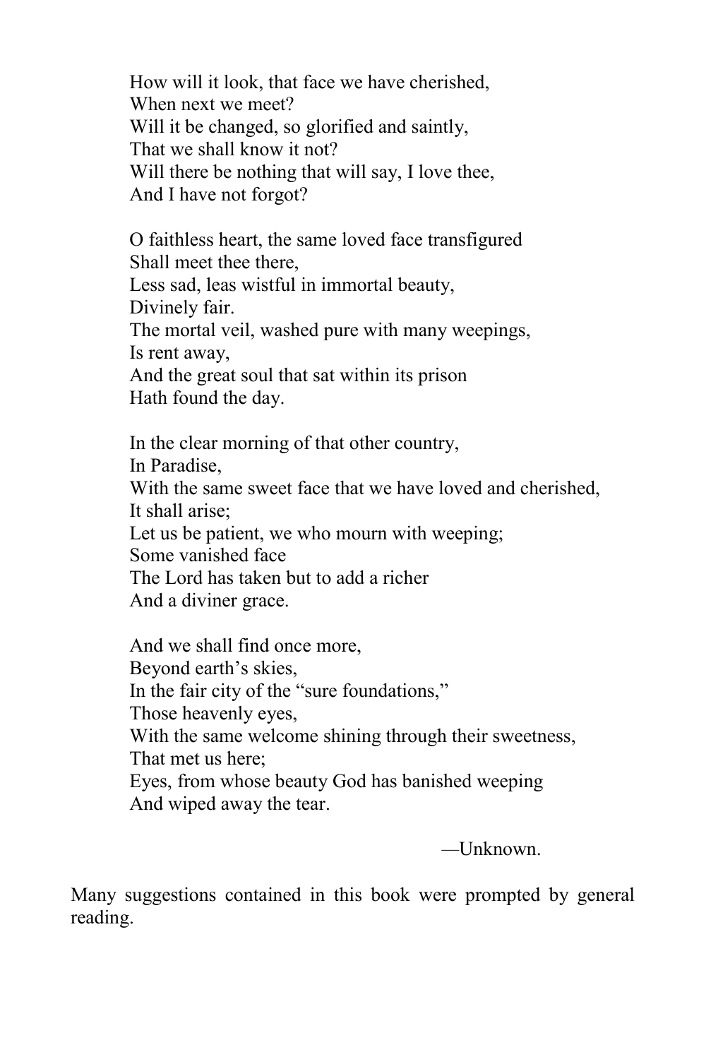How will it look, that face we have cherished,  
When next we meet?  
Will it be changed, so glorified and saintly,  
That we shall know it not?  
Will there be nothing that will say, I love thee,  
And I have not forgot?

O faithless heart, the same loved face transfigured  
Shall meet thee there,  
Less sad, leas wistful in immortal beauty,  
Divinely fair.  
The mortal veil, washed pure with many weepings,  
Is rent away,  
And the great soul that sat within its prison  
Hath found the day.

In the clear morning of that other country,  
In Paradise,  
With the same sweet face that we have loved and cherished,  
It shall arise;  
Let us be patient, we who mourn with weeping;  
Some vanished face  
The Lord has taken but to add a richer  
And a diviner grace.

And we shall find once more,  
Beyond earth's skies,  
In the fair city of the "sure foundations,"  
Those heavenly eyes,  
With the same welcome shining through their sweetness,  
That met us here;  
Eyes, from whose beauty God has banished weeping  
And wiped away the tear.

—Unknown.

Many suggestions contained in this book were prompted by general reading.